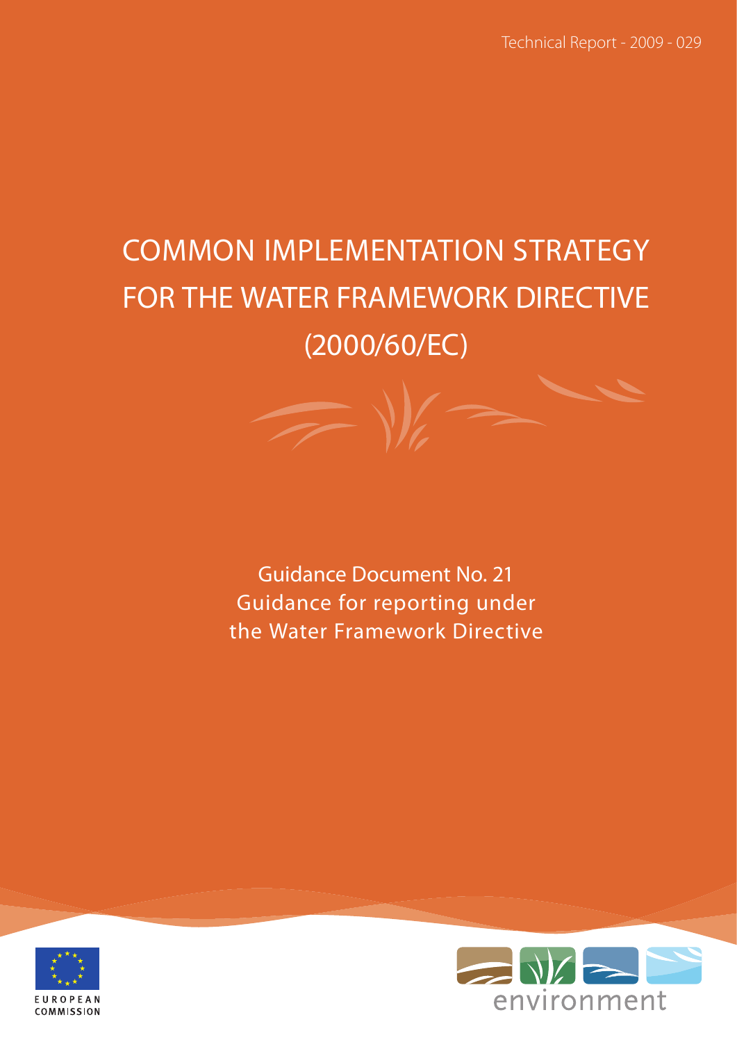Technical Report - 2009 - 029

# COMMON IMPLEMENTATION STRATEGY FOR THE WATER FRAMEWORK DIRECTIVE (2000/60/EC)

## Guidance Document No. 21
## Guidance for reporting under the Water Framework Directive

EUROPEAN COMMISSION

environment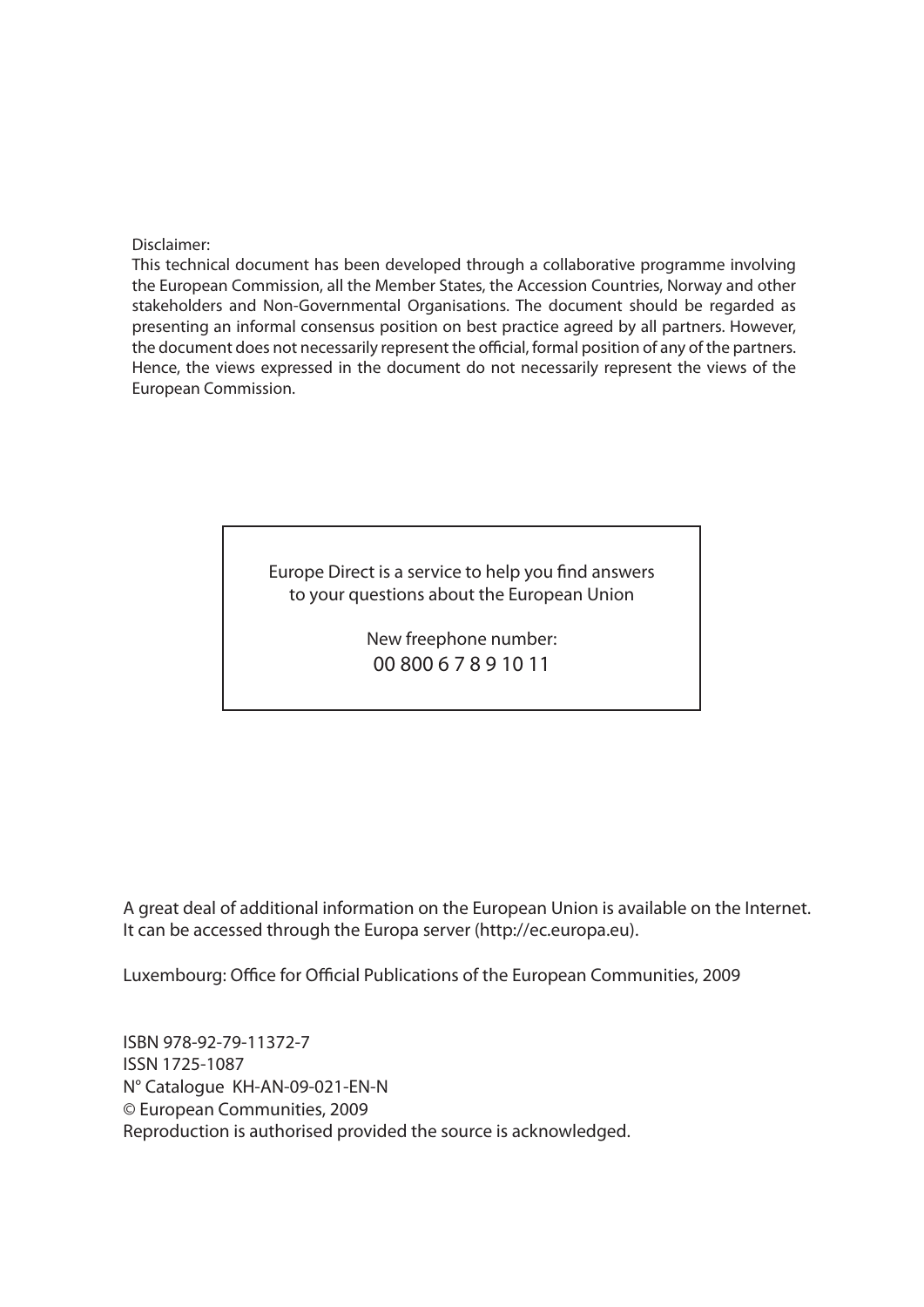Disclaimer:

This technical document has been developed through a collaborative programme involving the European Commission, all the Member States, the Accession Countries, Norway and other stakeholders and Non-Governmental Organisations. The document should be regarded as presenting an informal consensus position on best practice agreed by all partners. However, the document does not necessarily represent the official, formal position of any of the partners. Hence, the views expressed in the document do not necessarily represent the views of the European Commission.

Europe Direct is a service to help you find answers to your questions about the European Union

New freephone number:
00 800 6 7 8 9 10 11

A great deal of additional information on the European Union is available on the Internet. It can be accessed through the Europa server (http://ec.europa.eu).

Luxembourg: Office for Official Publications of the European Communities, 2009

ISBN 978-92-79-11372-7
ISSN 1725-1087
N° Catalogue KH-AN-09-021-EN-N
© European Communities, 2009
Reproduction is authorised provided the source is acknowledged.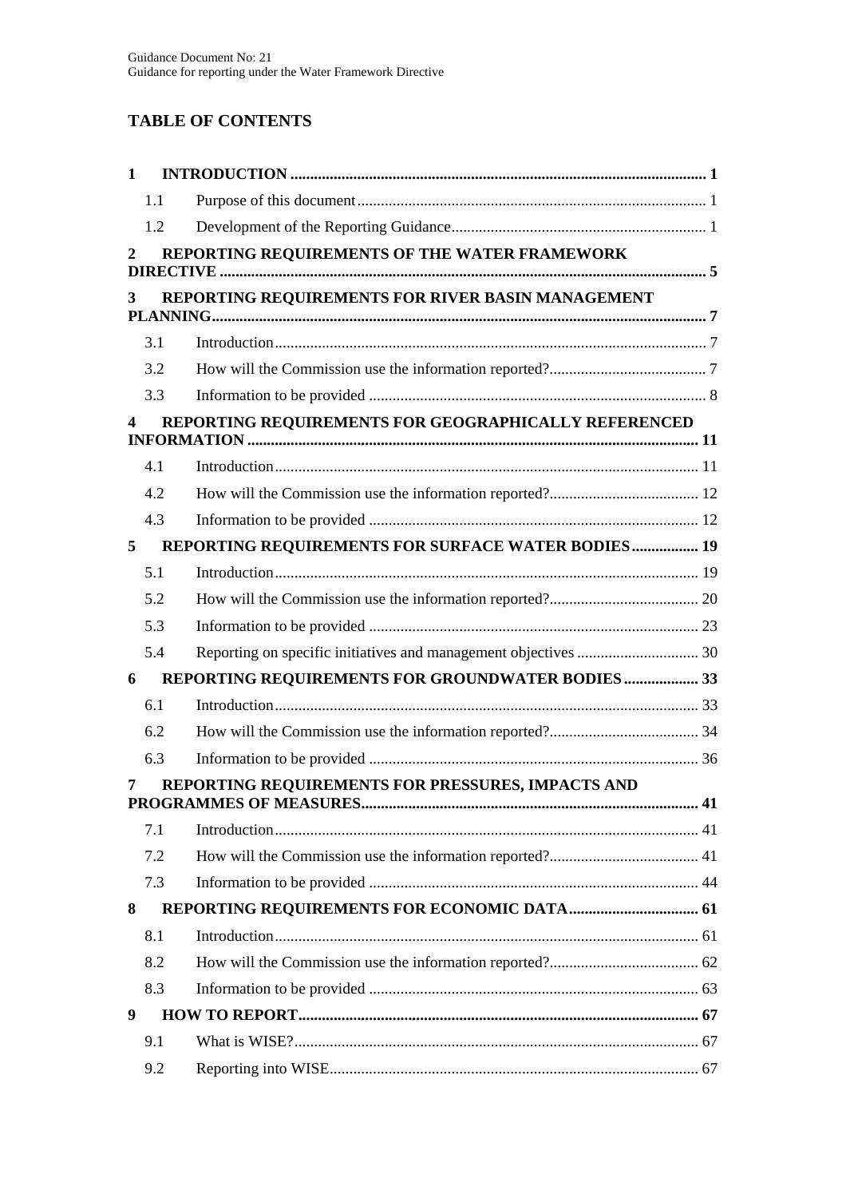# TABLE OF CONTENTS

**1 INTRODUCTION ............................................................................................................ 1**

1.1 Purpose of this document ........................................................................................ 1

1.2 Development of the Reporting Guidance ................................................................. 1

**2 REPORTING REQUIREMENTS OF THE WATER FRAMEWORK DIRECTIVE ............................................................................................................................ 5**

**3 REPORTING REQUIREMENTS FOR RIVER BASIN MANAGEMENT PLANNING ............................................................................................................................. 7**

3.1 Introduction ............................................................................................................. 7

3.2 How will the Commission use the information reported? ........................................ 7

3.3 Information to be provided ...................................................................................... 8

**4 REPORTING REQUIREMENTS FOR GEOGRAPHICALLY REFERENCED INFORMATION ................................................................................................................... 11**

4.1 Introduction ........................................................................................................... 11

4.2 How will the Commission use the information reported? ...................................... 12

4.3 Information to be provided .................................................................................... 12

**5 REPORTING REQUIREMENTS FOR SURFACE WATER BODIES ................. 19**

5.1 Introduction ........................................................................................................... 19

5.2 How will the Commission use the information reported? ...................................... 20

5.3 Information to be provided .................................................................................... 23

5.4 Reporting on specific initiatives and management objectives ............................... 30

**6 REPORTING REQUIREMENTS FOR GROUNDWATER BODIES ................... 33**

6.1 Introduction ........................................................................................................... 33

6.2 How will the Commission use the information reported? ...................................... 34

6.3 Information to be provided .................................................................................... 36

**7 REPORTING REQUIREMENTS FOR PRESSURES, IMPACTS AND PROGRAMMES OF MEASURES ...................................................................................... 41**

7.1 Introduction ........................................................................................................... 41

7.2 How will the Commission use the information reported? ...................................... 41

7.3 Information to be provided .................................................................................... 44

**8 REPORTING REQUIREMENTS FOR ECONOMIC DATA ................................. 61**

8.1 Introduction ........................................................................................................... 61

8.2 How will the Commission use the information reported? ...................................... 62

8.3 Information to be provided .................................................................................... 63

**9 HOW TO REPORT ...................................................................................................... 67**

9.1 What is WISE? ....................................................................................................... 67

9.2 Reporting into WISE .............................................................................................. 67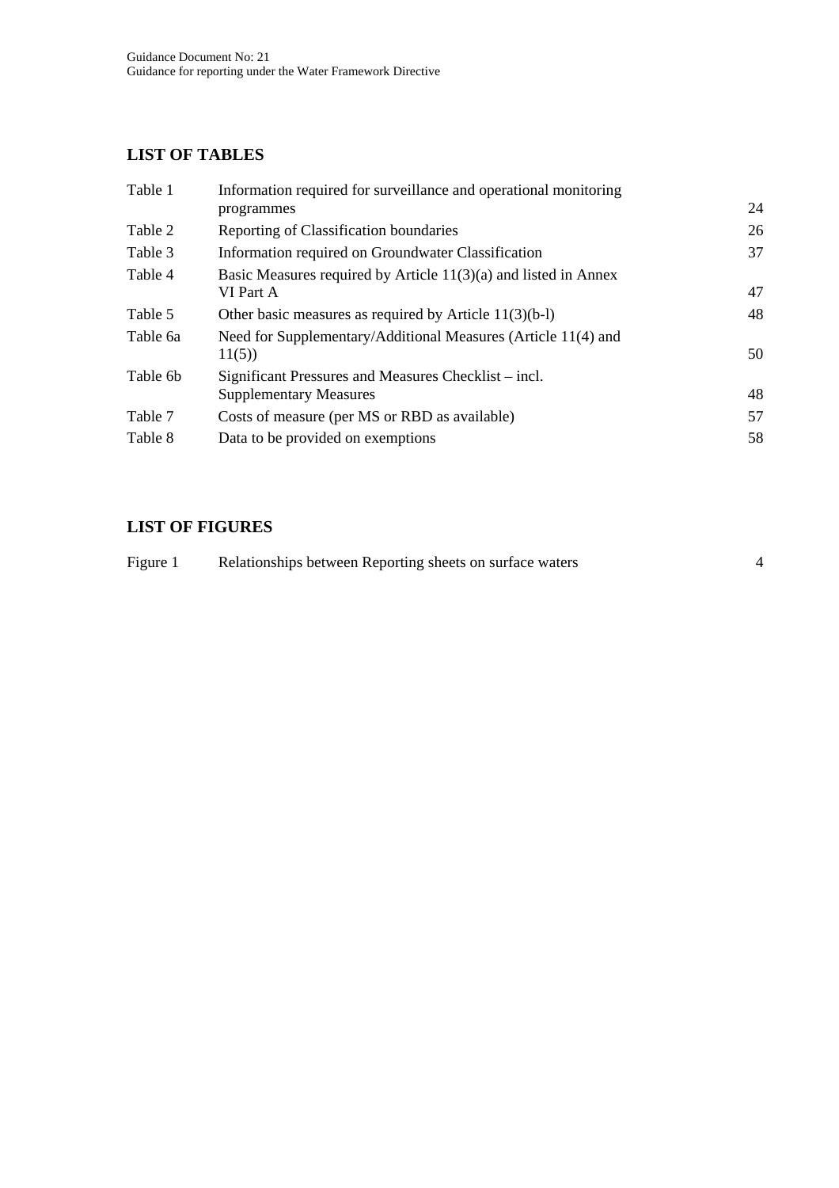## LIST OF TABLES

| | | |
|---|---|---|
| Table 1 | Information required for surveillance and operational monitoring programmes | 24 |
| Table 2 | Reporting of Classification boundaries | 26 |
| Table 3 | Information required on Groundwater Classification | 37 |
| Table 4 | Basic Measures required by Article 11(3)(a) and listed in Annex VI Part A | 47 |
| Table 5 | Other basic measures as required by Article 11(3)(b-l) | 48 |
| Table 6a | Need for Supplementary/Additional Measures (Article 11(4) and 11(5)) | 50 |
| Table 6b | Significant Pressures and Measures Checklist – incl. Supplementary Measures | 48 |
| Table 7 | Costs of measure (per MS or RBD as available) | 57 |
| Table 8 | Data to be provided on exemptions | 58 |

## LIST OF FIGURES

| | | |
|---|---|---|
| Figure 1 | Relationships between Reporting sheets on surface waters | 4 |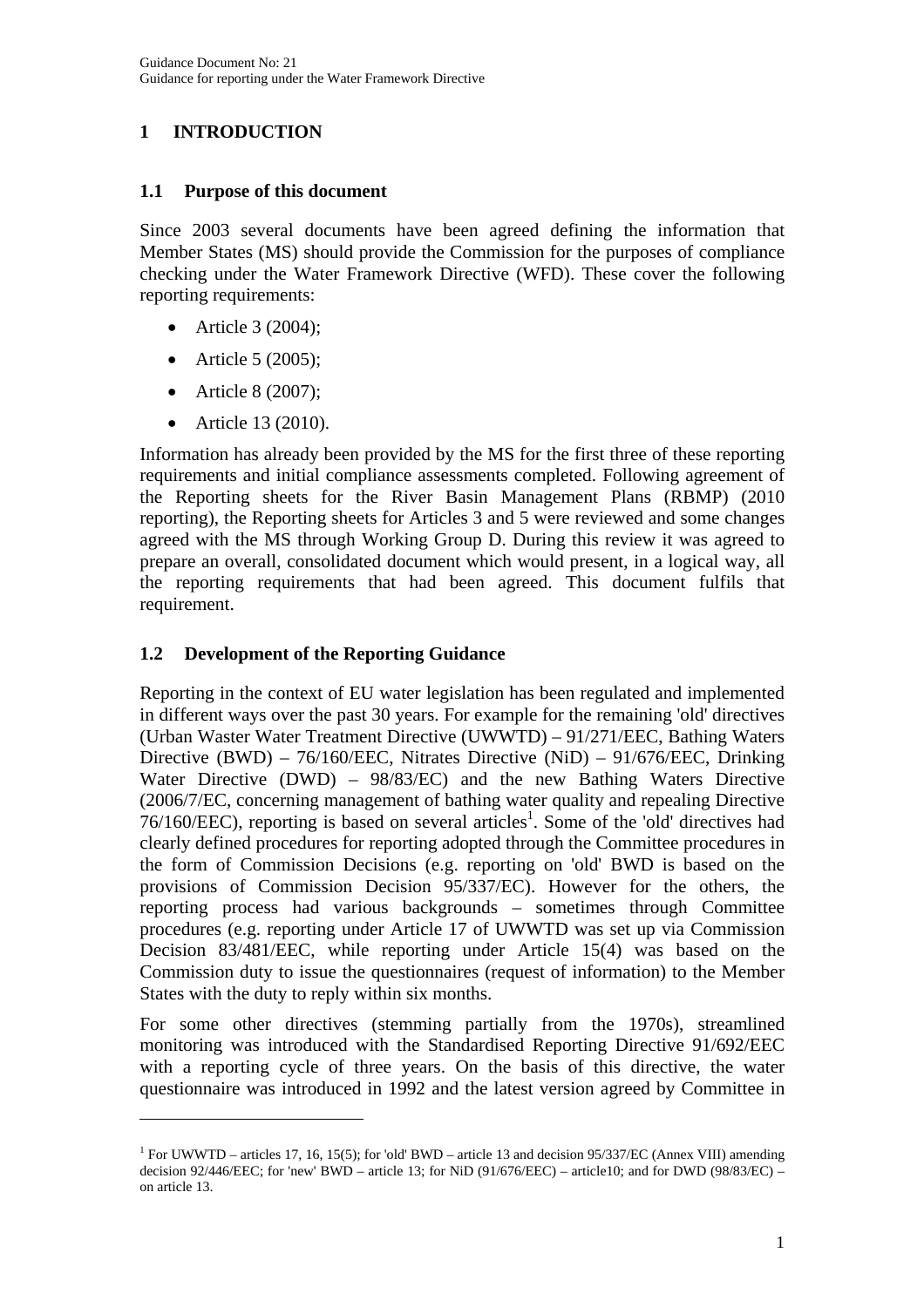# 1 INTRODUCTION

## 1.1 Purpose of this document

Since 2003 several documents have been agreed defining the information that Member States (MS) should provide the Commission for the purposes of compliance checking under the Water Framework Directive (WFD). These cover the following reporting requirements:

- Article 3 (2004);
- Article 5 (2005);
- Article 8 (2007);
- Article 13 (2010).

Information has already been provided by the MS for the first three of these reporting requirements and initial compliance assessments completed. Following agreement of the Reporting sheets for the River Basin Management Plans (RBMP) (2010 reporting), the Reporting sheets for Articles 3 and 5 were reviewed and some changes agreed with the MS through Working Group D. During this review it was agreed to prepare an overall, consolidated document which would present, in a logical way, all the reporting requirements that had been agreed. This document fulfils that requirement.

## 1.2 Development of the Reporting Guidance

Reporting in the context of EU water legislation has been regulated and implemented in different ways over the past 30 years. For example for the remaining 'old' directives (Urban Waster Water Treatment Directive (UWWTD) – 91/271/EEC, Bathing Waters Directive (BWD) – 76/160/EEC, Nitrates Directive (NiD) – 91/676/EEC, Drinking Water Directive (DWD) – 98/83/EC) and the new Bathing Waters Directive (2006/7/EC, concerning management of bathing water quality and repealing Directive 76/160/EEC), reporting is based on several articles[1]. Some of the 'old' directives had clearly defined procedures for reporting adopted through the Committee procedures in the form of Commission Decisions (e.g. reporting on 'old' BWD is based on the provisions of Commission Decision 95/337/EC). However for the others, the reporting process had various backgrounds – sometimes through Committee procedures (e.g. reporting under Article 17 of UWWTD was set up via Commission Decision 83/481/EEC, while reporting under Article 15(4) was based on the Commission duty to issue the questionnaires (request of information) to the Member States with the duty to reply within six months.

For some other directives (stemming partially from the 1970s), streamlined monitoring was introduced with the Standardised Reporting Directive 91/692/EEC with a reporting cycle of three years. On the basis of this directive, the water questionnaire was introduced in 1992 and the latest version agreed by Committee in

[1] For UWWTD – articles 17, 16, 15(5); for 'old' BWD – article 13 and decision 95/337/EC (Annex VIII) amending decision 92/446/EEC; for 'new' BWD – article 13; for NiD (91/676/EEC) – article10; and for DWD (98/83/EC) – on article 13.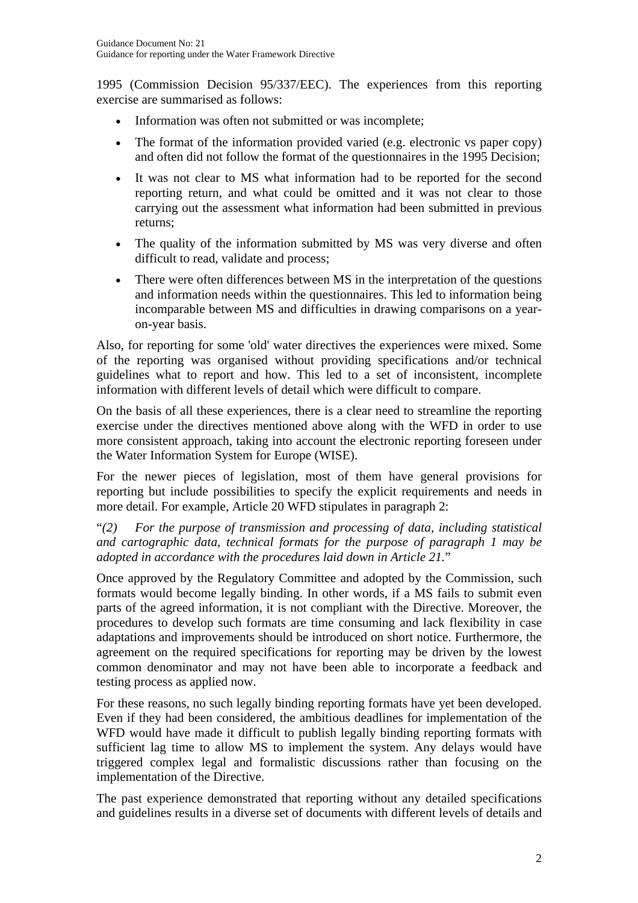1995 (Commission Decision 95/337/EEC). The experiences from this reporting exercise are summarised as follows:

- Information was often not submitted or was incomplete;
- The format of the information provided varied (e.g. electronic vs paper copy) and often did not follow the format of the questionnaires in the 1995 Decision;
- It was not clear to MS what information had to be reported for the second reporting return, and what could be omitted and it was not clear to those carrying out the assessment what information had been submitted in previous returns;
- The quality of the information submitted by MS was very diverse and often difficult to read, validate and process;
- There were often differences between MS in the interpretation of the questions and information needs within the questionnaires. This led to information being incomparable between MS and difficulties in drawing comparisons on a year-on-year basis.

Also, for reporting for some 'old' water directives the experiences were mixed. Some of the reporting was organised without providing specifications and/or technical guidelines what to report and how. This led to a set of inconsistent, incomplete information with different levels of detail which were difficult to compare.

On the basis of all these experiences, there is a clear need to streamline the reporting exercise under the directives mentioned above along with the WFD in order to use more consistent approach, taking into account the electronic reporting foreseen under the Water Information System for Europe (WISE).

For the newer pieces of legislation, most of them have general provisions for reporting but include possibilities to specify the explicit requirements and needs in more detail. For example, Article 20 WFD stipulates in paragraph 2:

"*(2) For the purpose of transmission and processing of data, including statistical and cartographic data, technical formats for the purpose of paragraph 1 may be adopted in accordance with the procedures laid down in Article 21.*"

Once approved by the Regulatory Committee and adopted by the Commission, such formats would become legally binding. In other words, if a MS fails to submit even parts of the agreed information, it is not compliant with the Directive. Moreover, the procedures to develop such formats are time consuming and lack flexibility in case adaptations and improvements should be introduced on short notice. Furthermore, the agreement on the required specifications for reporting may be driven by the lowest common denominator and may not have been able to incorporate a feedback and testing process as applied now.

For these reasons, no such legally binding reporting formats have yet been developed. Even if they had been considered, the ambitious deadlines for implementation of the WFD would have made it difficult to publish legally binding reporting formats with sufficient lag time to allow MS to implement the system. Any delays would have triggered complex legal and formalistic discussions rather than focusing on the implementation of the Directive.

The past experience demonstrated that reporting without any detailed specifications and guidelines results in a diverse set of documents with different levels of details and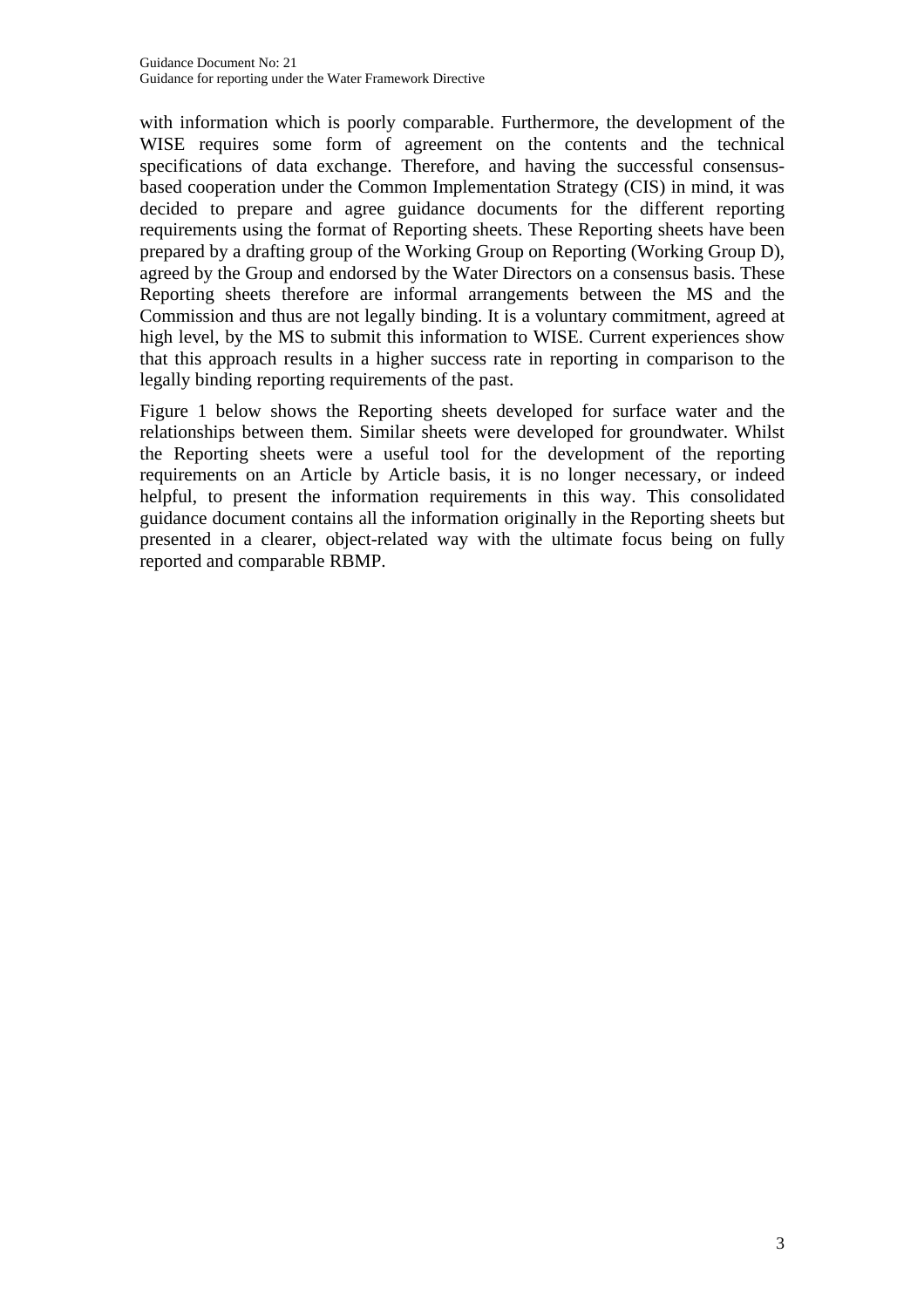with information which is poorly comparable. Furthermore, the development of the WISE requires some form of agreement on the contents and the technical specifications of data exchange. Therefore, and having the successful consensus-based cooperation under the Common Implementation Strategy (CIS) in mind, it was decided to prepare and agree guidance documents for the different reporting requirements using the format of Reporting sheets. These Reporting sheets have been prepared by a drafting group of the Working Group on Reporting (Working Group D), agreed by the Group and endorsed by the Water Directors on a consensus basis. These Reporting sheets therefore are informal arrangements between the MS and the Commission and thus are not legally binding. It is a voluntary commitment, agreed at high level, by the MS to submit this information to WISE. Current experiences show that this approach results in a higher success rate in reporting in comparison to the legally binding reporting requirements of the past.

Figure 1 below shows the Reporting sheets developed for surface water and the relationships between them. Similar sheets were developed for groundwater. Whilst the Reporting sheets were a useful tool for the development of the reporting requirements on an Article by Article basis, it is no longer necessary, or indeed helpful, to present the information requirements in this way. This consolidated guidance document contains all the information originally in the Reporting sheets but presented in a clearer, object-related way with the ultimate focus being on fully reported and comparable RBMP.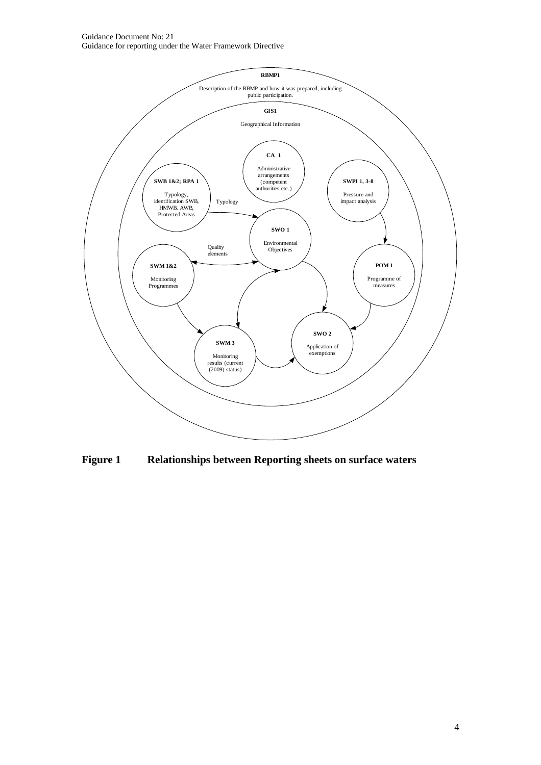RBMP1

Description of the RBMP and how it was prepared, including public participation.

GIS1

Geographical Information

CA 1

Administrative arrangements (competent authorities etc.)

SWB 1&2; RPA 1

Typology, identification SWB, HMWB. AWB, Protected Areas

SWPI 1, 3-8

Pressure and impact analysis

Typology

SWO 1

Environmental Objectives

Quality elements

SWM 1&2

Monitoring Programmes

POM 1

Programme of measures

SWO 2

Application of exemptions

SWM 3

Monitoring results (current (2009) status)

**Figure 1 Relationships between Reporting sheets on surface waters**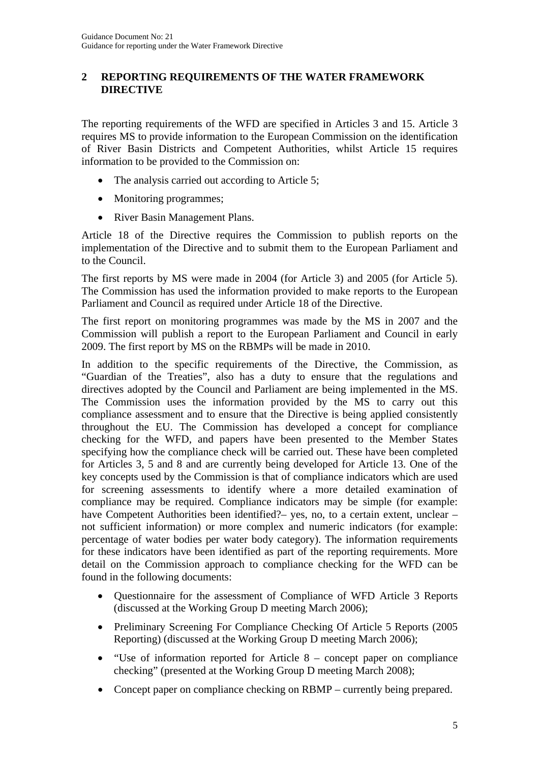## 2 REPORTING REQUIREMENTS OF THE WATER FRAMEWORK DIRECTIVE

The reporting requirements of the WFD are specified in Articles 3 and 15. Article 3 requires MS to provide information to the European Commission on the identification of River Basin Districts and Competent Authorities, whilst Article 15 requires information to be provided to the Commission on:

- The analysis carried out according to Article 5;
- Monitoring programmes;
- River Basin Management Plans.

Article 18 of the Directive requires the Commission to publish reports on the implementation of the Directive and to submit them to the European Parliament and to the Council.

The first reports by MS were made in 2004 (for Article 3) and 2005 (for Article 5). The Commission has used the information provided to make reports to the European Parliament and Council as required under Article 18 of the Directive.

The first report on monitoring programmes was made by the MS in 2007 and the Commission will publish a report to the European Parliament and Council in early 2009. The first report by MS on the RBMPs will be made in 2010.

In addition to the specific requirements of the Directive, the Commission, as "Guardian of the Treaties", also has a duty to ensure that the regulations and directives adopted by the Council and Parliament are being implemented in the MS. The Commission uses the information provided by the MS to carry out this compliance assessment and to ensure that the Directive is being applied consistently throughout the EU. The Commission has developed a concept for compliance checking for the WFD, and papers have been presented to the Member States specifying how the compliance check will be carried out. These have been completed for Articles 3, 5 and 8 and are currently being developed for Article 13. One of the key concepts used by the Commission is that of compliance indicators which are used for screening assessments to identify where a more detailed examination of compliance may be required. Compliance indicators may be simple (for example: have Competent Authorities been identified?– yes, no, to a certain extent, unclear – not sufficient information) or more complex and numeric indicators (for example: percentage of water bodies per water body category). The information requirements for these indicators have been identified as part of the reporting requirements. More detail on the Commission approach to compliance checking for the WFD can be found in the following documents:

- Questionnaire for the assessment of Compliance of WFD Article 3 Reports (discussed at the Working Group D meeting March 2006);
- Preliminary Screening For Compliance Checking Of Article 5 Reports (2005 Reporting) (discussed at the Working Group D meeting March 2006);
- "Use of information reported for Article 8 – concept paper on compliance checking" (presented at the Working Group D meeting March 2008);
- Concept paper on compliance checking on RBMP – currently being prepared.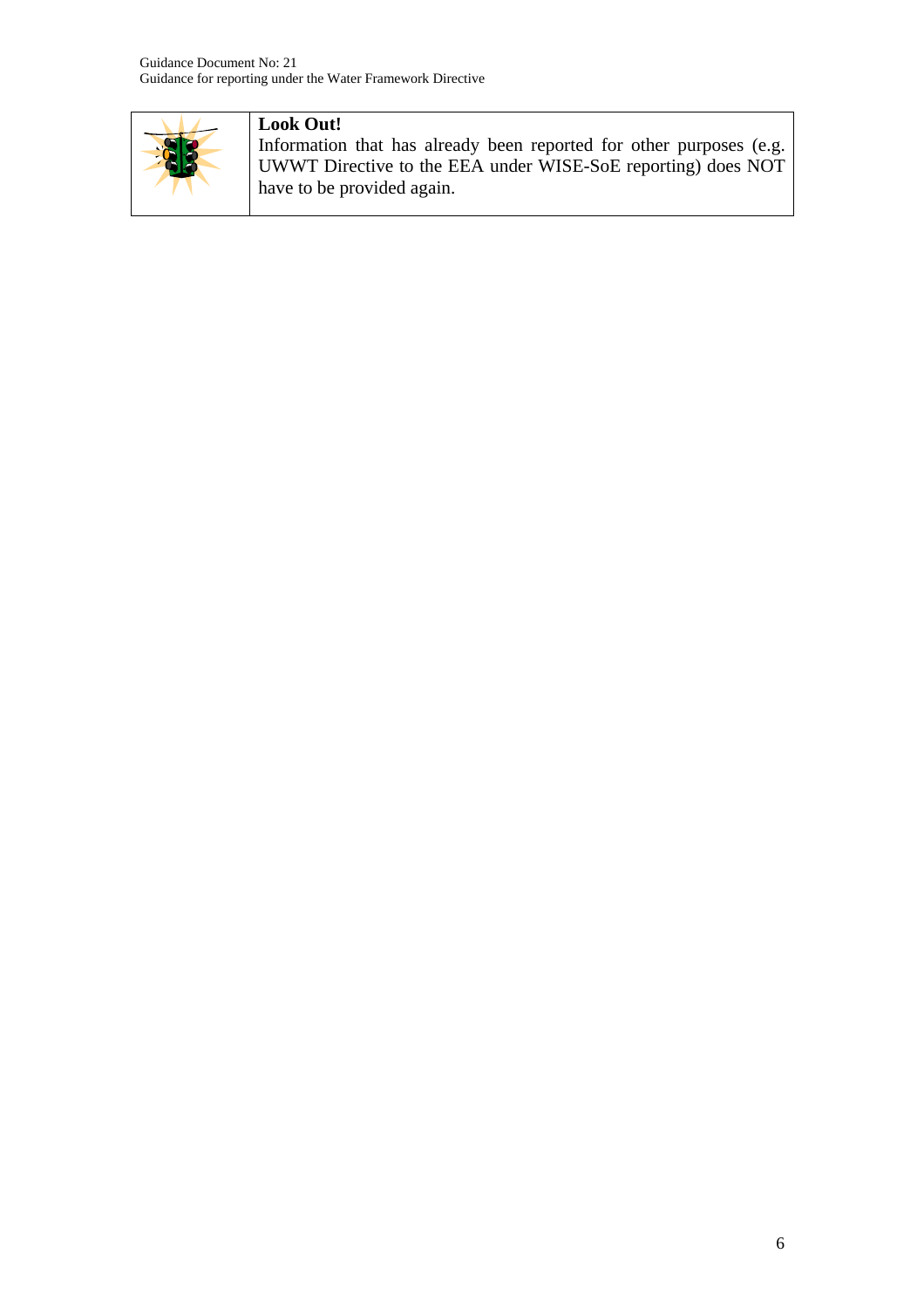**Look Out!**

Information that has already been reported for other purposes (e.g. UWWT Directive to the EEA under WISE-SoE reporting) does NOT have to be provided again.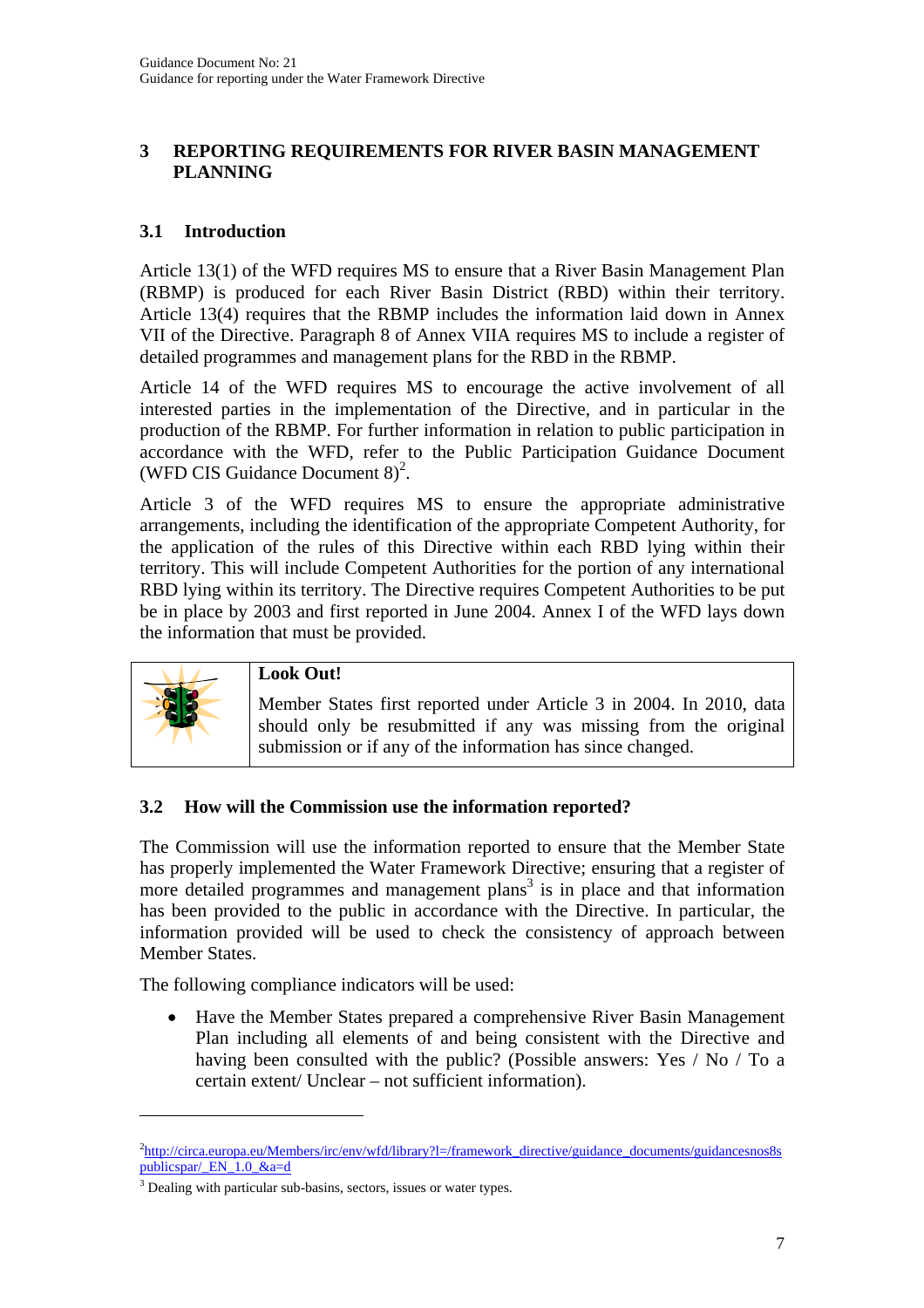## 3 REPORTING REQUIREMENTS FOR RIVER BASIN MANAGEMENT PLANNING

### 3.1 Introduction

Article 13(1) of the WFD requires MS to ensure that a River Basin Management Plan (RBMP) is produced for each River Basin District (RBD) within their territory. Article 13(4) requires that the RBMP includes the information laid down in Annex VII of the Directive. Paragraph 8 of Annex VIIA requires MS to include a register of detailed programmes and management plans for the RBD in the RBMP.

Article 14 of the WFD requires MS to encourage the active involvement of all interested parties in the implementation of the Directive, and in particular in the production of the RBMP. For further information in relation to public participation in accordance with the WFD, refer to the Public Participation Guidance Document (WFD CIS Guidance Document 8)[2].

Article 3 of the WFD requires MS to ensure the appropriate administrative arrangements, including the identification of the appropriate Competent Authority, for the application of the rules of this Directive within each RBD lying within their territory. This will include Competent Authorities for the portion of any international RBD lying within its territory. The Directive requires Competent Authorities to be put be in place by 2003 and first reported in June 2004. Annex I of the WFD lays down the information that must be provided.

> **Look Out!**
>
> Member States first reported under Article 3 in 2004. In 2010, data should only be resubmitted if any was missing from the original submission or if any of the information has since changed.

### 3.2 How will the Commission use the information reported?

The Commission will use the information reported to ensure that the Member State has properly implemented the Water Framework Directive; ensuring that a register of more detailed programmes and management plans[3] is in place and that information has been provided to the public in accordance with the Directive. In particular, the information provided will be used to check the consistency of approach between Member States.

The following compliance indicators will be used:

- Have the Member States prepared a comprehensive River Basin Management Plan including all elements of and being consistent with the Directive and having been consulted with the public? (Possible answers: Yes / No / To a certain extent/ Unclear – not sufficient information).

---

[2] http://circa.europa.eu/Members/irc/env/wfd/library?l=/framework_directive/guidance_documents/guidancesnos8spublicspar/_EN_1.0_&a=d

[3] Dealing with particular sub-basins, sectors, issues or water types.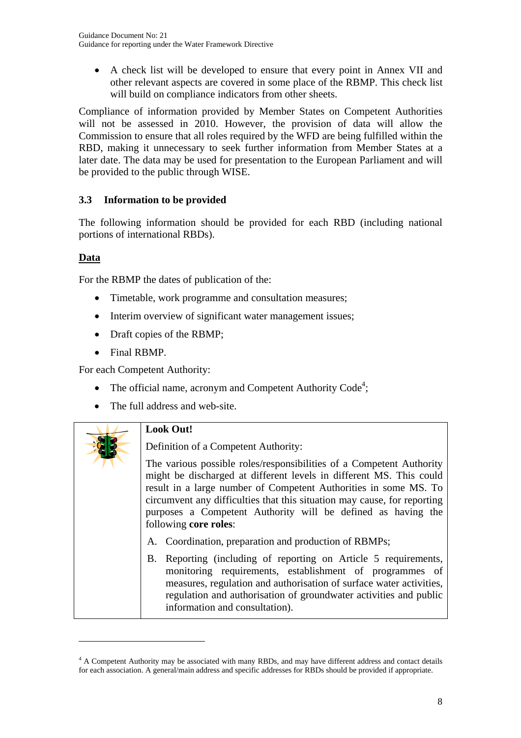- A check list will be developed to ensure that every point in Annex VII and other relevant aspects are covered in some place of the RBMP. This check list will build on compliance indicators from other sheets.

Compliance of information provided by Member States on Competent Authorities will not be assessed in 2010. However, the provision of data will allow the Commission to ensure that all roles required by the WFD are being fulfilled within the RBD, making it unnecessary to seek further information from Member States at a later date. The data may be used for presentation to the European Parliament and will be provided to the public through WISE.

### 3.3 Information to be provided

The following information should be provided for each RBD (including national portions of international RBDs).

**Data**

For the RBMP the dates of publication of the:

- Timetable, work programme and consultation measures;
- Interim overview of significant water management issues;
- Draft copies of the RBMP;
- Final RBMP.

For each Competent Authority:

- The official name, acronym and Competent Authority Code[4];
- The full address and web-site.

> **Look Out!**
>
> Definition of a Competent Authority:
>
> The various possible roles/responsibilities of a Competent Authority might be discharged at different levels in different MS. This could result in a large number of Competent Authorities in some MS. To circumvent any difficulties that this situation may cause, for reporting purposes a Competent Authority will be defined as having the following **core roles**:
>
> A. Coordination, preparation and production of RBMPs;
>
> B. Reporting (including of reporting on Article 5 requirements, monitoring requirements, establishment of programmes of measures, regulation and authorisation of surface water activities, regulation and authorisation of groundwater activities and public information and consultation).

[4] A Competent Authority may be associated with many RBDs, and may have different address and contact details for each association. A general/main address and specific addresses for RBDs should be provided if appropriate.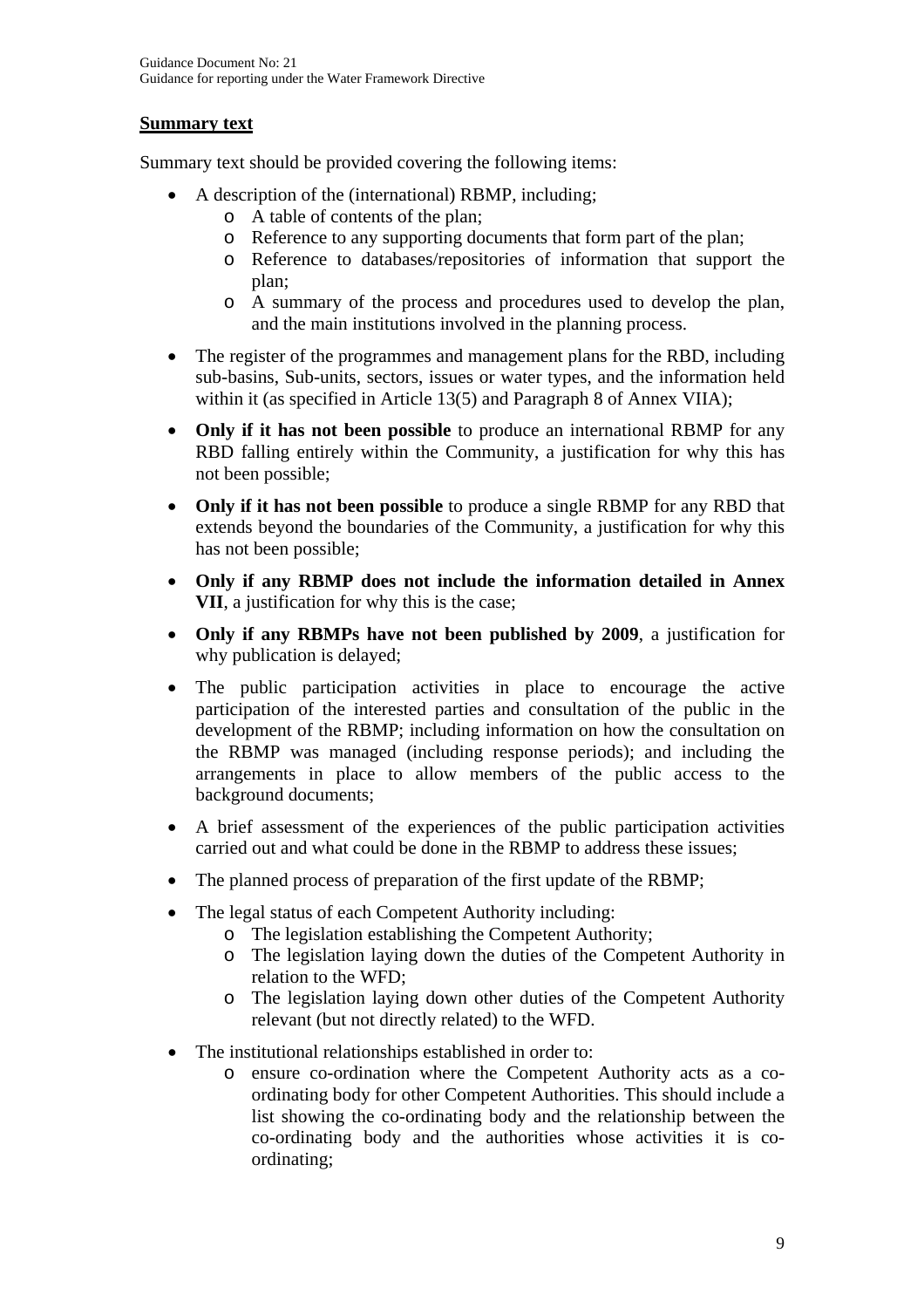**Summary text**

Summary text should be provided covering the following items:

- A description of the (international) RBMP, including;
    - A table of contents of the plan;
    - Reference to any supporting documents that form part of the plan;
    - Reference to databases/repositories of information that support the plan;
    - A summary of the process and procedures used to develop the plan, and the main institutions involved in the planning process.
- The register of the programmes and management plans for the RBD, including sub-basins, Sub-units, sectors, issues or water types, and the information held within it (as specified in Article 13(5) and Paragraph 8 of Annex VIIA);
- **Only if it has not been possible** to produce an international RBMP for any RBD falling entirely within the Community, a justification for why this has not been possible;
- **Only if it has not been possible** to produce a single RBMP for any RBD that extends beyond the boundaries of the Community, a justification for why this has not been possible;
- **Only if any RBMP does not include the information detailed in Annex VII**, a justification for why this is the case;
- **Only if any RBMPs have not been published by 2009**, a justification for why publication is delayed;
- The public participation activities in place to encourage the active participation of the interested parties and consultation of the public in the development of the RBMP; including information on how the consultation on the RBMP was managed (including response periods); and including the arrangements in place to allow members of the public access to the background documents;
- A brief assessment of the experiences of the public participation activities carried out and what could be done in the RBMP to address these issues;
- The planned process of preparation of the first update of the RBMP;
- The legal status of each Competent Authority including:
    - The legislation establishing the Competent Authority;
    - The legislation laying down the duties of the Competent Authority in relation to the WFD;
    - The legislation laying down other duties of the Competent Authority relevant (but not directly related) to the WFD.
- The institutional relationships established in order to:
    - ensure co-ordination where the Competent Authority acts as a co-ordinating body for other Competent Authorities. This should include a list showing the co-ordinating body and the relationship between the co-ordinating body and the authorities whose activities it is co-ordinating;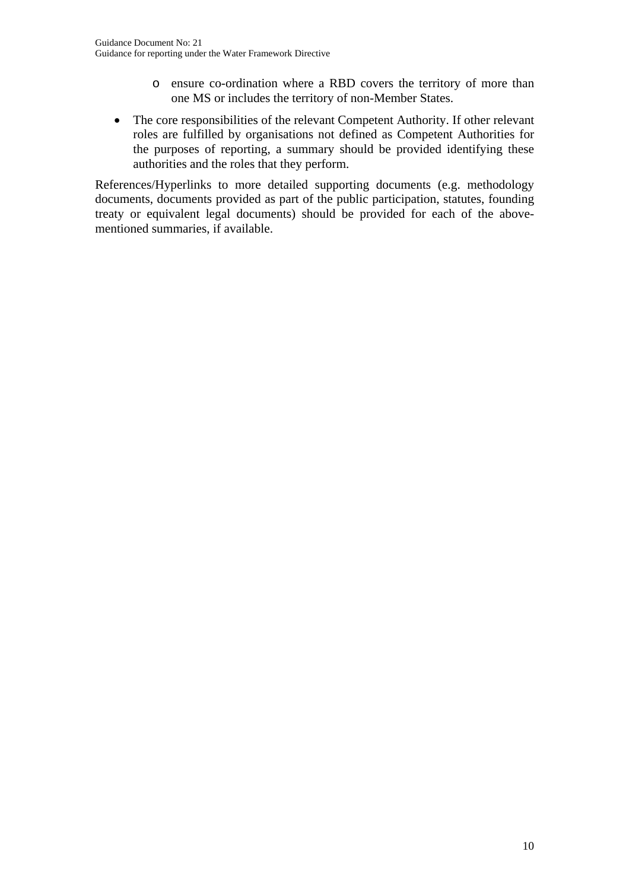- ensure co-ordination where a RBD covers the territory of more than one MS or includes the territory of non-Member States.

- The core responsibilities of the relevant Competent Authority. If other relevant roles are fulfilled by organisations not defined as Competent Authorities for the purposes of reporting, a summary should be provided identifying these authorities and the roles that they perform.

References/Hyperlinks to more detailed supporting documents (e.g. methodology documents, documents provided as part of the public participation, statutes, founding treaty or equivalent legal documents) should be provided for each of the above-mentioned summaries, if available.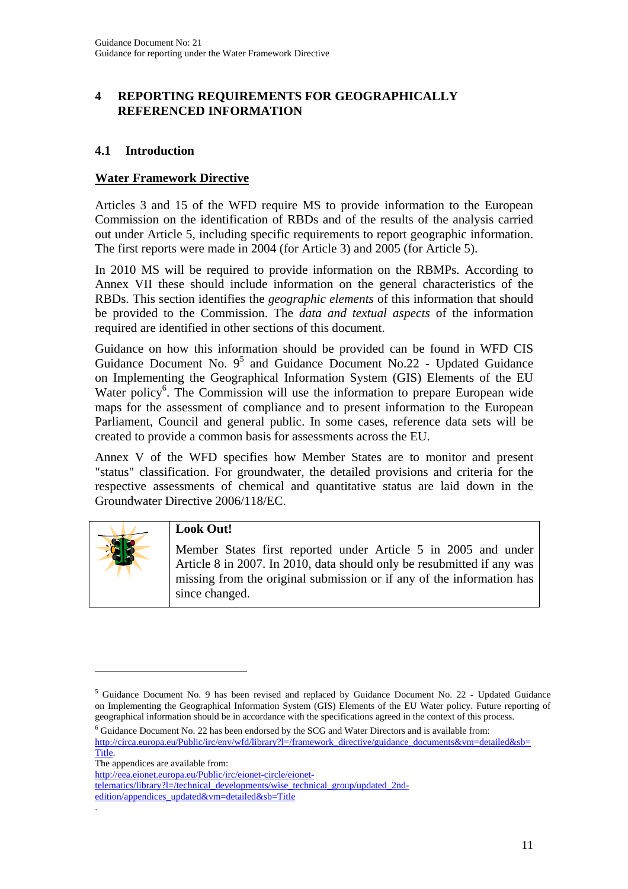# 4 REPORTING REQUIREMENTS FOR GEOGRAPHICALLY REFERENCED INFORMATION

## 4.1 Introduction

**Water Framework Directive**

Articles 3 and 15 of the WFD require MS to provide information to the European Commission on the identification of RBDs and of the results of the analysis carried out under Article 5, including specific requirements to report geographic information. The first reports were made in 2004 (for Article 3) and 2005 (for Article 5).

In 2010 MS will be required to provide information on the RBMPs. According to Annex VII these should include information on the general characteristics of the RBDs. This section identifies the *geographic elements* of this information that should be provided to the Commission. The *data and textual aspects* of the information required are identified in other sections of this document.

Guidance on how this information should be provided can be found in WFD CIS Guidance Document No. 9[5] and Guidance Document No.22 - Updated Guidance on Implementing the Geographical Information System (GIS) Elements of the EU Water policy[6]. The Commission will use the information to prepare European wide maps for the assessment of compliance and to present information to the European Parliament, Council and general public. In some cases, reference data sets will be created to provide a common basis for assessments across the EU.

Annex V of the WFD specifies how Member States are to monitor and present "status" classification. For groundwater, the detailed provisions and criteria for the respective assessments of chemical and quantitative status are laid down in the Groundwater Directive 2006/118/EC.

> **Look Out!**
>
> Member States first reported under Article 5 in 2005 and under Article 8 in 2007. In 2010, data should only be resubmitted if any was missing from the original submission or if any of the information has since changed.

---

[5] Guidance Document No. 9 has been revised and replaced by Guidance Document No. 22 - Updated Guidance on Implementing the Geographical Information System (GIS) Elements of the EU Water policy. Future reporting of geographical information should be in accordance with the specifications agreed in the context of this process.

[6] Guidance Document No. 22 has been endorsed by the SCG and Water Directors and is available from: http://circa.europa.eu/Public/irc/env/wfd/library?l=/framework_directive/guidance_documents&vm=detailed&sb=Title.

The appendices are available from: http://eea.eionet.europa.eu/Public/irc/eionet-circle/eionet-telematics/library?l=/technical_developments/wise_technical_group/updated_2nd-edition/appendices_updated&vm=detailed&sb=Title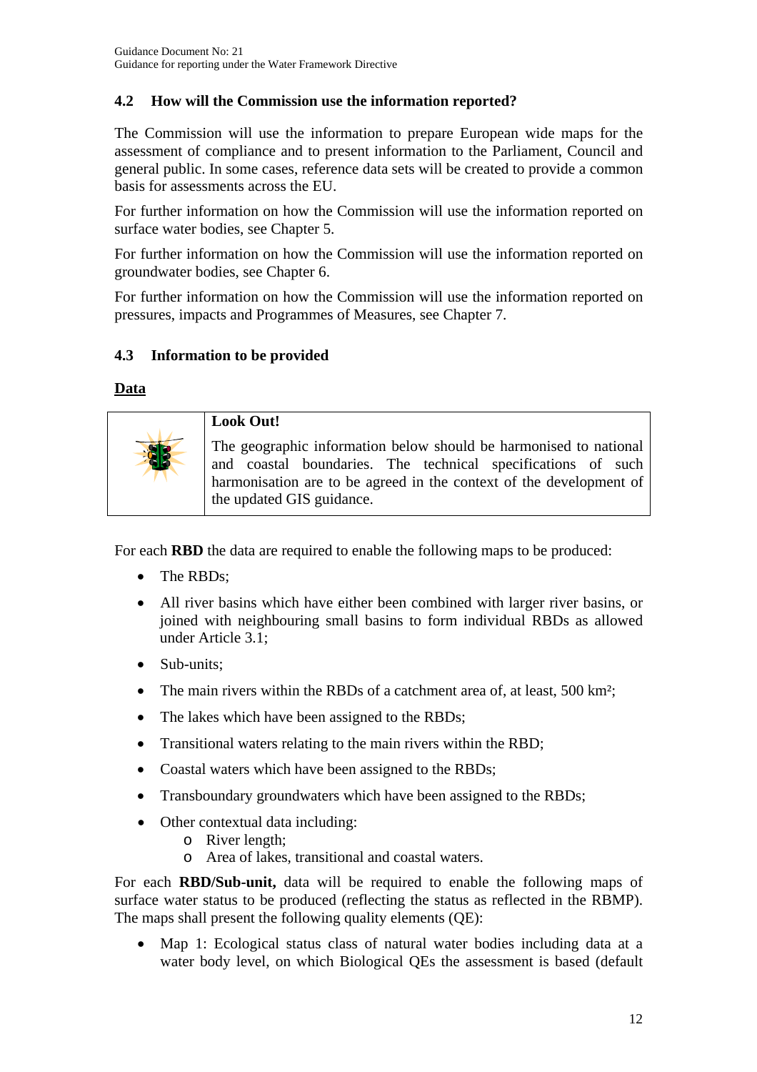### 4.2 How will the Commission use the information reported?

The Commission will use the information to prepare European wide maps for the assessment of compliance and to present information to the Parliament, Council and general public. In some cases, reference data sets will be created to provide a common basis for assessments across the EU.

For further information on how the Commission will use the information reported on surface water bodies, see Chapter 5.

For further information on how the Commission will use the information reported on groundwater bodies, see Chapter 6.

For further information on how the Commission will use the information reported on pressures, impacts and Programmes of Measures, see Chapter 7.

### 4.3 Information to be provided

**Data**

> **Look Out!**
>
> The geographic information below should be harmonised to national and coastal boundaries. The technical specifications of such harmonisation are to be agreed in the context of the development of the updated GIS guidance.

For each **RBD** the data are required to enable the following maps to be produced:

- The RBDs;
- All river basins which have either been combined with larger river basins, or joined with neighbouring small basins to form individual RBDs as allowed under Article 3.1;
- Sub-units;
- The main rivers within the RBDs of a catchment area of, at least, 500 km²;
- The lakes which have been assigned to the RBDs;
- Transitional waters relating to the main rivers within the RBD;
- Coastal waters which have been assigned to the RBDs;
- Transboundary groundwaters which have been assigned to the RBDs;
- Other contextual data including:
  - River length;
  - Area of lakes, transitional and coastal waters.

For each **RBD/Sub-unit,** data will be required to enable the following maps of surface water status to be produced (reflecting the status as reflected in the RBMP). The maps shall present the following quality elements (QE):

- Map 1: Ecological status class of natural water bodies including data at a water body level, on which Biological QEs the assessment is based (default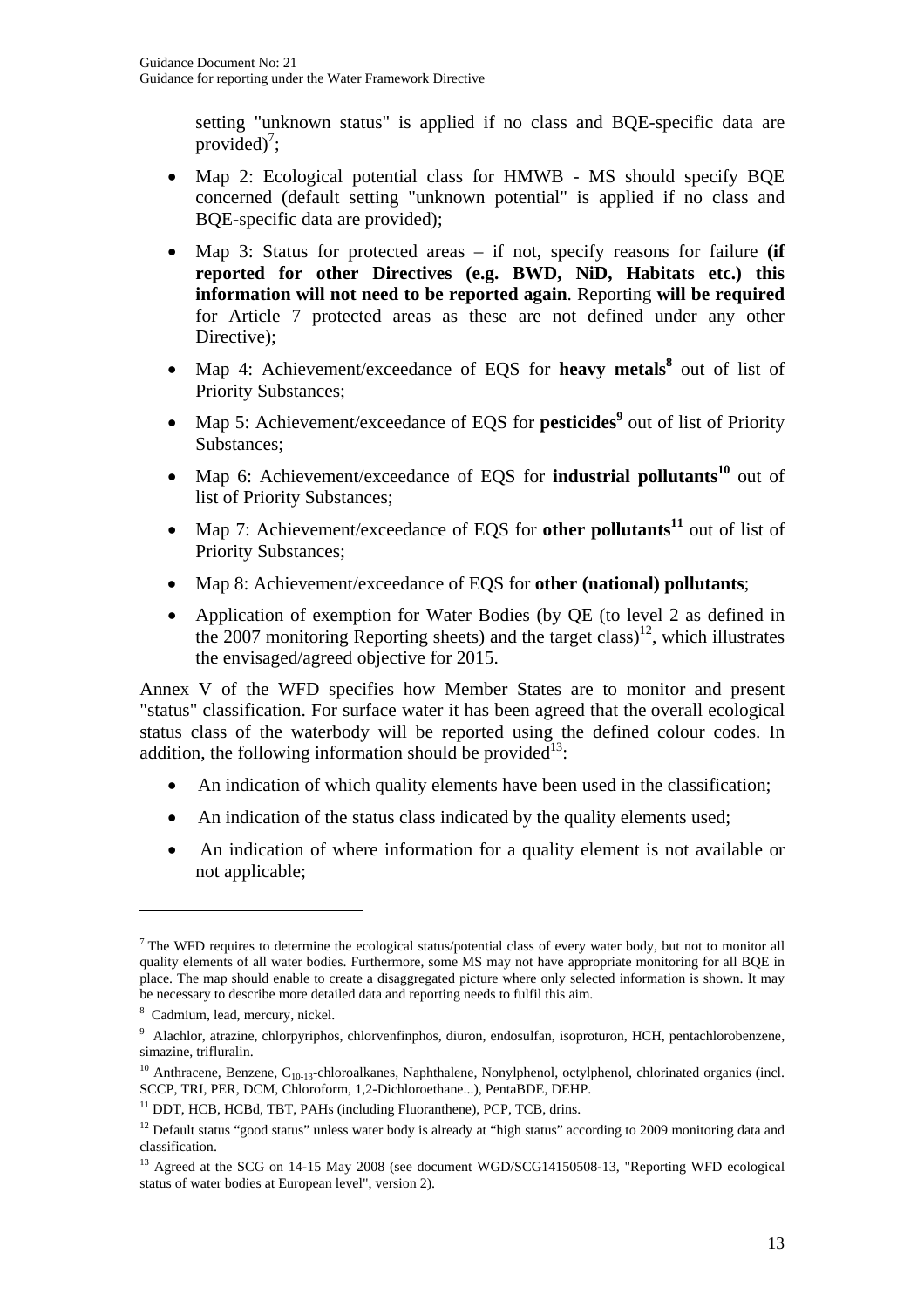setting "unknown status" is applied if no class and BQE-specific data are provided)[7];

- Map 2: Ecological potential class for HMWB - MS should specify BQE concerned (default setting "unknown potential" is applied if no class and BQE-specific data are provided);
- Map 3: Status for protected areas – if not, specify reasons for failure **(if reported for other Directives (e.g. BWD, NiD, Habitats etc.) this information will not need to be reported again**. Reporting **will be required** for Article 7 protected areas as these are not defined under any other Directive);
- Map 4: Achievement/exceedance of EQS for **heavy metals**[8] out of list of Priority Substances;
- Map 5: Achievement/exceedance of EQS for **pesticides**[9] out of list of Priority Substances;
- Map 6: Achievement/exceedance of EQS for **industrial pollutants**[10] out of list of Priority Substances;
- Map 7: Achievement/exceedance of EQS for **other pollutants**[11] out of list of Priority Substances;
- Map 8: Achievement/exceedance of EQS for **other (national) pollutants**;
- Application of exemption for Water Bodies (by QE (to level 2 as defined in the 2007 monitoring Reporting sheets) and the target class)[12], which illustrates the envisaged/agreed objective for 2015.

Annex V of the WFD specifies how Member States are to monitor and present "status" classification. For surface water it has been agreed that the overall ecological status class of the waterbody will be reported using the defined colour codes. In addition, the following information should be provided[13]:

- An indication of which quality elements have been used in the classification;
- An indication of the status class indicated by the quality elements used;
- An indication of where information for a quality element is not available or not applicable;

---

[7] The WFD requires to determine the ecological status/potential class of every water body, but not to monitor all quality elements of all water bodies. Furthermore, some MS may not have appropriate monitoring for all BQE in place. The map should enable to create a disaggregated picture where only selected information is shown. It may be necessary to describe more detailed data and reporting needs to fulfil this aim.

[8] Cadmium, lead, mercury, nickel.

[9] Alachlor, atrazine, chlorpyriphos, chlorvenfinphos, diuron, endosulfan, isoproturon, HCH, pentachlorobenzene, simazine, trifluralin.

[10] Anthracene, Benzene, $C_{10-13}$-chloroalkanes, Naphthalene, Nonylphenol, octylphenol, chlorinated organics (incl. SCCP, TRI, PER, DCM, Chloroform, 1,2-Dichloroethane...), PentaBDE, DEHP.

[11] DDT, HCB, HCBd, TBT, PAHs (including Fluoranthene), PCP, TCB, drins.

[12] Default status "good status" unless water body is already at "high status" according to 2009 monitoring data and classification.

[13] Agreed at the SCG on 14-15 May 2008 (see document WGD/SCG14150508-13, "Reporting WFD ecological status of water bodies at European level", version 2).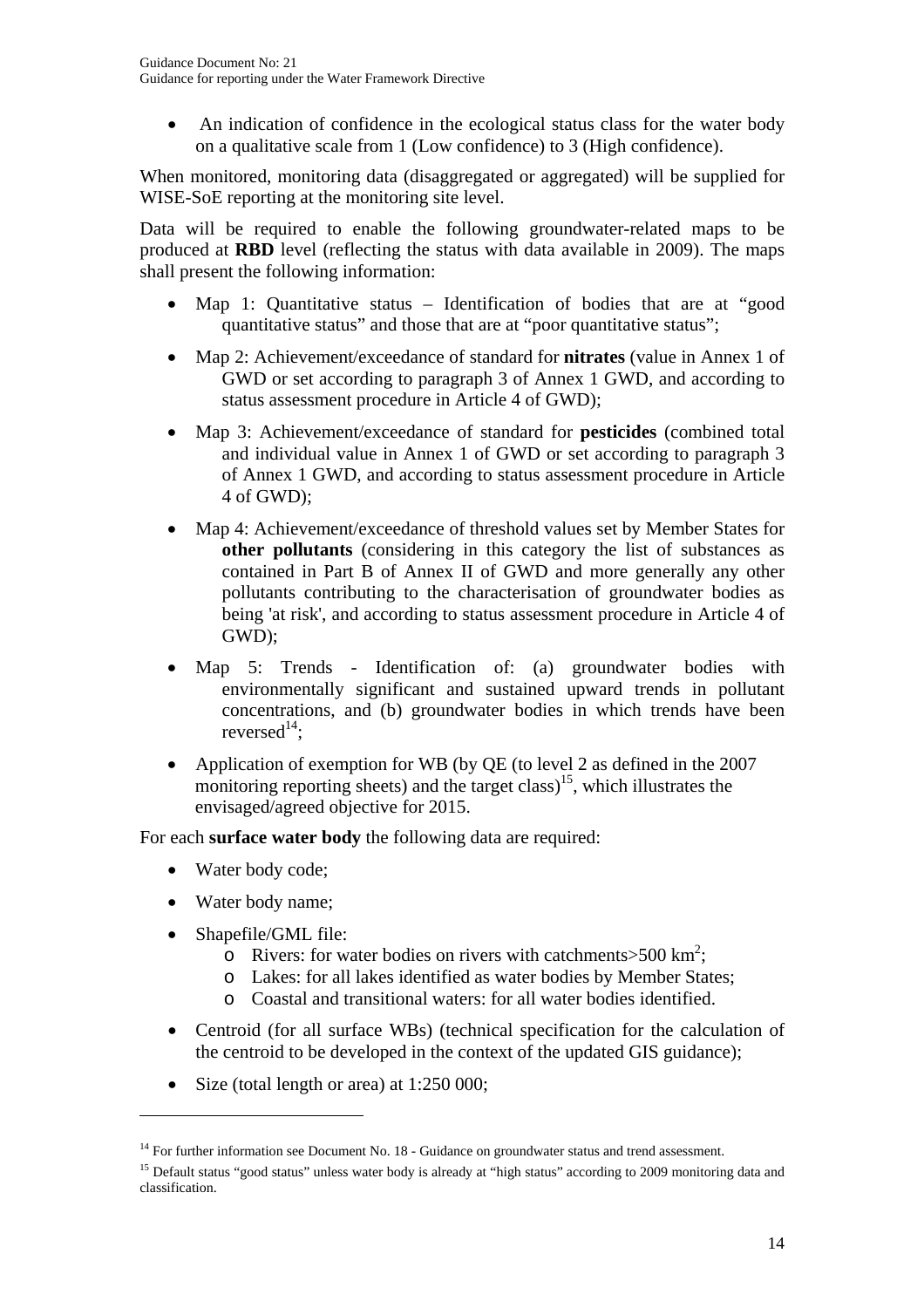- An indication of confidence in the ecological status class for the water body on a qualitative scale from 1 (Low confidence) to 3 (High confidence).

When monitored, monitoring data (disaggregated or aggregated) will be supplied for WISE-SoE reporting at the monitoring site level.

Data will be required to enable the following groundwater-related maps to be produced at **RBD** level (reflecting the status with data available in 2009). The maps shall present the following information:

- Map 1: Quantitative status – Identification of bodies that are at "good quantitative status" and those that are at "poor quantitative status";
- Map 2: Achievement/exceedance of standard for **nitrates** (value in Annex 1 of GWD or set according to paragraph 3 of Annex 1 GWD, and according to status assessment procedure in Article 4 of GWD);
- Map 3: Achievement/exceedance of standard for **pesticides** (combined total and individual value in Annex 1 of GWD or set according to paragraph 3 of Annex 1 GWD, and according to status assessment procedure in Article 4 of GWD);
- Map 4: Achievement/exceedance of threshold values set by Member States for **other pollutants** (considering in this category the list of substances as contained in Part B of Annex II of GWD and more generally any other pollutants contributing to the characterisation of groundwater bodies as being 'at risk', and according to status assessment procedure in Article 4 of GWD);
- Map 5: Trends - Identification of: (a) groundwater bodies with environmentally significant and sustained upward trends in pollutant concentrations, and (b) groundwater bodies in which trends have been reversed[14];
- Application of exemption for WB (by QE (to level 2 as defined in the 2007 monitoring reporting sheets) and the target class)[15], which illustrates the envisaged/agreed objective for 2015.

For each **surface water body** the following data are required:

- Water body code;
- Water body name;
- Shapefile/GML file:
  - Rivers: for water bodies on rivers with catchments>500 km$^2$;
  - Lakes: for all lakes identified as water bodies by Member States;
  - Coastal and transitional waters: for all water bodies identified.
- Centroid (for all surface WBs) (technical specification for the calculation of the centroid to be developed in the context of the updated GIS guidance);
- Size (total length or area) at 1:250 000;

[14] For further information see Document No. 18 - Guidance on groundwater status and trend assessment.

[15] Default status "good status" unless water body is already at "high status" according to 2009 monitoring data and classification.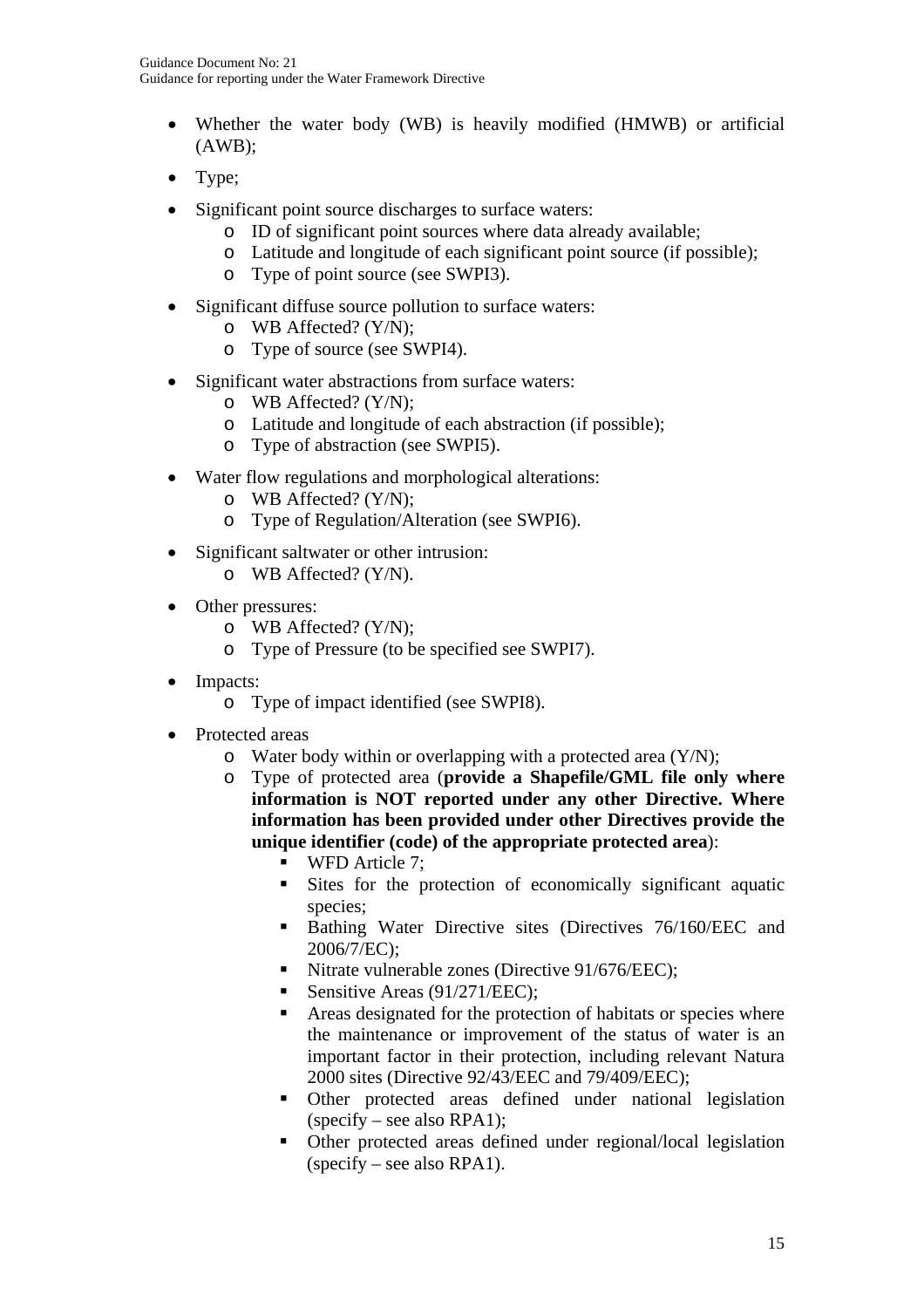- Whether the water body (WB) is heavily modified (HMWB) or artificial (AWB);
- Type;
- Significant point source discharges to surface waters:
  - ID of significant point sources where data already available;
  - Latitude and longitude of each significant point source (if possible);
  - Type of point source (see SWPI3).
- Significant diffuse source pollution to surface waters:
  - WB Affected? (Y/N);
  - Type of source (see SWPI4).
- Significant water abstractions from surface waters:
  - WB Affected? (Y/N);
  - Latitude and longitude of each abstraction (if possible);
  - Type of abstraction (see SWPI5).
- Water flow regulations and morphological alterations:
  - WB Affected? (Y/N);
  - Type of Regulation/Alteration (see SWPI6).
- Significant saltwater or other intrusion:
  - WB Affected? (Y/N).
- Other pressures:
  - WB Affected? (Y/N);
  - Type of Pressure (to be specified see SWPI7).
- Impacts:
  - Type of impact identified (see SWPI8).
- Protected areas
  - Water body within or overlapping with a protected area (Y/N);
  - Type of protected area (**provide a Shapefile/GML file only where information is NOT reported under any other Directive. Where information has been provided under other Directives provide the unique identifier (code) of the appropriate protected area**):
    - WFD Article 7;
    - Sites for the protection of economically significant aquatic species;
    - Bathing Water Directive sites (Directives 76/160/EEC and 2006/7/EC);
    - Nitrate vulnerable zones (Directive 91/676/EEC);
    - Sensitive Areas (91/271/EEC);
    - Areas designated for the protection of habitats or species where the maintenance or improvement of the status of water is an important factor in their protection, including relevant Natura 2000 sites (Directive 92/43/EEC and 79/409/EEC);
    - Other protected areas defined under national legislation (specify – see also RPA1);
    - Other protected areas defined under regional/local legislation (specify – see also RPA1).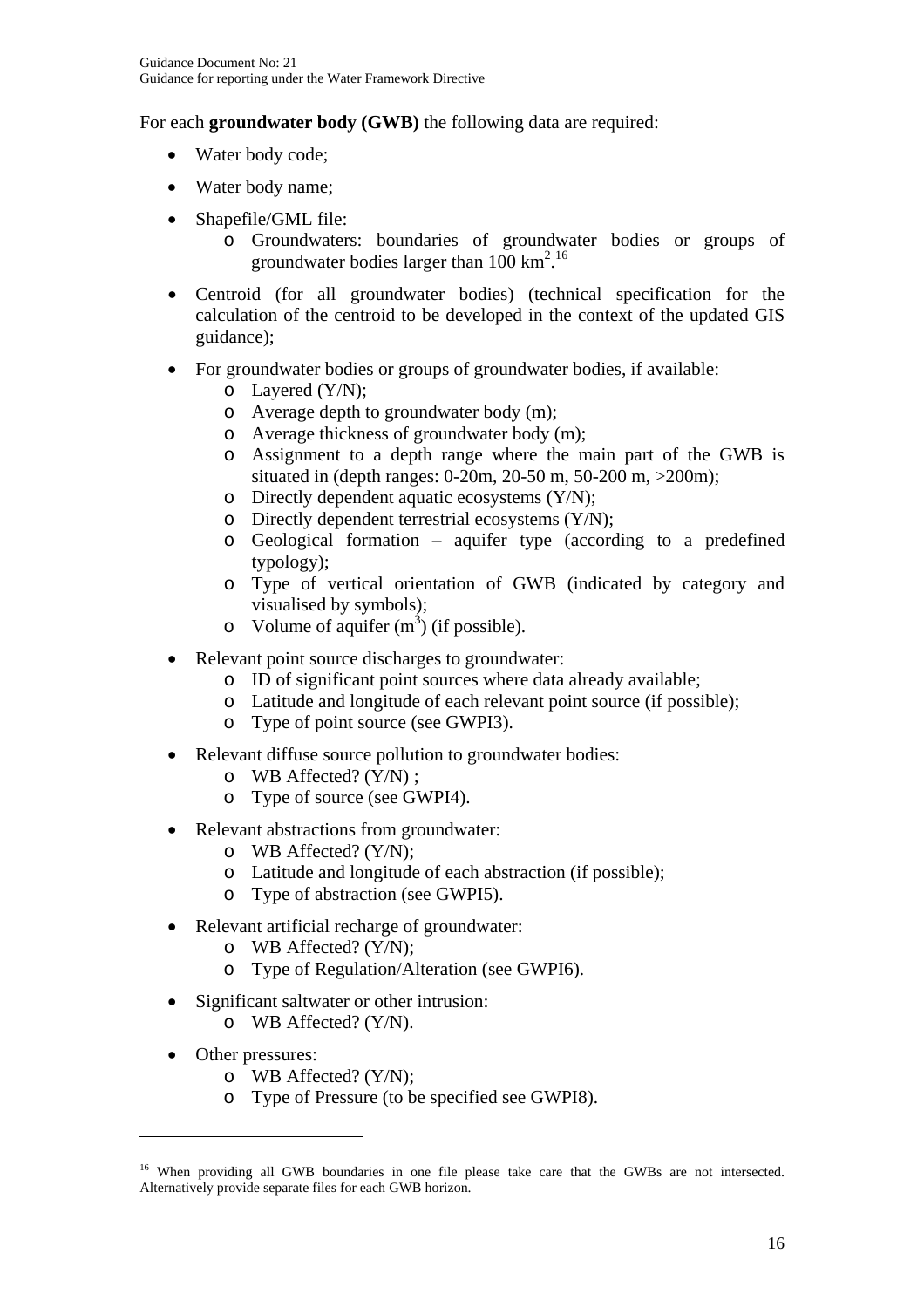For each **groundwater body (GWB)** the following data are required:

- Water body code;
- Water body name;
- Shapefile/GML file:
  - Groundwaters: boundaries of groundwater bodies or groups of groundwater bodies larger than 100 $km^2$.[16]
- Centroid (for all groundwater bodies) (technical specification for the calculation of the centroid to be developed in the context of the updated GIS guidance);
- For groundwater bodies or groups of groundwater bodies, if available:
  - Layered (Y/N);
  - Average depth to groundwater body (m);
  - Average thickness of groundwater body (m);
  - Assignment to a depth range where the main part of the GWB is situated in (depth ranges: 0-20m, 20-50 m, 50-200 m, >200m);
  - Directly dependent aquatic ecosystems (Y/N);
  - Directly dependent terrestrial ecosystems (Y/N);
  - Geological formation – aquifer type (according to a predefined typology);
  - Type of vertical orientation of GWB (indicated by category and visualised by symbols);
  - Volume of aquifer ($m^3$) (if possible).
- Relevant point source discharges to groundwater:
  - ID of significant point sources where data already available;
  - Latitude and longitude of each relevant point source (if possible);
  - Type of point source (see GWPI3).
- Relevant diffuse source pollution to groundwater bodies:
  - WB Affected? (Y/N) ;
  - Type of source (see GWPI4).
- Relevant abstractions from groundwater:
  - WB Affected? (Y/N);
  - Latitude and longitude of each abstraction (if possible);
  - Type of abstraction (see GWPI5).
- Relevant artificial recharge of groundwater:
  - WB Affected? (Y/N);
  - Type of Regulation/Alteration (see GWPI6).
- Significant saltwater or other intrusion:
  - WB Affected? (Y/N).
- Other pressures:
  - WB Affected? (Y/N);
  - Type of Pressure (to be specified see GWPI8).

---

[16] When providing all GWB boundaries in one file please take care that the GWBs are not intersected. Alternatively provide separate files for each GWB horizon.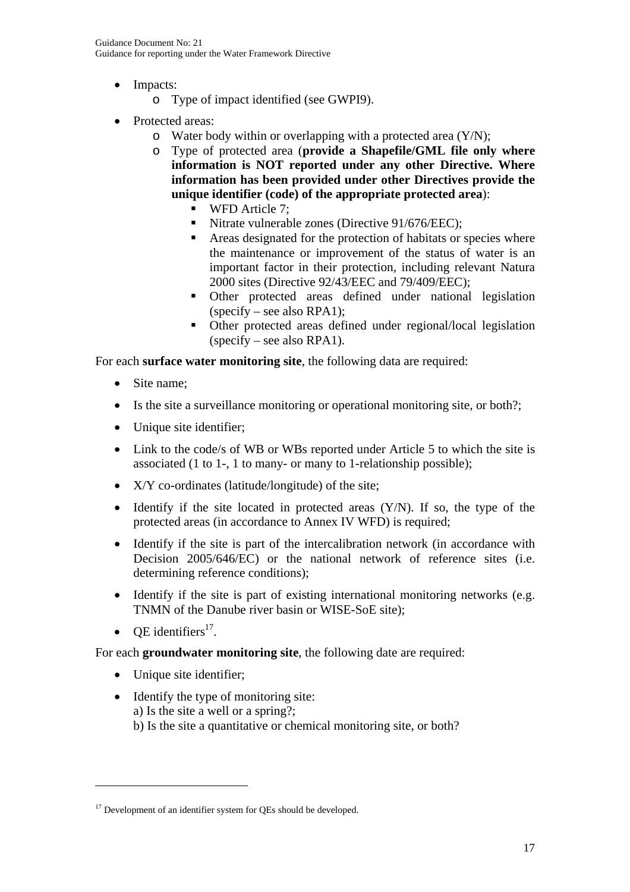- Impacts:
    - Type of impact identified (see GWPI9).
- Protected areas:
    - Water body within or overlapping with a protected area (Y/N);
    - Type of protected area (**provide a Shapefile/GML file only where information is NOT reported under any other Directive. Where information has been provided under other Directives provide the unique identifier (code) of the appropriate protected area**):
        - WFD Article 7;
        - Nitrate vulnerable zones (Directive 91/676/EEC);
        - Areas designated for the protection of habitats or species where the maintenance or improvement of the status of water is an important factor in their protection, including relevant Natura 2000 sites (Directive 92/43/EEC and 79/409/EEC);
        - Other protected areas defined under national legislation (specify – see also RPA1);
        - Other protected areas defined under regional/local legislation (specify – see also RPA1).

For each **surface water monitoring site**, the following data are required:

- Site name;
- Is the site a surveillance monitoring or operational monitoring site, or both?;
- Unique site identifier;
- Link to the code/s of WB or WBs reported under Article 5 to which the site is associated (1 to 1-, 1 to many- or many to 1-relationship possible);
- X/Y co-ordinates (latitude/longitude) of the site;
- Identify if the site located in protected areas (Y/N). If so, the type of the protected areas (in accordance to Annex IV WFD) is required;
- Identify if the site is part of the intercalibration network (in accordance with Decision 2005/646/EC) or the national network of reference sites (i.e. determining reference conditions);
- Identify if the site is part of existing international monitoring networks (e.g. TNMN of the Danube river basin or WISE-SoE site);
- QE identifiers[17].

For each **groundwater monitoring site**, the following date are required:

- Unique site identifier;
- Identify the type of monitoring site:
  a) Is the site a well or a spring?;
  b) Is the site a quantitative or chemical monitoring site, or both?

[17] Development of an identifier system for QEs should be developed.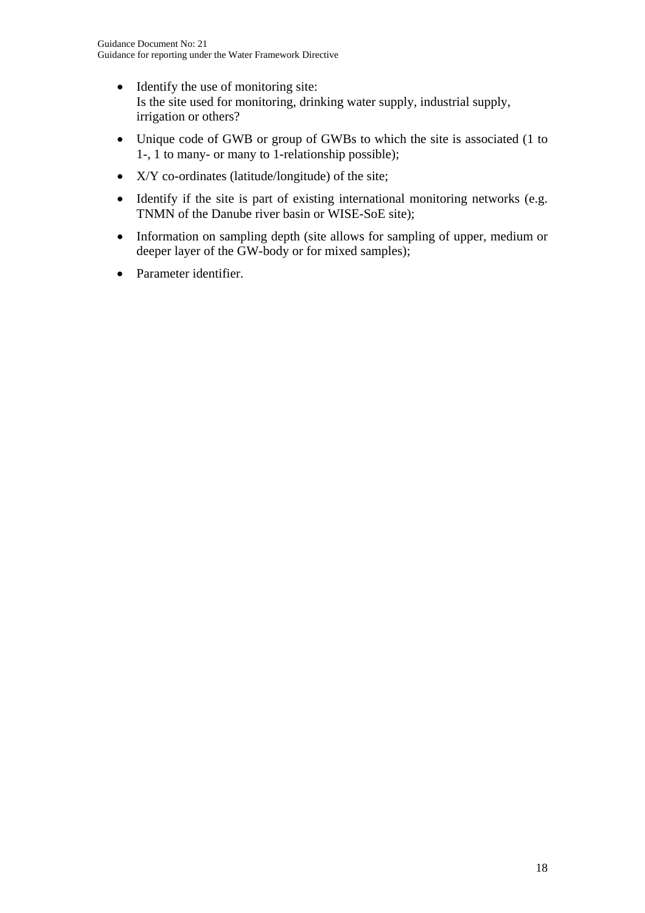- Identify the use of monitoring site:
  Is the site used for monitoring, drinking water supply, industrial supply, irrigation or others?
- Unique code of GWB or group of GWBs to which the site is associated (1 to 1-, 1 to many- or many to 1-relationship possible);
- X/Y co-ordinates (latitude/longitude) of the site;
- Identify if the site is part of existing international monitoring networks (e.g. TNMN of the Danube river basin or WISE-SoE site);
- Information on sampling depth (site allows for sampling of upper, medium or deeper layer of the GW-body or for mixed samples);
- Parameter identifier.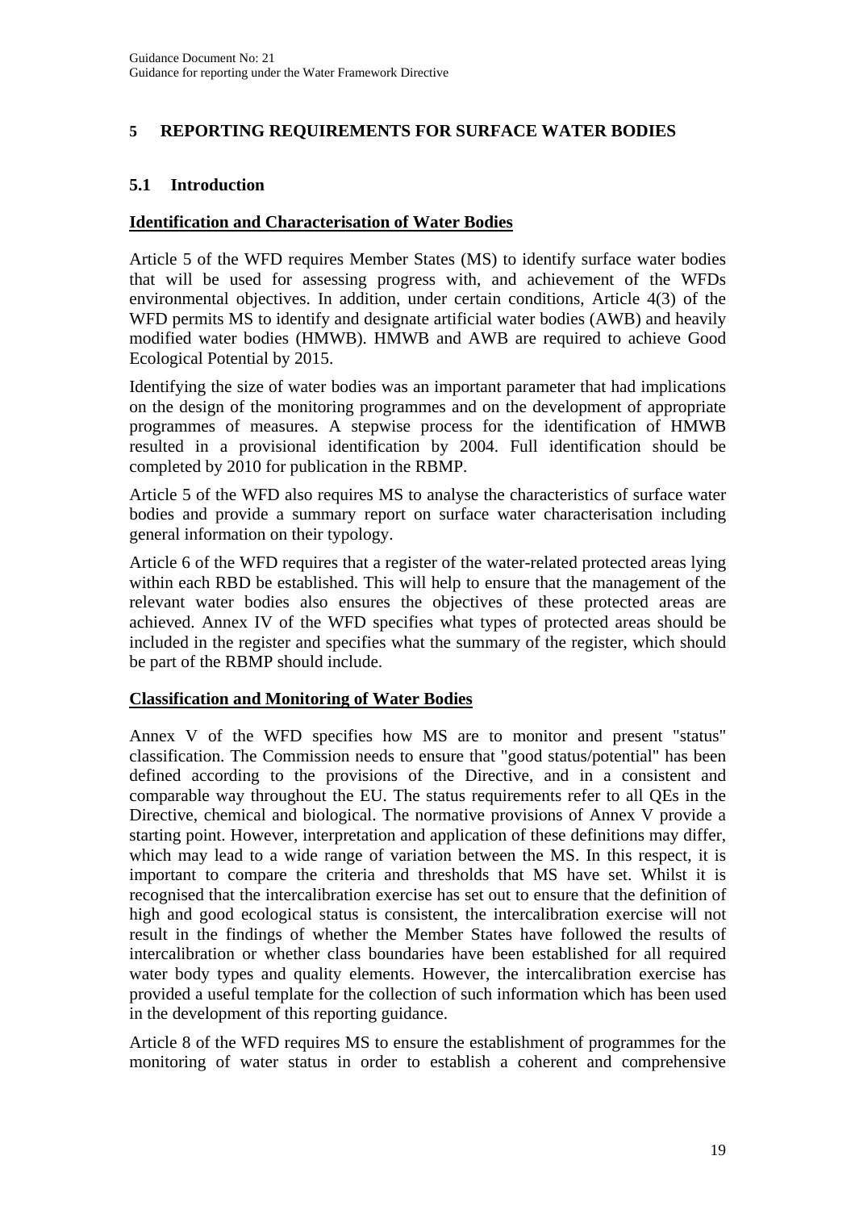# 5 REPORTING REQUIREMENTS FOR SURFACE WATER BODIES

## 5.1 Introduction

**Identification and Characterisation of Water Bodies**

Article 5 of the WFD requires Member States (MS) to identify surface water bodies that will be used for assessing progress with, and achievement of the WFDs environmental objectives. In addition, under certain conditions, Article 4(3) of the WFD permits MS to identify and designate artificial water bodies (AWB) and heavily modified water bodies (HMWB). HMWB and AWB are required to achieve Good Ecological Potential by 2015.

Identifying the size of water bodies was an important parameter that had implications on the design of the monitoring programmes and on the development of appropriate programmes of measures. A stepwise process for the identification of HMWB resulted in a provisional identification by 2004. Full identification should be completed by 2010 for publication in the RBMP.

Article 5 of the WFD also requires MS to analyse the characteristics of surface water bodies and provide a summary report on surface water characterisation including general information on their typology.

Article 6 of the WFD requires that a register of the water-related protected areas lying within each RBD be established. This will help to ensure that the management of the relevant water bodies also ensures the objectives of these protected areas are achieved. Annex IV of the WFD specifies what types of protected areas should be included in the register and specifies what the summary of the register, which should be part of the RBMP should include.

**Classification and Monitoring of Water Bodies**

Annex V of the WFD specifies how MS are to monitor and present "status" classification. The Commission needs to ensure that "good status/potential" has been defined according to the provisions of the Directive, and in a consistent and comparable way throughout the EU. The status requirements refer to all QEs in the Directive, chemical and biological. The normative provisions of Annex V provide a starting point. However, interpretation and application of these definitions may differ, which may lead to a wide range of variation between the MS. In this respect, it is important to compare the criteria and thresholds that MS have set. Whilst it is recognised that the intercalibration exercise has set out to ensure that the definition of high and good ecological status is consistent, the intercalibration exercise will not result in the findings of whether the Member States have followed the results of intercalibration or whether class boundaries have been established for all required water body types and quality elements. However, the intercalibration exercise has provided a useful template for the collection of such information which has been used in the development of this reporting guidance.

Article 8 of the WFD requires MS to ensure the establishment of programmes for the monitoring of water status in order to establish a coherent and comprehensive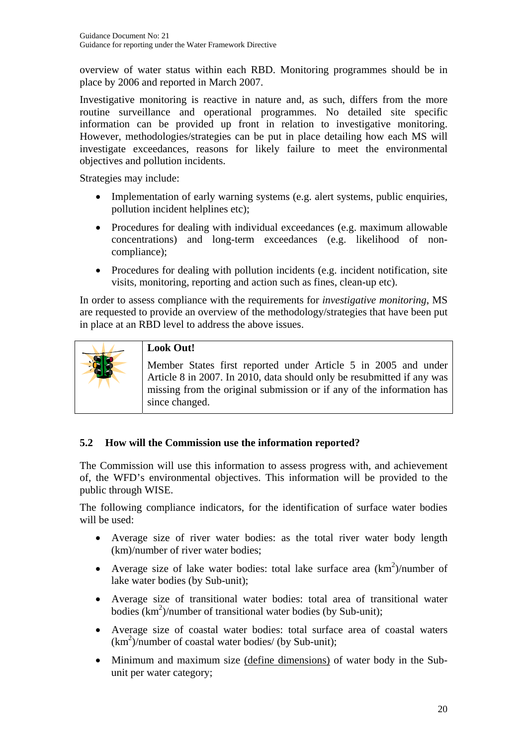overview of water status within each RBD. Monitoring programmes should be in place by 2006 and reported in March 2007.

Investigative monitoring is reactive in nature and, as such, differs from the more routine surveillance and operational programmes. No detailed site specific information can be provided up front in relation to investigative monitoring. However, methodologies/strategies can be put in place detailing how each MS will investigate exceedances, reasons for likely failure to meet the environmental objectives and pollution incidents.

Strategies may include:

- Implementation of early warning systems (e.g. alert systems, public enquiries, pollution incident helplines etc);
- Procedures for dealing with individual exceedances (e.g. maximum allowable concentrations) and long-term exceedances (e.g. likelihood of non-compliance);
- Procedures for dealing with pollution incidents (e.g. incident notification, site visits, monitoring, reporting and action such as fines, clean-up etc).

In order to assess compliance with the requirements for *investigative monitoring*, MS are requested to provide an overview of the methodology/strategies that have been put in place at an RBD level to address the above issues.

> **Look Out!**
>
> Member States first reported under Article 5 in 2005 and under Article 8 in 2007. In 2010, data should only be resubmitted if any was missing from the original submission or if any of the information has since changed.

## 5.2 How will the Commission use the information reported?

The Commission will use this information to assess progress with, and achievement of, the WFD's environmental objectives. This information will be provided to the public through WISE.

The following compliance indicators, for the identification of surface water bodies will be used:

- Average size of river water bodies: as the total river water body length (km)/number of river water bodies;
- Average size of lake water bodies: total lake surface area ($km^2$)/number of lake water bodies (by Sub-unit);
- Average size of transitional water bodies: total area of transitional water bodies ($km^2$)/number of transitional water bodies (by Sub-unit);
- Average size of coastal water bodies: total surface area of coastal waters ($km^2$)/number of coastal water bodies/ (by Sub-unit);
- Minimum and maximum size (define dimensions) of water body in the Sub-unit per water category;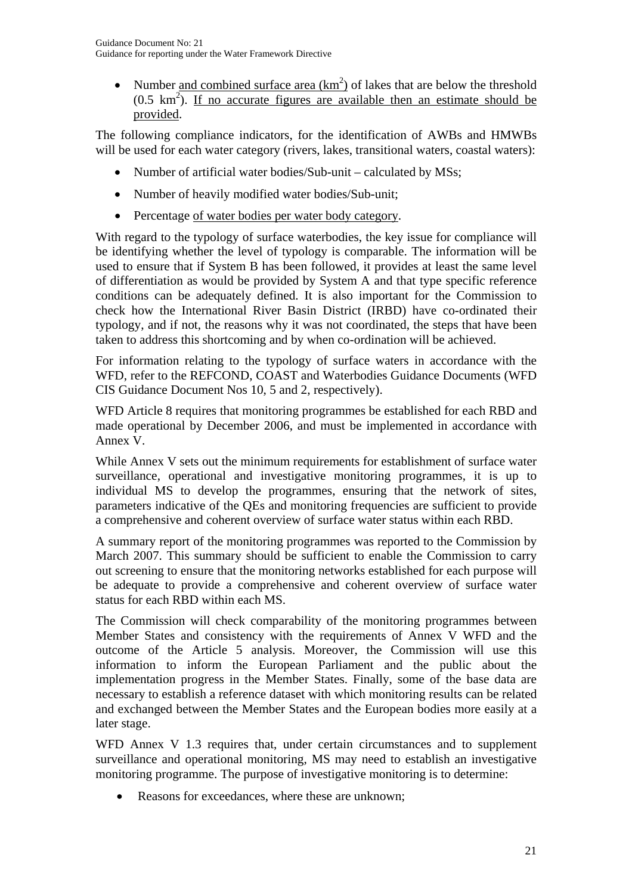- Number <u>and combined surface area ($km^2$)</u> of lakes that are below the threshold ($0.5\ km^2$). <u>If no accurate figures are available then an estimate should be provided</u>.

The following compliance indicators, for the identification of AWBs and HMWBs will be used for each water category (rivers, lakes, transitional waters, coastal waters):

- Number of artificial water bodies/Sub-unit – calculated by MSs;
- Number of heavily modified water bodies/Sub-unit;
- Percentage <u>of water bodies per water body category</u>.

With regard to the typology of surface waterbodies, the key issue for compliance will be identifying whether the level of typology is comparable. The information will be used to ensure that if System B has been followed, it provides at least the same level of differentiation as would be provided by System A and that type specific reference conditions can be adequately defined. It is also important for the Commission to check how the International River Basin District (IRBD) have co-ordinated their typology, and if not, the reasons why it was not coordinated, the steps that have been taken to address this shortcoming and by when co-ordination will be achieved.

For information relating to the typology of surface waters in accordance with the WFD, refer to the REFCOND, COAST and Waterbodies Guidance Documents (WFD CIS Guidance Document Nos 10, 5 and 2, respectively).

WFD Article 8 requires that monitoring programmes be established for each RBD and made operational by December 2006, and must be implemented in accordance with Annex V.

While Annex V sets out the minimum requirements for establishment of surface water surveillance, operational and investigative monitoring programmes, it is up to individual MS to develop the programmes, ensuring that the network of sites, parameters indicative of the QEs and monitoring frequencies are sufficient to provide a comprehensive and coherent overview of surface water status within each RBD.

A summary report of the monitoring programmes was reported to the Commission by March 2007. This summary should be sufficient to enable the Commission to carry out screening to ensure that the monitoring networks established for each purpose will be adequate to provide a comprehensive and coherent overview of surface water status for each RBD within each MS.

The Commission will check comparability of the monitoring programmes between Member States and consistency with the requirements of Annex V WFD and the outcome of the Article 5 analysis. Moreover, the Commission will use this information to inform the European Parliament and the public about the implementation progress in the Member States. Finally, some of the base data are necessary to establish a reference dataset with which monitoring results can be related and exchanged between the Member States and the European bodies more easily at a later stage.

WFD Annex V 1.3 requires that, under certain circumstances and to supplement surveillance and operational monitoring, MS may need to establish an investigative monitoring programme. The purpose of investigative monitoring is to determine:

- Reasons for exceedances, where these are unknown;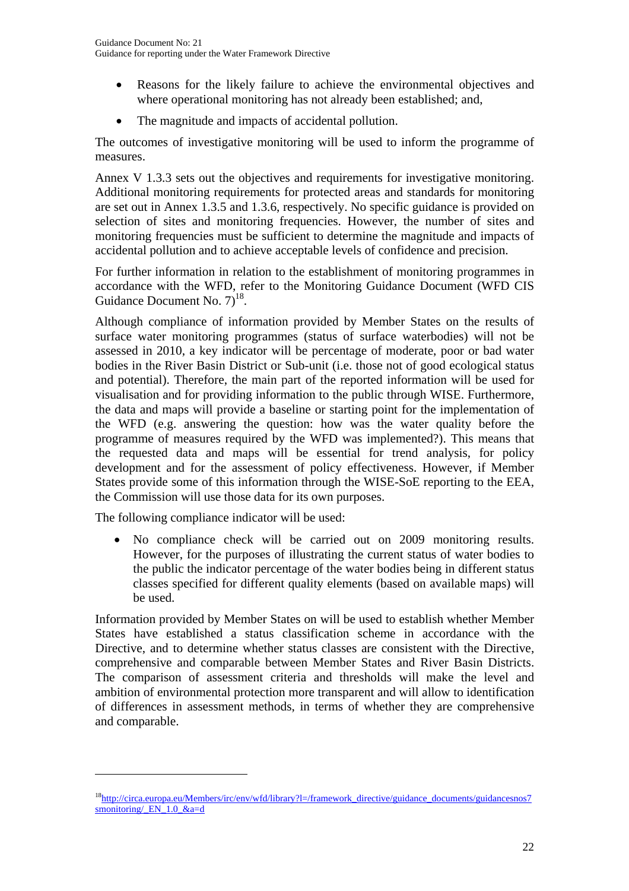- Reasons for the likely failure to achieve the environmental objectives and where operational monitoring has not already been established; and,
- The magnitude and impacts of accidental pollution.

The outcomes of investigative monitoring will be used to inform the programme of measures.

Annex V 1.3.3 sets out the objectives and requirements for investigative monitoring. Additional monitoring requirements for protected areas and standards for monitoring are set out in Annex 1.3.5 and 1.3.6, respectively. No specific guidance is provided on selection of sites and monitoring frequencies. However, the number of sites and monitoring frequencies must be sufficient to determine the magnitude and impacts of accidental pollution and to achieve acceptable levels of confidence and precision.

For further information in relation to the establishment of monitoring programmes in accordance with the WFD, refer to the Monitoring Guidance Document (WFD CIS Guidance Document No. 7)[18].

Although compliance of information provided by Member States on the results of surface water monitoring programmes (status of surface waterbodies) will not be assessed in 2010, a key indicator will be percentage of moderate, poor or bad water bodies in the River Basin District or Sub-unit (i.e. those not of good ecological status and potential). Therefore, the main part of the reported information will be used for visualisation and for providing information to the public through WISE. Furthermore, the data and maps will provide a baseline or starting point for the implementation of the WFD (e.g. answering the question: how was the water quality before the programme of measures required by the WFD was implemented?). This means that the requested data and maps will be essential for trend analysis, for policy development and for the assessment of policy effectiveness. However, if Member States provide some of this information through the WISE-SoE reporting to the EEA, the Commission will use those data for its own purposes.

The following compliance indicator will be used:

- No compliance check will be carried out on 2009 monitoring results. However, for the purposes of illustrating the current status of water bodies to the public the indicator percentage of the water bodies being in different status classes specified for different quality elements (based on available maps) will be used.

Information provided by Member States on will be used to establish whether Member States have established a status classification scheme in accordance with the Directive, and to determine whether status classes are consistent with the Directive, comprehensive and comparable between Member States and River Basin Districts. The comparison of assessment criteria and thresholds will make the level and ambition of environmental protection more transparent and will allow to identification of differences in assessment methods, in terms of whether they are comprehensive and comparable.

---

[18] http://circa.europa.eu/Members/irc/env/wfd/library?l=/framework_directive/guidance_documents/guidancesnos7smonitoring/_EN_1.0_&a=d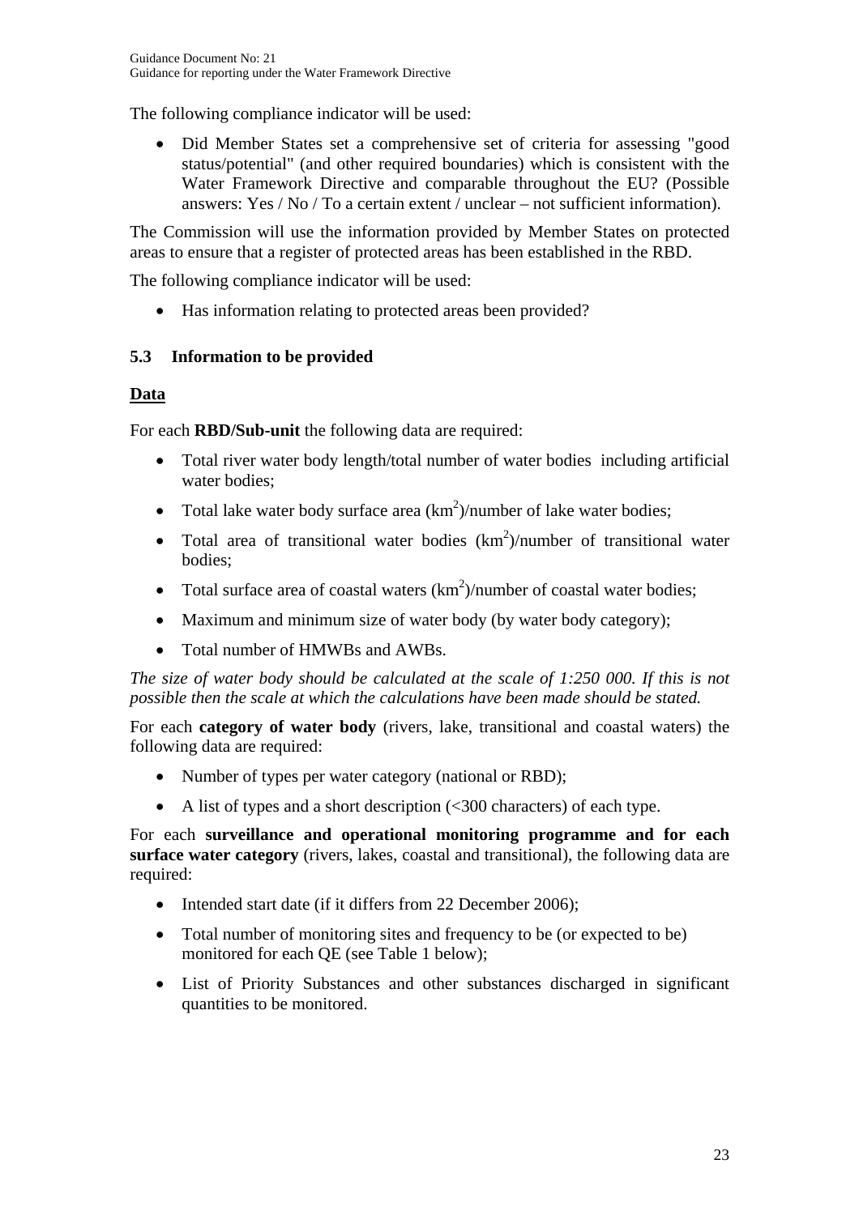The following compliance indicator will be used:

- Did Member States set a comprehensive set of criteria for assessing "good status/potential" (and other required boundaries) which is consistent with the Water Framework Directive and comparable throughout the EU? (Possible answers: Yes / No / To a certain extent / unclear – not sufficient information).

The Commission will use the information provided by Member States on protected areas to ensure that a register of protected areas has been established in the RBD.

The following compliance indicator will be used:

- Has information relating to protected areas been provided?

### 5.3 Information to be provided

**Data**

For each **RBD/Sub-unit** the following data are required:

- Total river water body length/total number of water bodies including artificial water bodies;
- Total lake water body surface area ($km^2$)/number of lake water bodies;
- Total area of transitional water bodies ($km^2$)/number of transitional water bodies;
- Total surface area of coastal waters ($km^2$)/number of coastal water bodies;
- Maximum and minimum size of water body (by water body category);
- Total number of HMWBs and AWBs.

*The size of water body should be calculated at the scale of 1:250 000. If this is not possible then the scale at which the calculations have been made should be stated.*

For each **category of water body** (rivers, lake, transitional and coastal waters) the following data are required:

- Number of types per water category (national or RBD);
- A list of types and a short description (<300 characters) of each type.

For each **surveillance and operational monitoring programme and for each surface water category** (rivers, lakes, coastal and transitional), the following data are required:

- Intended start date (if it differs from 22 December 2006);
- Total number of monitoring sites and frequency to be (or expected to be) monitored for each QE (see Table 1 below);
- List of Priority Substances and other substances discharged in significant quantities to be monitored.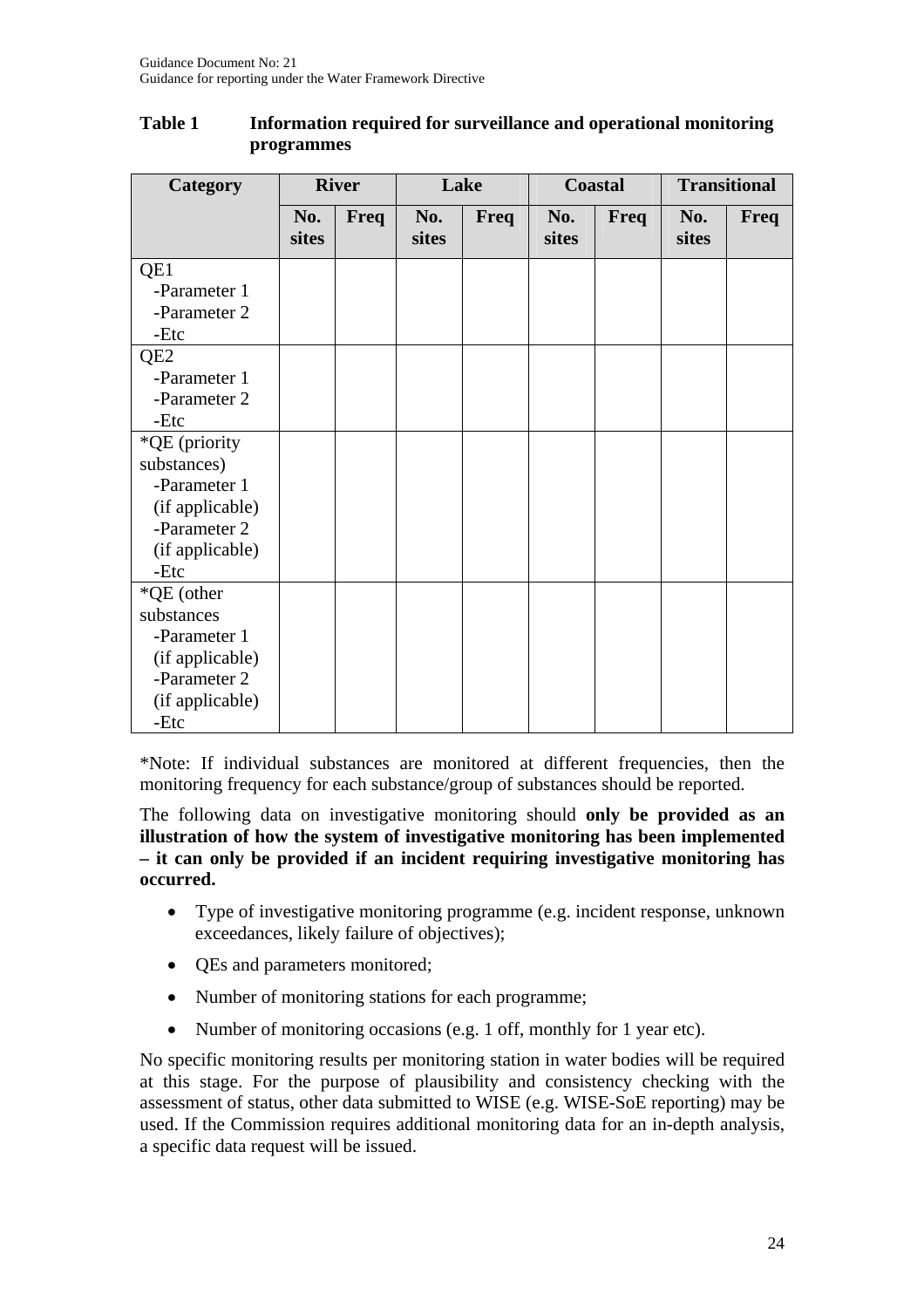**Table 1 Information required for surveillance and operational monitoring programmes**

| Category | River | | Lake | | Coastal | | Transitional | |
|---|---|---|---|---|---|---|---|---|
| | No. sites | Freq | No. sites | Freq | No. sites | Freq | No. sites | Freq |
| QE1<br>-Parameter 1<br>-Parameter 2<br>-Etc | | | | | | | | |
| QE2<br>-Parameter 1<br>-Parameter 2<br>-Etc | | | | | | | | |
| *QE (priority substances)<br>-Parameter 1 (if applicable)<br>-Parameter 2 (if applicable)<br>-Etc | | | | | | | | |
| *QE (other substances<br>-Parameter 1 (if applicable)<br>-Parameter 2 (if applicable)<br>-Etc | | | | | | | | |

*Note: If individual substances are monitored at different frequencies, then the monitoring frequency for each substance/group of substances should be reported.

The following data on investigative monitoring should **only be provided as an illustration of how the system of investigative monitoring has been implemented – it can only be provided if an incident requiring investigative monitoring has occurred.**

- Type of investigative monitoring programme (e.g. incident response, unknown exceedances, likely failure of objectives);
- QEs and parameters monitored;
- Number of monitoring stations for each programme;
- Number of monitoring occasions (e.g. 1 off, monthly for 1 year etc).

No specific monitoring results per monitoring station in water bodies will be required at this stage. For the purpose of plausibility and consistency checking with the assessment of status, other data submitted to WISE (e.g. WISE-SoE reporting) may be used. If the Commission requires additional monitoring data for an in-depth analysis, a specific data request will be issued.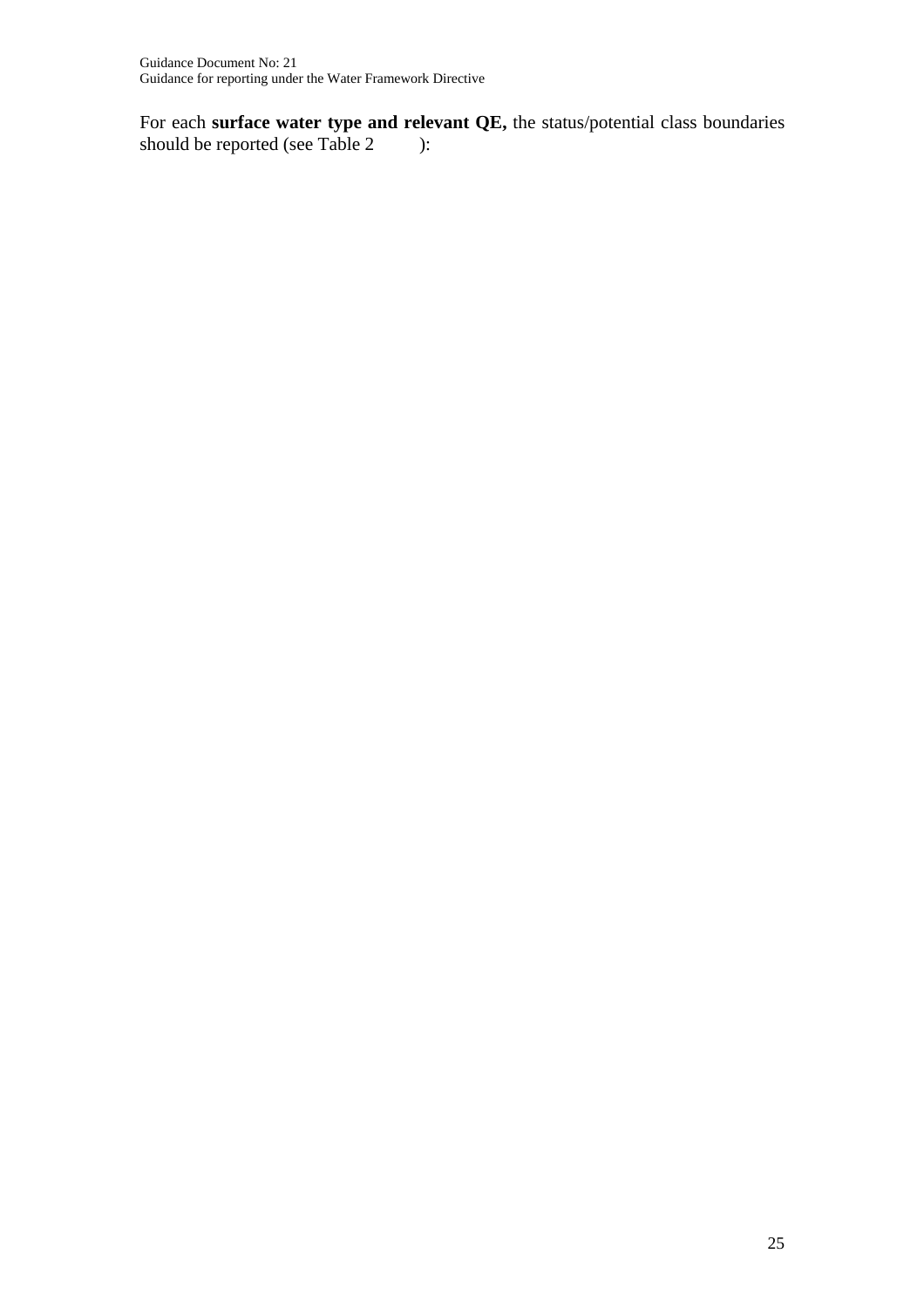For each **surface water type and relevant QE,** the status/potential class boundaries should be reported (see Table 2 ):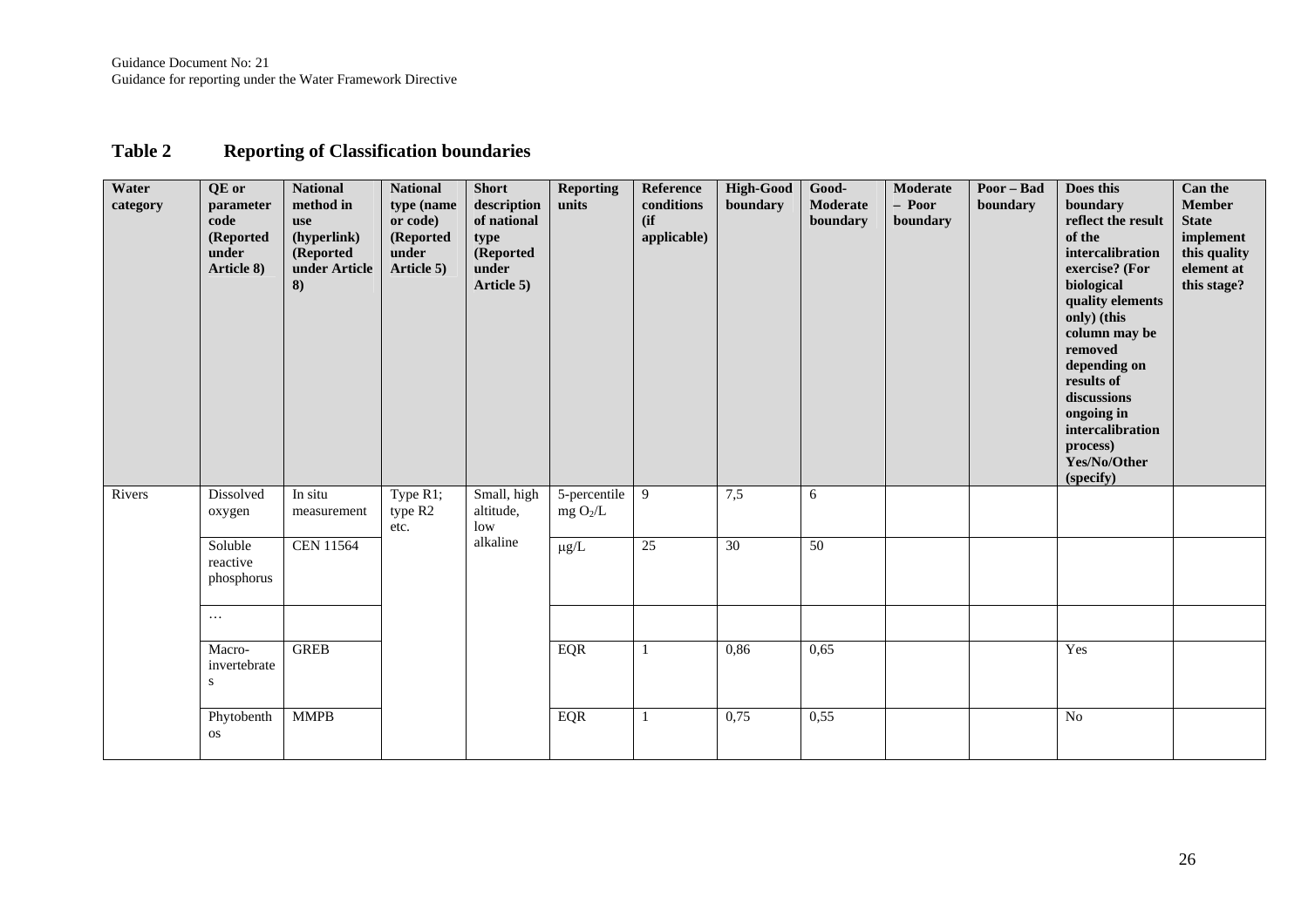## Table 2 Reporting of Classification boundaries

| Water category | QE or parameter code (Reported under Article 8) | National method in use (hyperlink) (Reported under Article 8) | National type (name or code) (Reported under Article 5) | Short description of national type (Reported under Article 5) | Reporting units | Reference conditions (if applicable) | High-Good boundary | Good-Moderate boundary | Moderate – Poor boundary | Poor – Bad boundary | Does this boundary reflect the result of the intercalibration exercise? (For biological quality elements only) (this column may be removed depending on results of discussions ongoing in intercalibration process) Yes/No/Other (specify) | Can the Member State implement this quality element at this stage? |
|---|---|---|---|---|---|---|---|---|---|---|---|---|
| Rivers | Dissolved oxygen | In situ measurement | Type R1; type R2 etc. | Small, high altitude, low alkaline | 5-percentile mg $O_2$/L | 9 | 7,5 | 6 | | | | |
| | Soluble reactive phosphorus | CEN 11564 | | | μg/L | 25 | 30 | 50 | | | | |
| | … | | | | | | | | | | | |
| | Macro-invertebrates | GREB | | | EQR | 1 | 0,86 | 0,65 | | | Yes | |
| | Phytobenthos | MMPB | | | EQR | 1 | 0,75 | 0,55 | | | No | |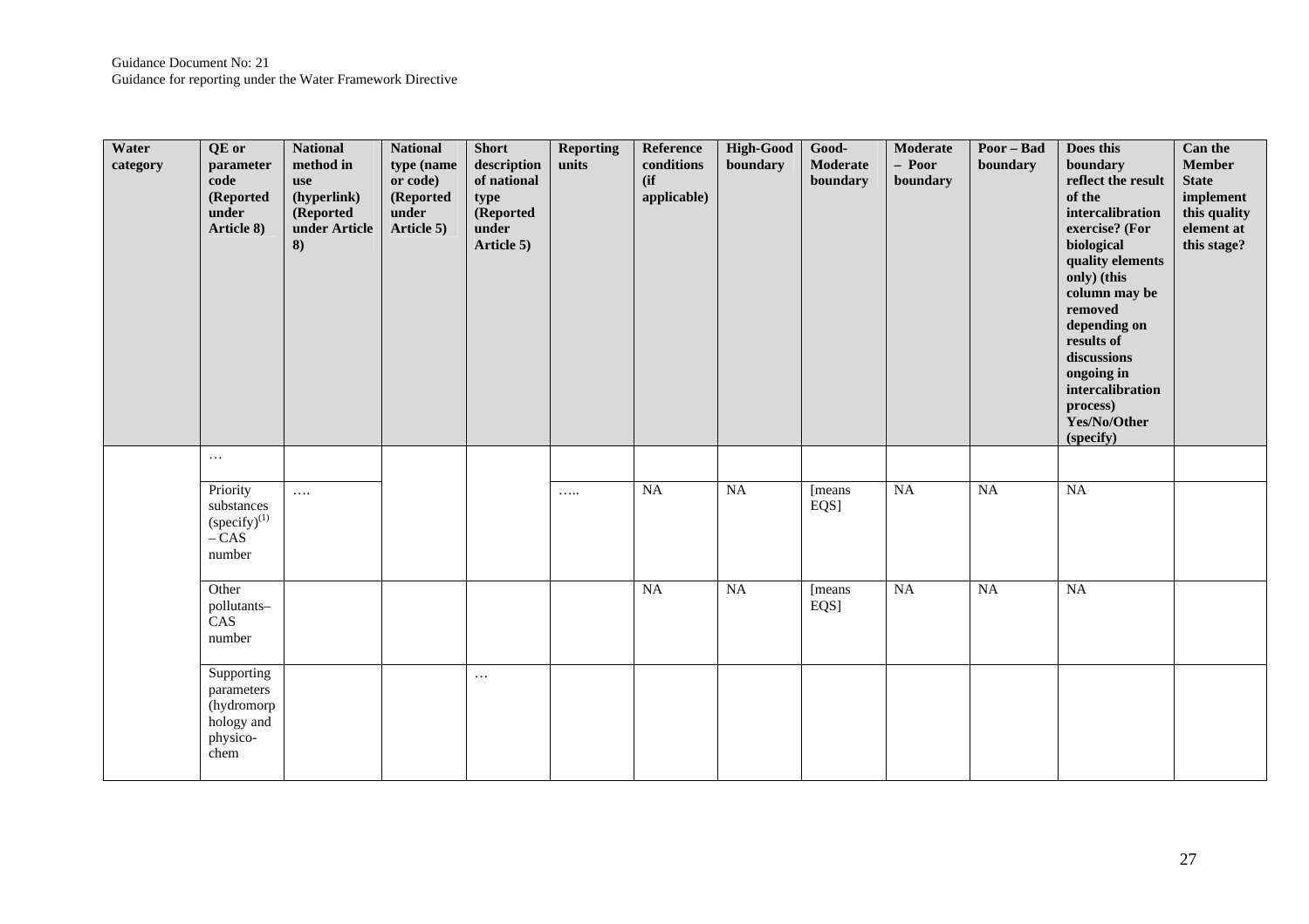| Water category | QE or parameter code (Reported under Article 8) | National method in use (hyperlink) (Reported under Article 8) | National type (name or code) (Reported under Article 5) | Short description of national type (Reported under Article 5) | Reporting units | Reference conditions (if applicable) | High-Good boundary | Good-Moderate boundary | Moderate – Poor boundary | Poor – Bad boundary | Does this boundary reflect the result of the intercalibration exercise? (For biological quality elements only) (this column may be removed depending on results of discussions ongoing in intercalibration process) Yes/No/Other (specify) | Can the Member State implement this quality element at this stage? |
|---|---|---|---|---|---|---|---|---|---|---|---|---|
| | … | | | | | | | | | | | |
| | Priority substances (specify)[(1)] – CAS number | …. | | | ….. | NA | NA | [means EQS] | NA | NA | NA | |
| | Other pollutants– CAS number | | | | | NA | NA | [means EQS] | NA | NA | NA | |
| | Supporting parameters (hydromorphology and physico-chem | | | … | | | | | | | | |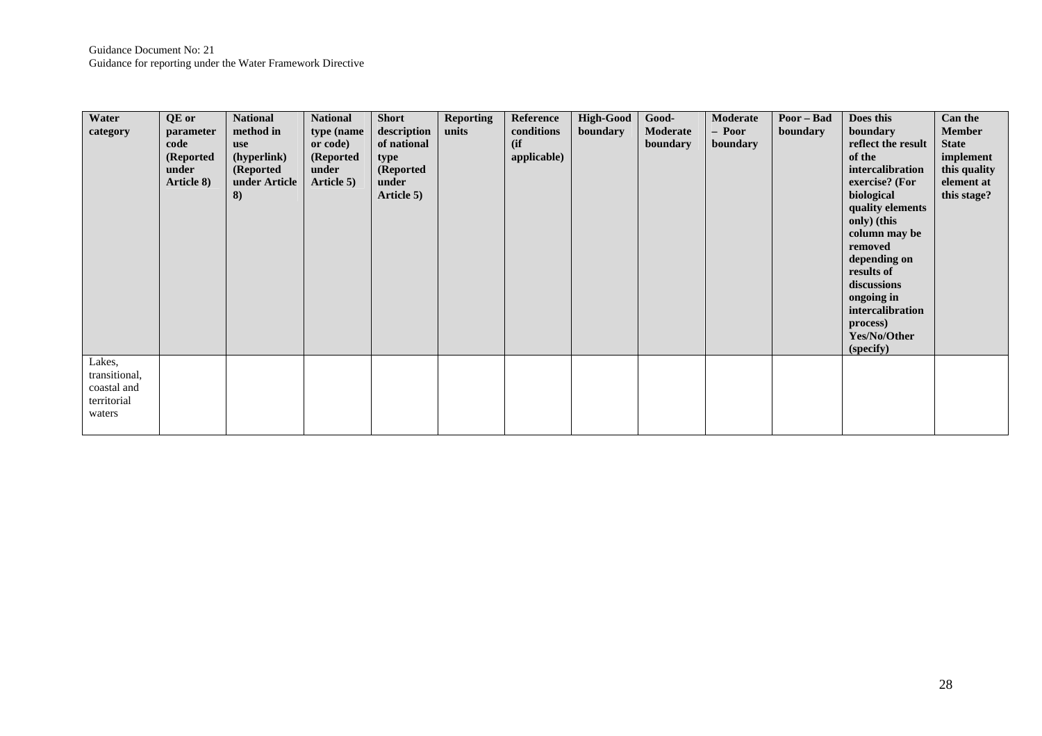| Water category | QE or parameter code (Reported under Article 8) | National method in use (hyperlink) (Reported under Article 8) | National type (name or code) (Reported under Article 5) | Short description of national type (Reported under Article 5) | Reporting units | Reference conditions (if applicable) | High-Good boundary | Good-Moderate boundary | Moderate – Poor boundary | Poor – Bad boundary | Does this boundary reflect the result of the intercalibration exercise? (For biological quality elements only) (this column may be removed depending on results of discussions ongoing in intercalibration process) Yes/No/Other (specify) | Can the Member State implement this quality element at this stage? |
|---|---|---|---|---|---|---|---|---|---|---|---|---|
| Lakes, transitional, coastal and territorial waters | | | | | | | | | | | | |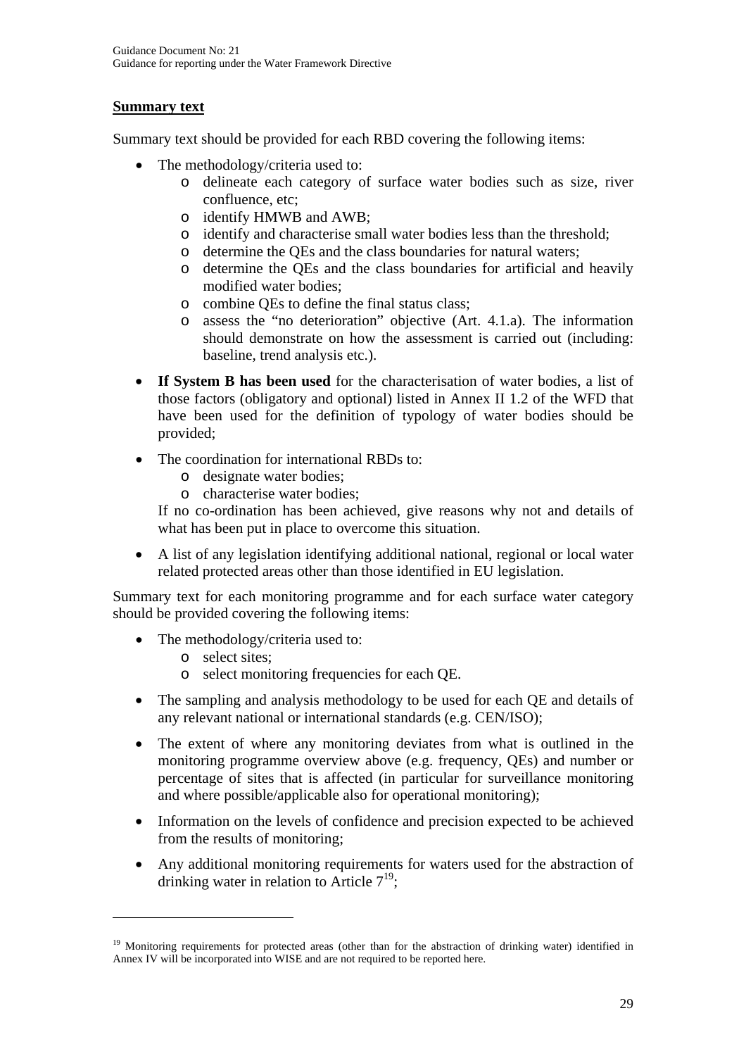**Summary text**

Summary text should be provided for each RBD covering the following items:

- The methodology/criteria used to:
  - delineate each category of surface water bodies such as size, river confluence, etc;
  - identify HMWB and AWB;
  - identify and characterise small water bodies less than the threshold;
  - determine the QEs and the class boundaries for natural waters;
  - determine the QEs and the class boundaries for artificial and heavily modified water bodies;
  - combine QEs to define the final status class;
  - assess the "no deterioration" objective (Art. 4.1.a). The information should demonstrate on how the assessment is carried out (including: baseline, trend analysis etc.).
- **If System B has been used** for the characterisation of water bodies, a list of those factors (obligatory and optional) listed in Annex II 1.2 of the WFD that have been used for the definition of typology of water bodies should be provided;
- The coordination for international RBDs to:
  - designate water bodies;
  - characterise water bodies;

  If no co-ordination has been achieved, give reasons why not and details of what has been put in place to overcome this situation.
- A list of any legislation identifying additional national, regional or local water related protected areas other than those identified in EU legislation.

Summary text for each monitoring programme and for each surface water category should be provided covering the following items:

- The methodology/criteria used to:
  - select sites;
  - select monitoring frequencies for each QE.
- The sampling and analysis methodology to be used for each QE and details of any relevant national or international standards (e.g. CEN/ISO);
- The extent of where any monitoring deviates from what is outlined in the monitoring programme overview above (e.g. frequency, QEs) and number or percentage of sites that is affected (in particular for surveillance monitoring and where possible/applicable also for operational monitoring);
- Information on the levels of confidence and precision expected to be achieved from the results of monitoring;
- Any additional monitoring requirements for waters used for the abstraction of drinking water in relation to Article 7[19];

[19] Monitoring requirements for protected areas (other than for the abstraction of drinking water) identified in Annex IV will be incorporated into WISE and are not required to be reported here.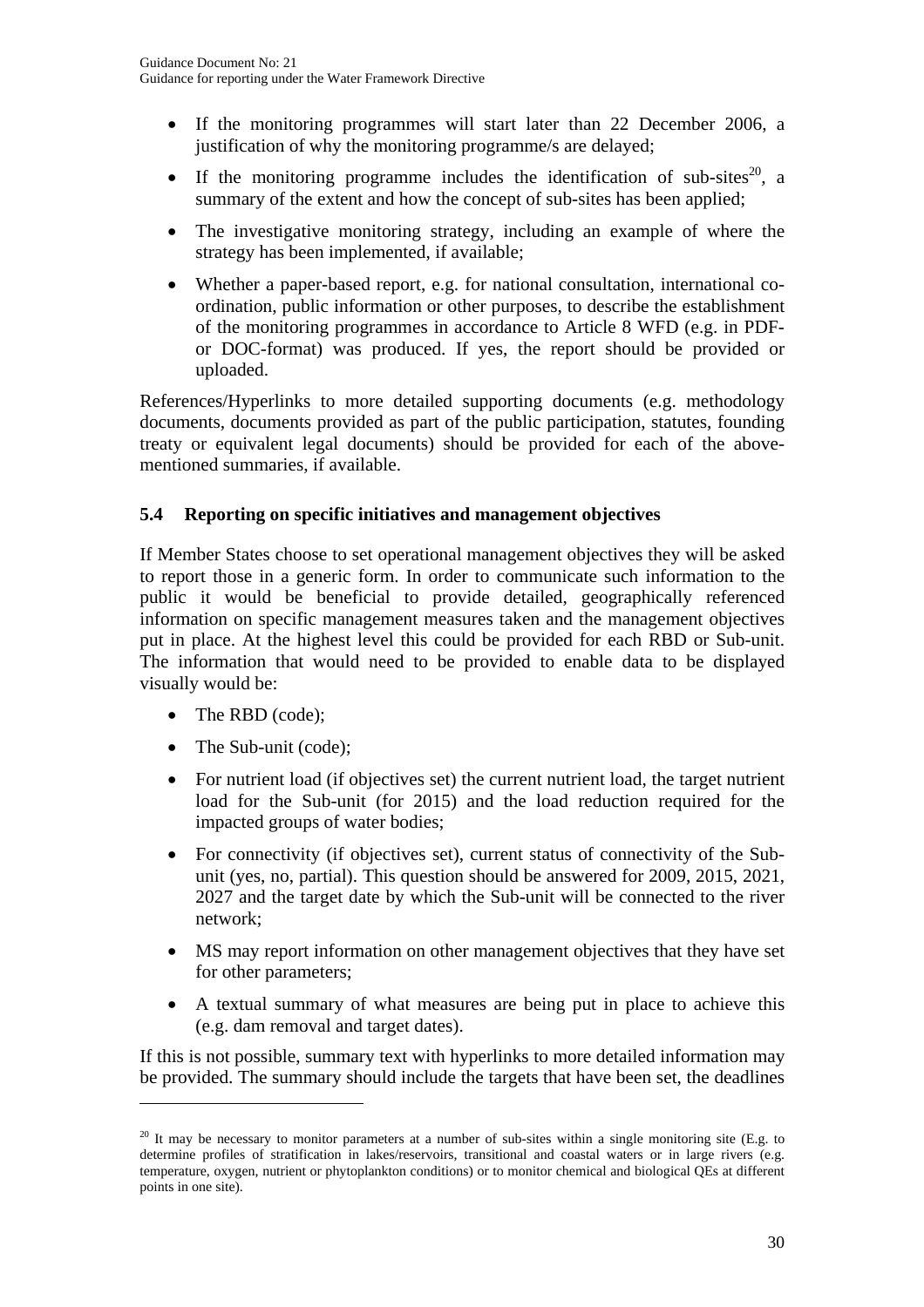- If the monitoring programmes will start later than 22 December 2006, a justification of why the monitoring programme/s are delayed;
- If the monitoring programme includes the identification of sub-sites[20], a summary of the extent and how the concept of sub-sites has been applied;
- The investigative monitoring strategy, including an example of where the strategy has been implemented, if available;
- Whether a paper-based report, e.g. for national consultation, international co-ordination, public information or other purposes, to describe the establishment of the monitoring programmes in accordance to Article 8 WFD (e.g. in PDF- or DOC-format) was produced. If yes, the report should be provided or uploaded.

References/Hyperlinks to more detailed supporting documents (e.g. methodology documents, documents provided as part of the public participation, statutes, founding treaty or equivalent legal documents) should be provided for each of the above-mentioned summaries, if available.

### 5.4 Reporting on specific initiatives and management objectives

If Member States choose to set operational management objectives they will be asked to report those in a generic form. In order to communicate such information to the public it would be beneficial to provide detailed, geographically referenced information on specific management measures taken and the management objectives put in place. At the highest level this could be provided for each RBD or Sub-unit. The information that would need to be provided to enable data to be displayed visually would be:

- The RBD (code);
- The Sub-unit (code);
- For nutrient load (if objectives set) the current nutrient load, the target nutrient load for the Sub-unit (for 2015) and the load reduction required for the impacted groups of water bodies;
- For connectivity (if objectives set), current status of connectivity of the Sub-unit (yes, no, partial). This question should be answered for 2009, 2015, 2021, 2027 and the target date by which the Sub-unit will be connected to the river network;
- MS may report information on other management objectives that they have set for other parameters;
- A textual summary of what measures are being put in place to achieve this (e.g. dam removal and target dates).

If this is not possible, summary text with hyperlinks to more detailed information may be provided. The summary should include the targets that have been set, the deadlines

[20] It may be necessary to monitor parameters at a number of sub-sites within a single monitoring site (E.g. to determine profiles of stratification in lakes/reservoirs, transitional and coastal waters or in large rivers (e.g. temperature, oxygen, nutrient or phytoplankton conditions) or to monitor chemical and biological QEs at different points in one site).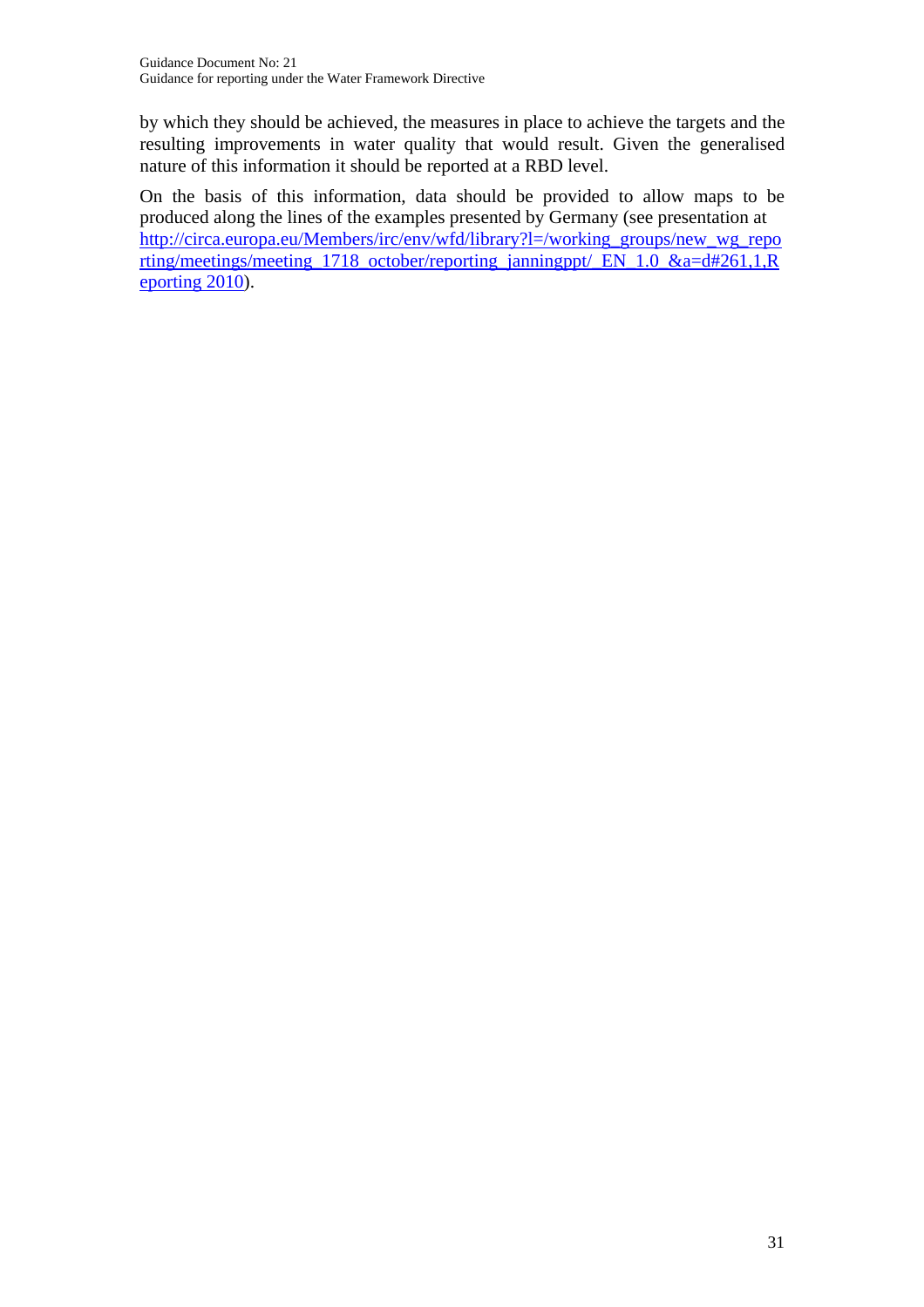by which they should be achieved, the measures in place to achieve the targets and the resulting improvements in water quality that would result. Given the generalised nature of this information it should be reported at a RBD level.

On the basis of this information, data should be provided to allow maps to be produced along the lines of the examples presented by Germany (see presentation at http://circa.europa.eu/Members/irc/env/wfd/library?l=/working_groups/new_wg_reporting/meetings/meeting_1718_october/reporting_janningppt/_EN_1.0_&a=d#261,1,Reporting 2010).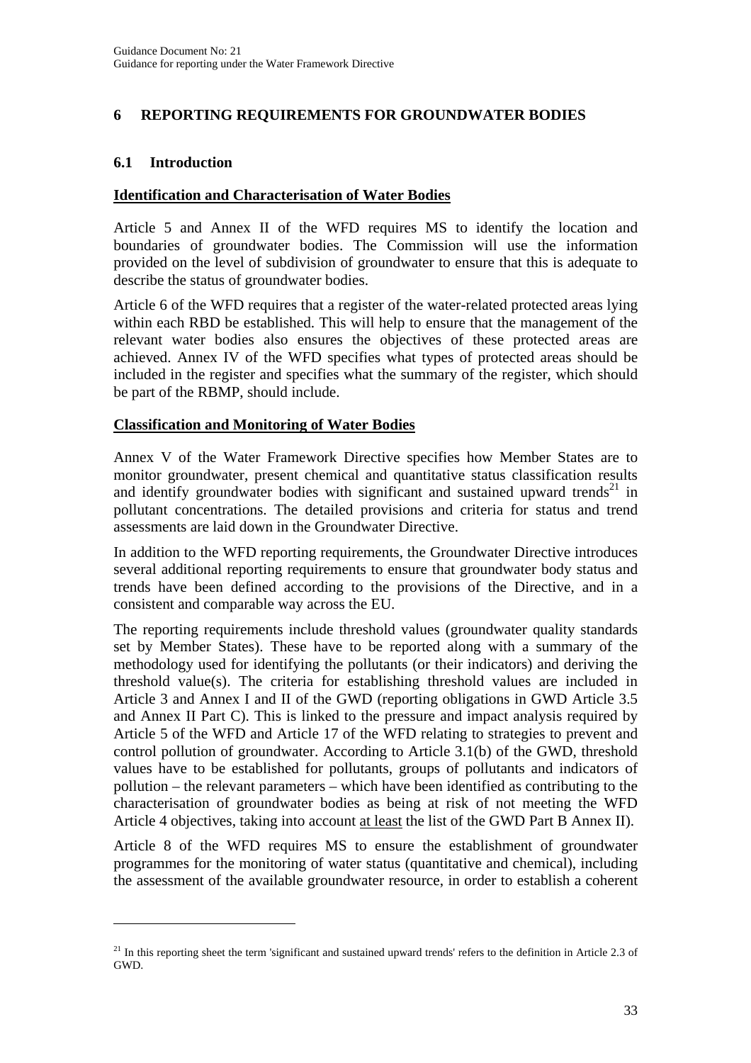## 6 REPORTING REQUIREMENTS FOR GROUNDWATER BODIES

### 6.1 Introduction

**Identification and Characterisation of Water Bodies**

Article 5 and Annex II of the WFD requires MS to identify the location and boundaries of groundwater bodies. The Commission will use the information provided on the level of subdivision of groundwater to ensure that this is adequate to describe the status of groundwater bodies.

Article 6 of the WFD requires that a register of the water-related protected areas lying within each RBD be established. This will help to ensure that the management of the relevant water bodies also ensures the objectives of these protected areas are achieved. Annex IV of the WFD specifies what types of protected areas should be included in the register and specifies what the summary of the register, which should be part of the RBMP, should include.

**Classification and Monitoring of Water Bodies**

Annex V of the Water Framework Directive specifies how Member States are to monitor groundwater, present chemical and quantitative status classification results and identify groundwater bodies with significant and sustained upward trends[21] in pollutant concentrations. The detailed provisions and criteria for status and trend assessments are laid down in the Groundwater Directive.

In addition to the WFD reporting requirements, the Groundwater Directive introduces several additional reporting requirements to ensure that groundwater body status and trends have been defined according to the provisions of the Directive, and in a consistent and comparable way across the EU.

The reporting requirements include threshold values (groundwater quality standards set by Member States). These have to be reported along with a summary of the methodology used for identifying the pollutants (or their indicators) and deriving the threshold value(s). The criteria for establishing threshold values are included in Article 3 and Annex I and II of the GWD (reporting obligations in GWD Article 3.5 and Annex II Part C). This is linked to the pressure and impact analysis required by Article 5 of the WFD and Article 17 of the WFD relating to strategies to prevent and control pollution of groundwater. According to Article 3.1(b) of the GWD, threshold values have to be established for pollutants, groups of pollutants and indicators of pollution – the relevant parameters – which have been identified as contributing to the characterisation of groundwater bodies as being at risk of not meeting the WFD Article 4 objectives, taking into account <u>at least</u> the list of the GWD Part B Annex II).

Article 8 of the WFD requires MS to ensure the establishment of groundwater programmes for the monitoring of water status (quantitative and chemical), including the assessment of the available groundwater resource, in order to establish a coherent

---

[21] In this reporting sheet the term 'significant and sustained upward trends' refers to the definition in Article 2.3 of GWD.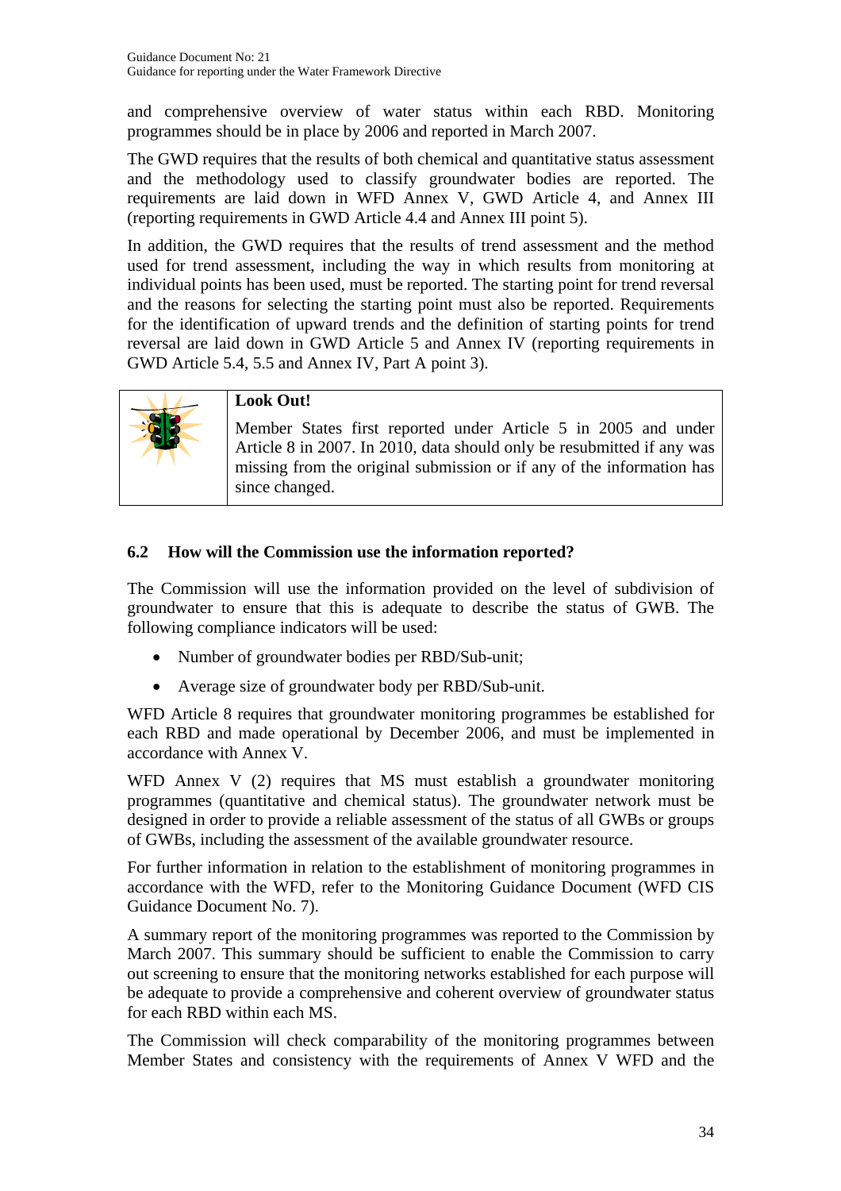and comprehensive overview of water status within each RBD. Monitoring programmes should be in place by 2006 and reported in March 2007.

The GWD requires that the results of both chemical and quantitative status assessment and the methodology used to classify groundwater bodies are reported. The requirements are laid down in WFD Annex V, GWD Article 4, and Annex III (reporting requirements in GWD Article 4.4 and Annex III point 5).

In addition, the GWD requires that the results of trend assessment and the method used for trend assessment, including the way in which results from monitoring at individual points has been used, must be reported. The starting point for trend reversal and the reasons for selecting the starting point must also be reported. Requirements for the identification of upward trends and the definition of starting points for trend reversal are laid down in GWD Article 5 and Annex IV (reporting requirements in GWD Article 5.4, 5.5 and Annex IV, Part A point 3).

**Look Out!**

Member States first reported under Article 5 in 2005 and under Article 8 in 2007. In 2010, data should only be resubmitted if any was missing from the original submission or if any of the information has since changed.

### 6.2 How will the Commission use the information reported?

The Commission will use the information provided on the level of subdivision of groundwater to ensure that this is adequate to describe the status of GWB. The following compliance indicators will be used:

- Number of groundwater bodies per RBD/Sub-unit;
- Average size of groundwater body per RBD/Sub-unit.

WFD Article 8 requires that groundwater monitoring programmes be established for each RBD and made operational by December 2006, and must be implemented in accordance with Annex V.

WFD Annex V (2) requires that MS must establish a groundwater monitoring programmes (quantitative and chemical status). The groundwater network must be designed in order to provide a reliable assessment of the status of all GWBs or groups of GWBs, including the assessment of the available groundwater resource.

For further information in relation to the establishment of monitoring programmes in accordance with the WFD, refer to the Monitoring Guidance Document (WFD CIS Guidance Document No. 7).

A summary report of the monitoring programmes was reported to the Commission by March 2007. This summary should be sufficient to enable the Commission to carry out screening to ensure that the monitoring networks established for each purpose will be adequate to provide a comprehensive and coherent overview of groundwater status for each RBD within each MS.

The Commission will check comparability of the monitoring programmes between Member States and consistency with the requirements of Annex V WFD and the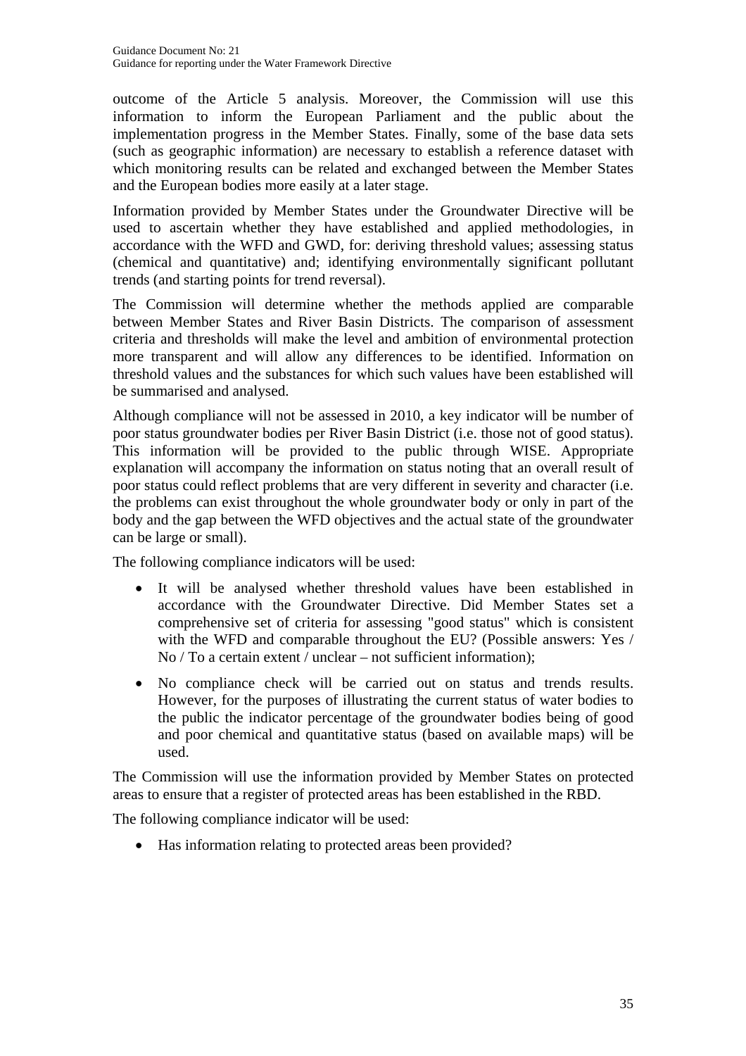outcome of the Article 5 analysis. Moreover, the Commission will use this information to inform the European Parliament and the public about the implementation progress in the Member States. Finally, some of the base data sets (such as geographic information) are necessary to establish a reference dataset with which monitoring results can be related and exchanged between the Member States and the European bodies more easily at a later stage.

Information provided by Member States under the Groundwater Directive will be used to ascertain whether they have established and applied methodologies, in accordance with the WFD and GWD, for: deriving threshold values; assessing status (chemical and quantitative) and; identifying environmentally significant pollutant trends (and starting points for trend reversal).

The Commission will determine whether the methods applied are comparable between Member States and River Basin Districts. The comparison of assessment criteria and thresholds will make the level and ambition of environmental protection more transparent and will allow any differences to be identified. Information on threshold values and the substances for which such values have been established will be summarised and analysed.

Although compliance will not be assessed in 2010, a key indicator will be number of poor status groundwater bodies per River Basin District (i.e. those not of good status). This information will be provided to the public through WISE. Appropriate explanation will accompany the information on status noting that an overall result of poor status could reflect problems that are very different in severity and character (i.e. the problems can exist throughout the whole groundwater body or only in part of the body and the gap between the WFD objectives and the actual state of the groundwater can be large or small).

The following compliance indicators will be used:

- It will be analysed whether threshold values have been established in accordance with the Groundwater Directive. Did Member States set a comprehensive set of criteria for assessing "good status" which is consistent with the WFD and comparable throughout the EU? (Possible answers: Yes / No / To a certain extent / unclear – not sufficient information);
- No compliance check will be carried out on status and trends results. However, for the purposes of illustrating the current status of water bodies to the public the indicator percentage of the groundwater bodies being of good and poor chemical and quantitative status (based on available maps) will be used.

The Commission will use the information provided by Member States on protected areas to ensure that a register of protected areas has been established in the RBD.

The following compliance indicator will be used:

- Has information relating to protected areas been provided?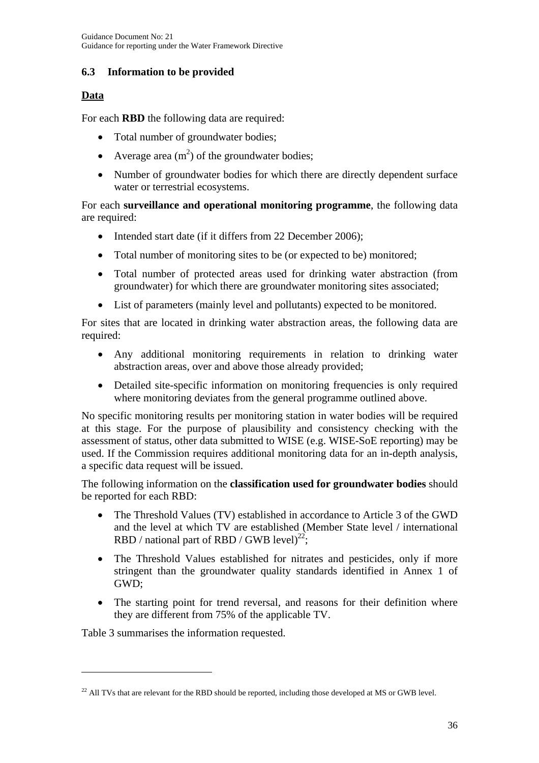### 6.3 Information to be provided

**Data**

For each **RBD** the following data are required:

- Total number of groundwater bodies;
- Average area ($m^2$) of the groundwater bodies;
- Number of groundwater bodies for which there are directly dependent surface water or terrestrial ecosystems.

For each **surveillance and operational monitoring programme**, the following data are required:

- Intended start date (if it differs from 22 December 2006);
- Total number of monitoring sites to be (or expected to be) monitored;
- Total number of protected areas used for drinking water abstraction (from groundwater) for which there are groundwater monitoring sites associated;
- List of parameters (mainly level and pollutants) expected to be monitored.

For sites that are located in drinking water abstraction areas, the following data are required:

- Any additional monitoring requirements in relation to drinking water abstraction areas, over and above those already provided;
- Detailed site-specific information on monitoring frequencies is only required where monitoring deviates from the general programme outlined above.

No specific monitoring results per monitoring station in water bodies will be required at this stage. For the purpose of plausibility and consistency checking with the assessment of status, other data submitted to WISE (e.g. WISE-SoE reporting) may be used. If the Commission requires additional monitoring data for an in-depth analysis, a specific data request will be issued.

The following information on the **classification used for groundwater bodies** should be reported for each RBD:

- The Threshold Values (TV) established in accordance to Article 3 of the GWD and the level at which TV are established (Member State level / international RBD / national part of RBD / GWB level)[22];
- The Threshold Values established for nitrates and pesticides, only if more stringent than the groundwater quality standards identified in Annex 1 of GWD;
- The starting point for trend reversal, and reasons for their definition where they are different from 75% of the applicable TV.

Table 3 summarises the information requested.

---

[22] All TVs that are relevant for the RBD should be reported, including those developed at MS or GWB level.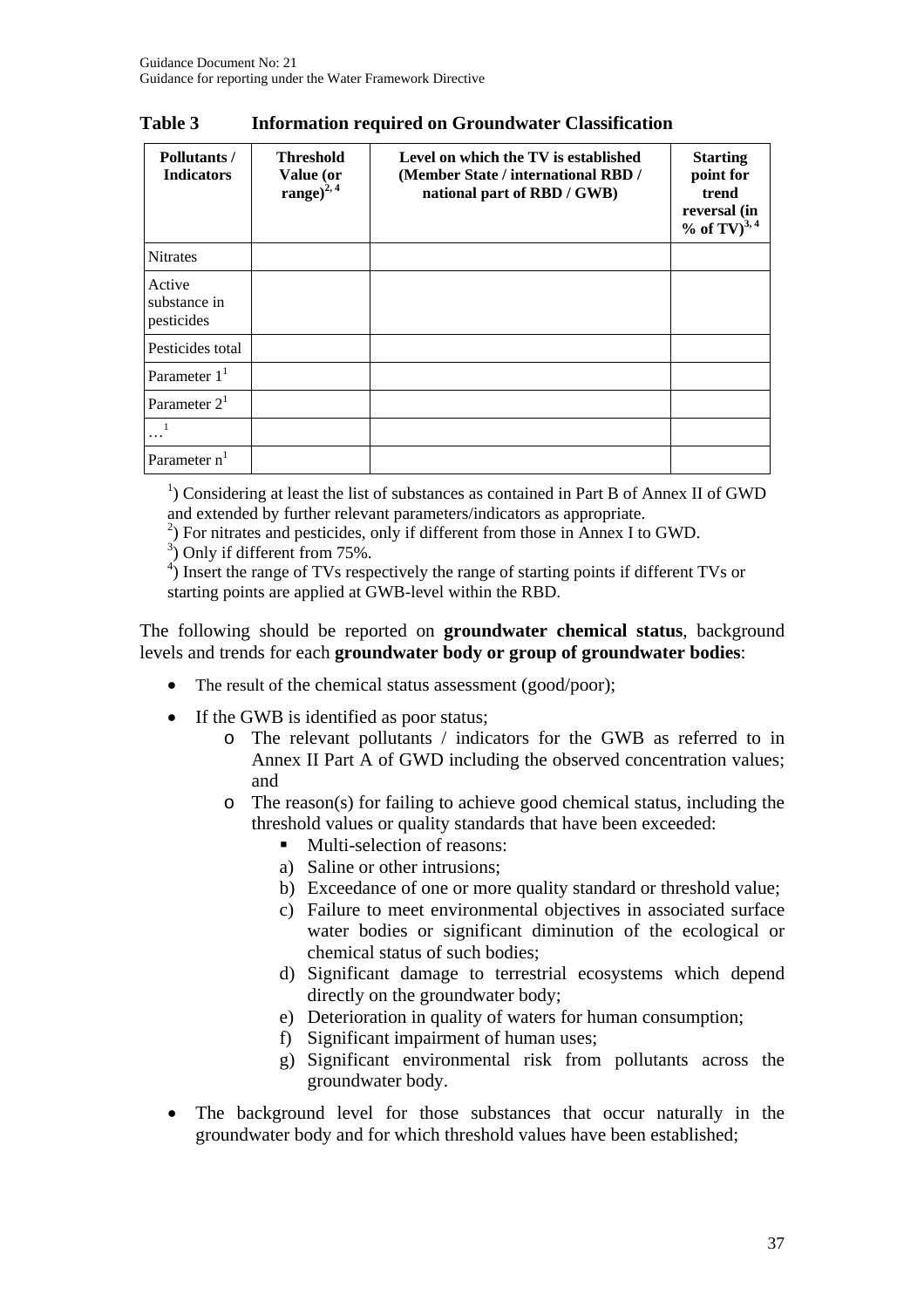**Table 3 Information required on Groundwater Classification**

| Pollutants / Indicators | Threshold Value (or range)[2, 4] | Level on which the TV is established (Member State / international RBD / national part of RBD / GWB) | Starting point for trend reversal (in % of TV)[3, 4] |
|---|---|---|---|
| Nitrates | | | |
| Active substance in pesticides | | | |
| Pesticides total | | | |
| Parameter 1[1] | | | |
| Parameter 2[1] | | | |
| …[1] | | | |
| Parameter n[1] | | | |

[1]) Considering at least the list of substances as contained in Part B of Annex II of GWD and extended by further relevant parameters/indicators as appropriate.
[2]) For nitrates and pesticides, only if different from those in Annex I to GWD.
[3]) Only if different from 75%.
[4]) Insert the range of TVs respectively the range of starting points if different TVs or starting points are applied at GWB-level within the RBD.

The following should be reported on **groundwater chemical status**, background levels and trends for each **groundwater body or group of groundwater bodies**:

- The result of the chemical status assessment (good/poor);
- If the GWB is identified as poor status;
  - The relevant pollutants / indicators for the GWB as referred to in Annex II Part A of GWD including the observed concentration values; and
  - The reason(s) for failing to achieve good chemical status, including the threshold values or quality standards that have been exceeded:
    - Multi-selection of reasons:

    a) Saline or other intrusions;
    b) Exceedance of one or more quality standard or threshold value;
    c) Failure to meet environmental objectives in associated surface water bodies or significant diminution of the ecological or chemical status of such bodies;
    d) Significant damage to terrestrial ecosystems which depend directly on the groundwater body;
    e) Deterioration in quality of waters for human consumption;
    f) Significant impairment of human uses;
    g) Significant environmental risk from pollutants across the groundwater body.
- The background level for those substances that occur naturally in the groundwater body and for which threshold values have been established;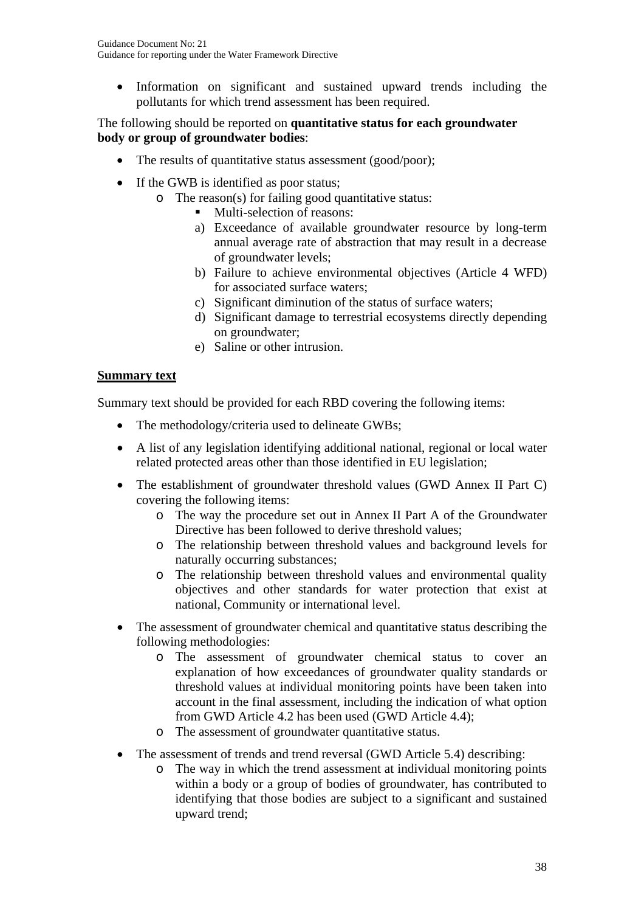- Information on significant and sustained upward trends including the pollutants for which trend assessment has been required.

The following should be reported on **quantitative status for each groundwater body or group of groundwater bodies**:

- The results of quantitative status assessment (good/poor);
- If the GWB is identified as poor status;
  - The reason(s) for failing good quantitative status:
    - Multi-selection of reasons:

    a) Exceedance of available groundwater resource by long-term annual average rate of abstraction that may result in a decrease of groundwater levels;

    b) Failure to achieve environmental objectives (Article 4 WFD) for associated surface waters;

    c) Significant diminution of the status of surface waters;

    d) Significant damage to terrestrial ecosystems directly depending on groundwater;

    e) Saline or other intrusion.

## Summary text

Summary text should be provided for each RBD covering the following items:

- The methodology/criteria used to delineate GWBs;
- A list of any legislation identifying additional national, regional or local water related protected areas other than those identified in EU legislation;
- The establishment of groundwater threshold values (GWD Annex II Part C) covering the following items:
  - The way the procedure set out in Annex II Part A of the Groundwater Directive has been followed to derive threshold values;
  - The relationship between threshold values and background levels for naturally occurring substances;
  - The relationship between threshold values and environmental quality objectives and other standards for water protection that exist at national, Community or international level.
- The assessment of groundwater chemical and quantitative status describing the following methodologies:
  - The assessment of groundwater chemical status to cover an explanation of how exceedances of groundwater quality standards or threshold values at individual monitoring points have been taken into account in the final assessment, including the indication of what option from GWD Article 4.2 has been used (GWD Article 4.4);
  - The assessment of groundwater quantitative status.
- The assessment of trends and trend reversal (GWD Article 5.4) describing:
  - The way in which the trend assessment at individual monitoring points within a body or a group of bodies of groundwater, has contributed to identifying that those bodies are subject to a significant and sustained upward trend;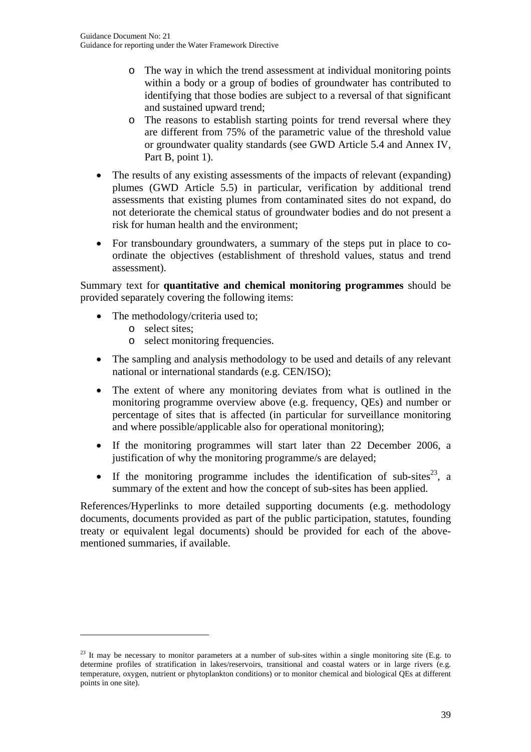- The way in which the trend assessment at individual monitoring points within a body or a group of bodies of groundwater has contributed to identifying that those bodies are subject to a reversal of that significant and sustained upward trend;
  - The reasons to establish starting points for trend reversal where they are different from 75% of the parametric value of the threshold value or groundwater quality standards (see GWD Article 5.4 and Annex IV, Part B, point 1).

- The results of any existing assessments of the impacts of relevant (expanding) plumes (GWD Article 5.5) in particular, verification by additional trend assessments that existing plumes from contaminated sites do not expand, do not deteriorate the chemical status of groundwater bodies and do not present a risk for human health and the environment;

- For transboundary groundwaters, a summary of the steps put in place to co-ordinate the objectives (establishment of threshold values, status and trend assessment).

Summary text for **quantitative and chemical monitoring programmes** should be provided separately covering the following items:

- The methodology/criteria used to;
  - select sites;
  - select monitoring frequencies.

- The sampling and analysis methodology to be used and details of any relevant national or international standards (e.g. CEN/ISO);

- The extent of where any monitoring deviates from what is outlined in the monitoring programme overview above (e.g. frequency, QEs) and number or percentage of sites that is affected (in particular for surveillance monitoring and where possible/applicable also for operational monitoring);

- If the monitoring programmes will start later than 22 December 2006, a justification of why the monitoring programme/s are delayed;

- If the monitoring programme includes the identification of sub-sites[23], a summary of the extent and how the concept of sub-sites has been applied.

References/Hyperlinks to more detailed supporting documents (e.g. methodology documents, documents provided as part of the public participation, statutes, founding treaty or equivalent legal documents) should be provided for each of the above-mentioned summaries, if available.

[23] It may be necessary to monitor parameters at a number of sub-sites within a single monitoring site (E.g. to determine profiles of stratification in lakes/reservoirs, transitional and coastal waters or in large rivers (e.g. temperature, oxygen, nutrient or phytoplankton conditions) or to monitor chemical and biological QEs at different points in one site).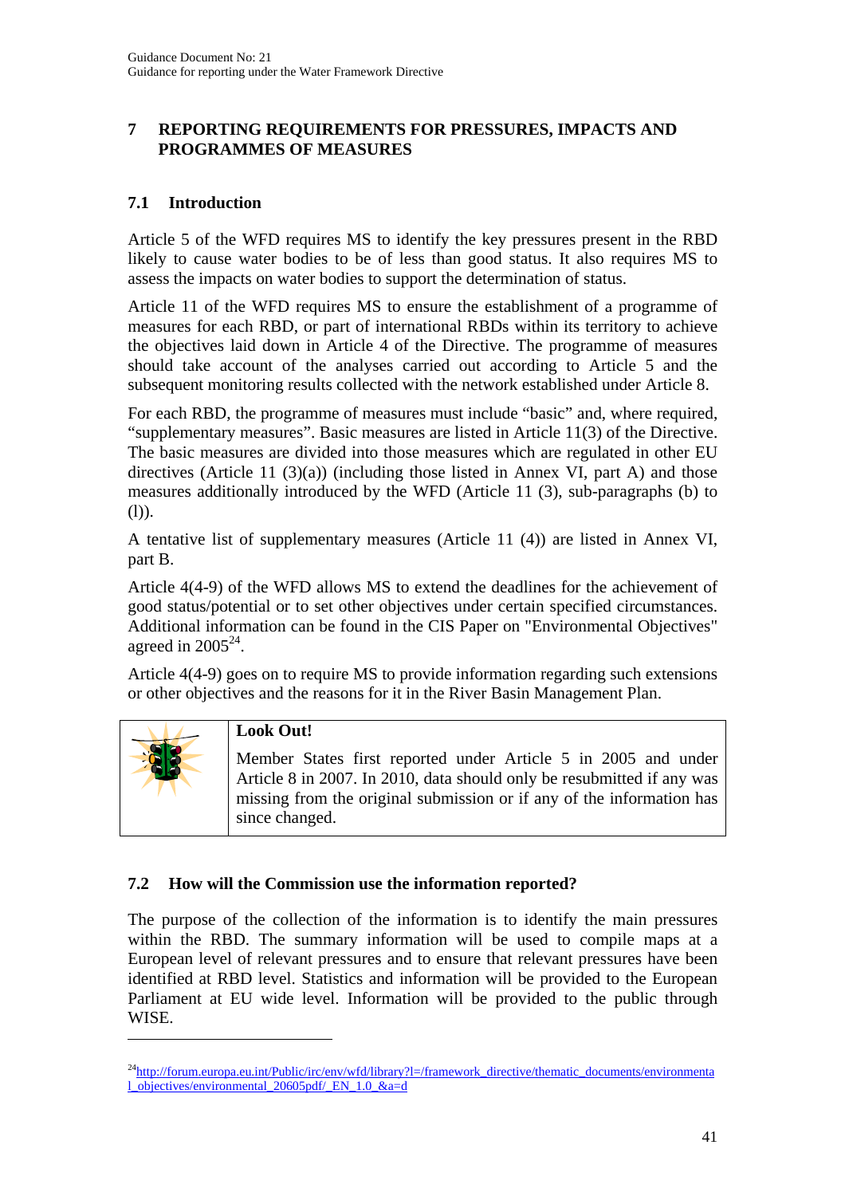## 7 REPORTING REQUIREMENTS FOR PRESSURES, IMPACTS AND PROGRAMMES OF MEASURES

### 7.1 Introduction

Article 5 of the WFD requires MS to identify the key pressures present in the RBD likely to cause water bodies to be of less than good status. It also requires MS to assess the impacts on water bodies to support the determination of status.

Article 11 of the WFD requires MS to ensure the establishment of a programme of measures for each RBD, or part of international RBDs within its territory to achieve the objectives laid down in Article 4 of the Directive. The programme of measures should take account of the analyses carried out according to Article 5 and the subsequent monitoring results collected with the network established under Article 8.

For each RBD, the programme of measures must include "basic" and, where required, "supplementary measures". Basic measures are listed in Article 11(3) of the Directive. The basic measures are divided into those measures which are regulated in other EU directives (Article 11 (3)(a)) (including those listed in Annex VI, part A) and those measures additionally introduced by the WFD (Article 11 (3), sub-paragraphs (b) to (l)).

A tentative list of supplementary measures (Article 11 (4)) are listed in Annex VI, part B.

Article 4(4-9) of the WFD allows MS to extend the deadlines for the achievement of good status/potential or to set other objectives under certain specified circumstances. Additional information can be found in the CIS Paper on "Environmental Objectives" agreed in 2005[24].

Article 4(4-9) goes on to require MS to provide information regarding such extensions or other objectives and the reasons for it in the River Basin Management Plan.

| | **Look Out!** |
|---|---|
| | Member States first reported under Article 5 in 2005 and under Article 8 in 2007. In 2010, data should only be resubmitted if any was missing from the original submission or if any of the information has since changed. |

### 7.2 How will the Commission use the information reported?

The purpose of the collection of the information is to identify the main pressures within the RBD. The summary information will be used to compile maps at a European level of relevant pressures and to ensure that relevant pressures have been identified at RBD level. Statistics and information will be provided to the European Parliament at EU wide level. Information will be provided to the public through WISE.

---

[24] http://forum.europa.eu.int/Public/irc/env/wfd/library?l=/framework_directive/thematic_documents/environmental_objectives/environmental_20605pdf/_EN_1.0_&a=d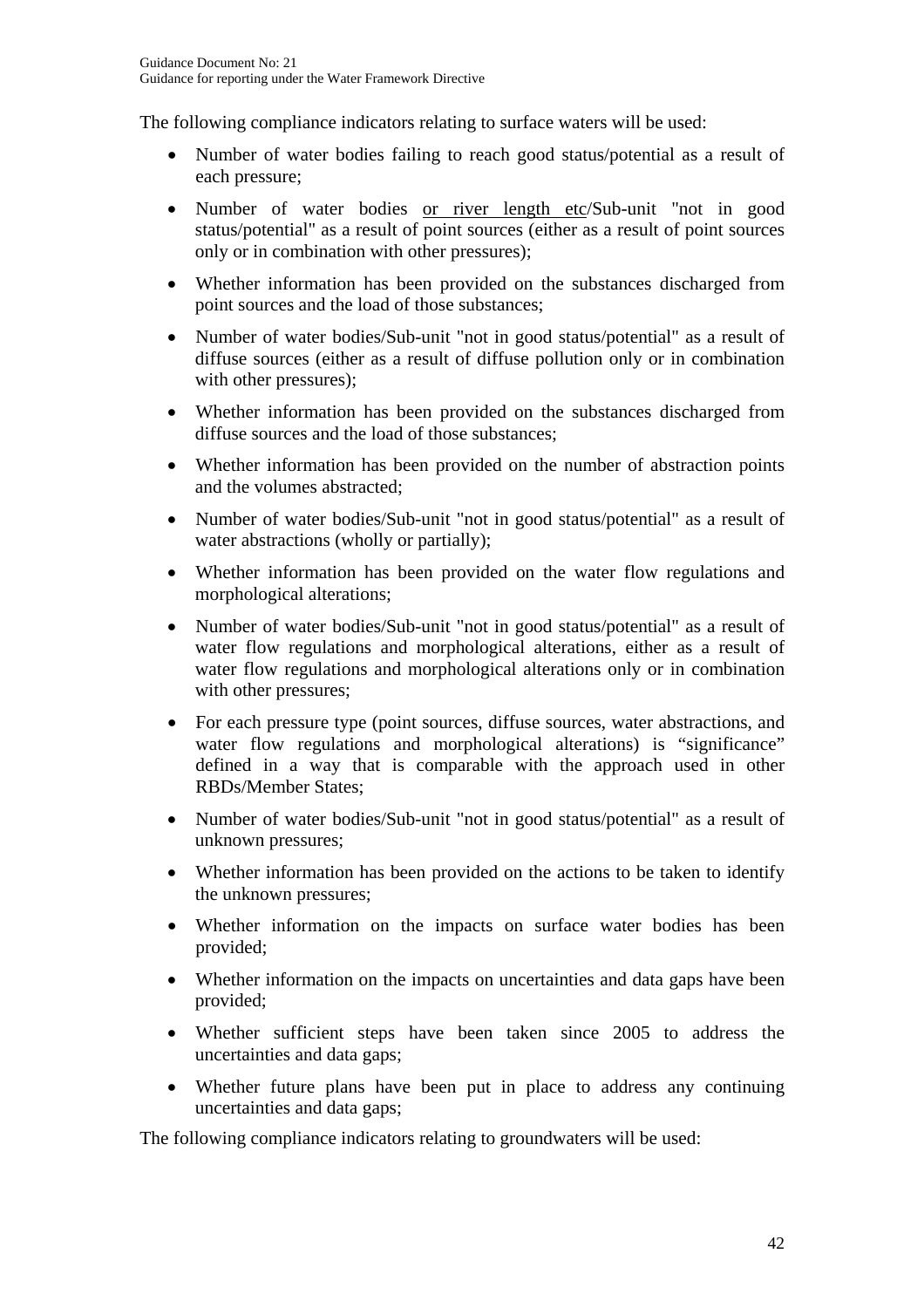The following compliance indicators relating to surface waters will be used:

- Number of water bodies failing to reach good status/potential as a result of each pressure;
- Number of water bodies <u>or river length etc</u>/Sub-unit "not in good status/potential" as a result of point sources (either as a result of point sources only or in combination with other pressures);
- Whether information has been provided on the substances discharged from point sources and the load of those substances;
- Number of water bodies/Sub-unit "not in good status/potential" as a result of diffuse sources (either as a result of diffuse pollution only or in combination with other pressures);
- Whether information has been provided on the substances discharged from diffuse sources and the load of those substances;
- Whether information has been provided on the number of abstraction points and the volumes abstracted;
- Number of water bodies/Sub-unit "not in good status/potential" as a result of water abstractions (wholly or partially);
- Whether information has been provided on the water flow regulations and morphological alterations;
- Number of water bodies/Sub-unit "not in good status/potential" as a result of water flow regulations and morphological alterations, either as a result of water flow regulations and morphological alterations only or in combination with other pressures;
- For each pressure type (point sources, diffuse sources, water abstractions, and water flow regulations and morphological alterations) is "significance" defined in a way that is comparable with the approach used in other RBDs/Member States;
- Number of water bodies/Sub-unit "not in good status/potential" as a result of unknown pressures;
- Whether information has been provided on the actions to be taken to identify the unknown pressures;
- Whether information on the impacts on surface water bodies has been provided;
- Whether information on the impacts on uncertainties and data gaps have been provided;
- Whether sufficient steps have been taken since 2005 to address the uncertainties and data gaps;
- Whether future plans have been put in place to address any continuing uncertainties and data gaps;

The following compliance indicators relating to groundwaters will be used: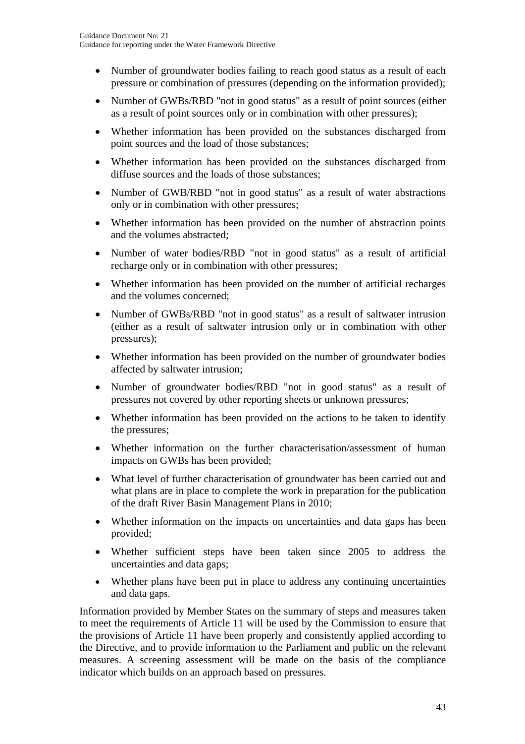- Number of groundwater bodies failing to reach good status as a result of each pressure or combination of pressures (depending on the information provided);
- Number of GWBs/RBD "not in good status" as a result of point sources (either as a result of point sources only or in combination with other pressures);
- Whether information has been provided on the substances discharged from point sources and the load of those substances;
- Whether information has been provided on the substances discharged from diffuse sources and the loads of those substances;
- Number of GWB/RBD "not in good status" as a result of water abstractions only or in combination with other pressures;
- Whether information has been provided on the number of abstraction points and the volumes abstracted;
- Number of water bodies/RBD "not in good status" as a result of artificial recharge only or in combination with other pressures;
- Whether information has been provided on the number of artificial recharges and the volumes concerned;
- Number of GWBs/RBD "not in good status" as a result of saltwater intrusion (either as a result of saltwater intrusion only or in combination with other pressures);
- Whether information has been provided on the number of groundwater bodies affected by saltwater intrusion;
- Number of groundwater bodies/RBD "not in good status" as a result of pressures not covered by other reporting sheets or unknown pressures;
- Whether information has been provided on the actions to be taken to identify the pressures;
- Whether information on the further characterisation/assessment of human impacts on GWBs has been provided;
- What level of further characterisation of groundwater has been carried out and what plans are in place to complete the work in preparation for the publication of the draft River Basin Management Plans in 2010;
- Whether information on the impacts on uncertainties and data gaps has been provided;
- Whether sufficient steps have been taken since 2005 to address the uncertainties and data gaps;
- Whether plans have been put in place to address any continuing uncertainties and data gaps.

Information provided by Member States on the summary of steps and measures taken to meet the requirements of Article 11 will be used by the Commission to ensure that the provisions of Article 11 have been properly and consistently applied according to the Directive, and to provide information to the Parliament and public on the relevant measures. A screening assessment will be made on the basis of the compliance indicator which builds on an approach based on pressures.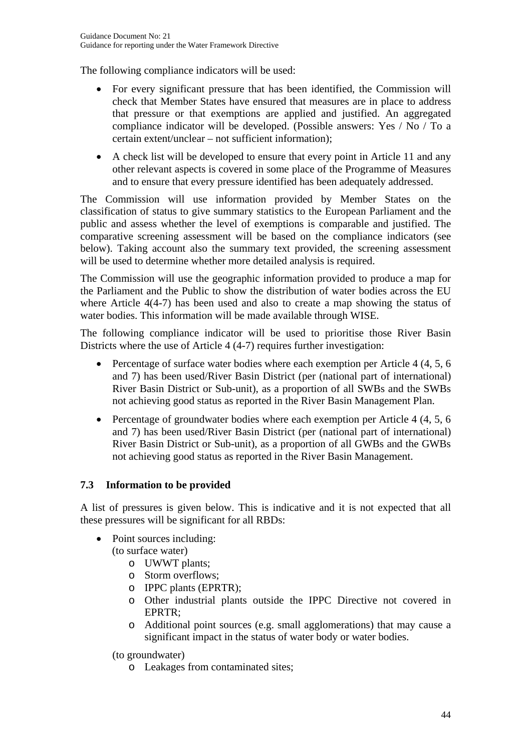The following compliance indicators will be used:

- For every significant pressure that has been identified, the Commission will check that Member States have ensured that measures are in place to address that pressure or that exemptions are applied and justified. An aggregated compliance indicator will be developed. (Possible answers: Yes / No / To a certain extent/unclear – not sufficient information);
- A check list will be developed to ensure that every point in Article 11 and any other relevant aspects is covered in some place of the Programme of Measures and to ensure that every pressure identified has been adequately addressed.

The Commission will use information provided by Member States on the classification of status to give summary statistics to the European Parliament and the public and assess whether the level of exemptions is comparable and justified. The comparative screening assessment will be based on the compliance indicators (see below). Taking account also the summary text provided, the screening assessment will be used to determine whether more detailed analysis is required.

The Commission will use the geographic information provided to produce a map for the Parliament and the Public to show the distribution of water bodies across the EU where Article 4(4-7) has been used and also to create a map showing the status of water bodies. This information will be made available through WISE.

The following compliance indicator will be used to prioritise those River Basin Districts where the use of Article 4 (4-7) requires further investigation:

- Percentage of surface water bodies where each exemption per Article 4 (4, 5, 6 and 7) has been used/River Basin District (per (national part of international) River Basin District or Sub-unit), as a proportion of all SWBs and the SWBs not achieving good status as reported in the River Basin Management Plan.
- Percentage of groundwater bodies where each exemption per Article 4 (4, 5, 6 and 7) has been used/River Basin District (per (national part of international) River Basin District or Sub-unit), as a proportion of all GWBs and the GWBs not achieving good status as reported in the River Basin Management.

### 7.3 Information to be provided

A list of pressures is given below. This is indicative and it is not expected that all these pressures will be significant for all RBDs:

- Point sources including:
  (to surface water)
  - UWWT plants;
  - Storm overflows;
  - IPPC plants (EPRTR);
  - Other industrial plants outside the IPPC Directive not covered in EPRTR;
  - Additional point sources (e.g. small agglomerations) that may cause a significant impact in the status of water body or water bodies.

  (to groundwater)
  - Leakages from contaminated sites;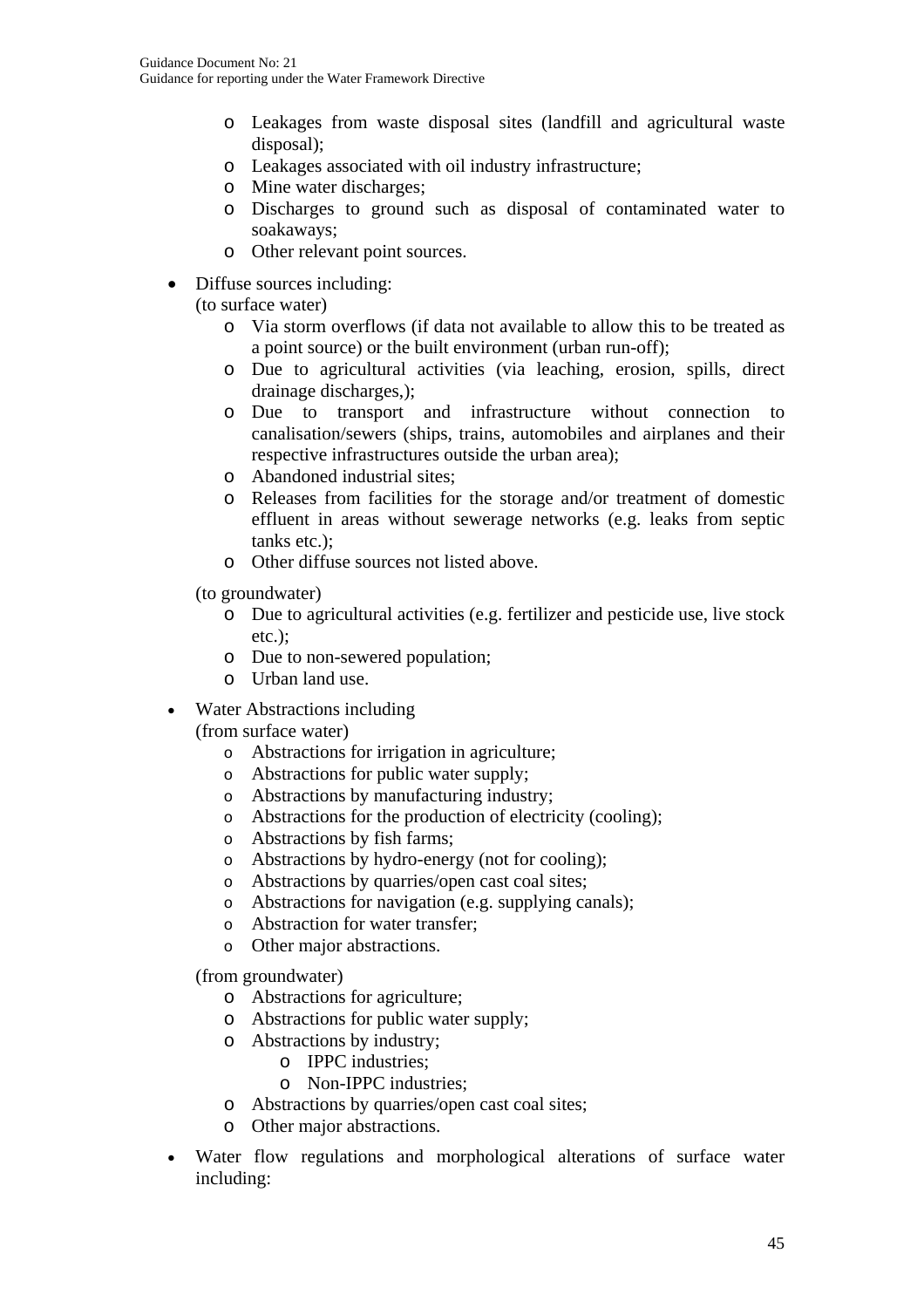- Leakages from waste disposal sites (landfill and agricultural waste disposal);
  - Leakages associated with oil industry infrastructure;
  - Mine water discharges;
  - Discharges to ground such as disposal of contaminated water to soakaways;
  - Other relevant point sources.

- Diffuse sources including:
  (to surface water)
  - Via storm overflows (if data not available to allow this to be treated as a point source) or the built environment (urban run-off);
  - Due to agricultural activities (via leaching, erosion, spills, direct drainage discharges,);
  - Due to transport and infrastructure without connection to canalisation/sewers (ships, trains, automobiles and airplanes and their respective infrastructures outside the urban area);
  - Abandoned industrial sites;
  - Releases from facilities for the storage and/or treatment of domestic effluent in areas without sewerage networks (e.g. leaks from septic tanks etc.);
  - Other diffuse sources not listed above.

  (to groundwater)
  - Due to agricultural activities (e.g. fertilizer and pesticide use, live stock etc.);
  - Due to non-sewered population;
  - Urban land use.

- Water Abstractions including
  (from surface water)
  - Abstractions for irrigation in agriculture;
  - Abstractions for public water supply;
  - Abstractions by manufacturing industry;
  - Abstractions for the production of electricity (cooling);
  - Abstractions by fish farms;
  - Abstractions by hydro-energy (not for cooling);
  - Abstractions by quarries/open cast coal sites;
  - Abstractions for navigation (e.g. supplying canals);
  - Abstraction for water transfer;
  - Other major abstractions.

  (from groundwater)
  - Abstractions for agriculture;
  - Abstractions for public water supply;
  - Abstractions by industry;
    - IPPC industries;
    - Non-IPPC industries;
  - Abstractions by quarries/open cast coal sites;
  - Other major abstractions.

- Water flow regulations and morphological alterations of surface water including: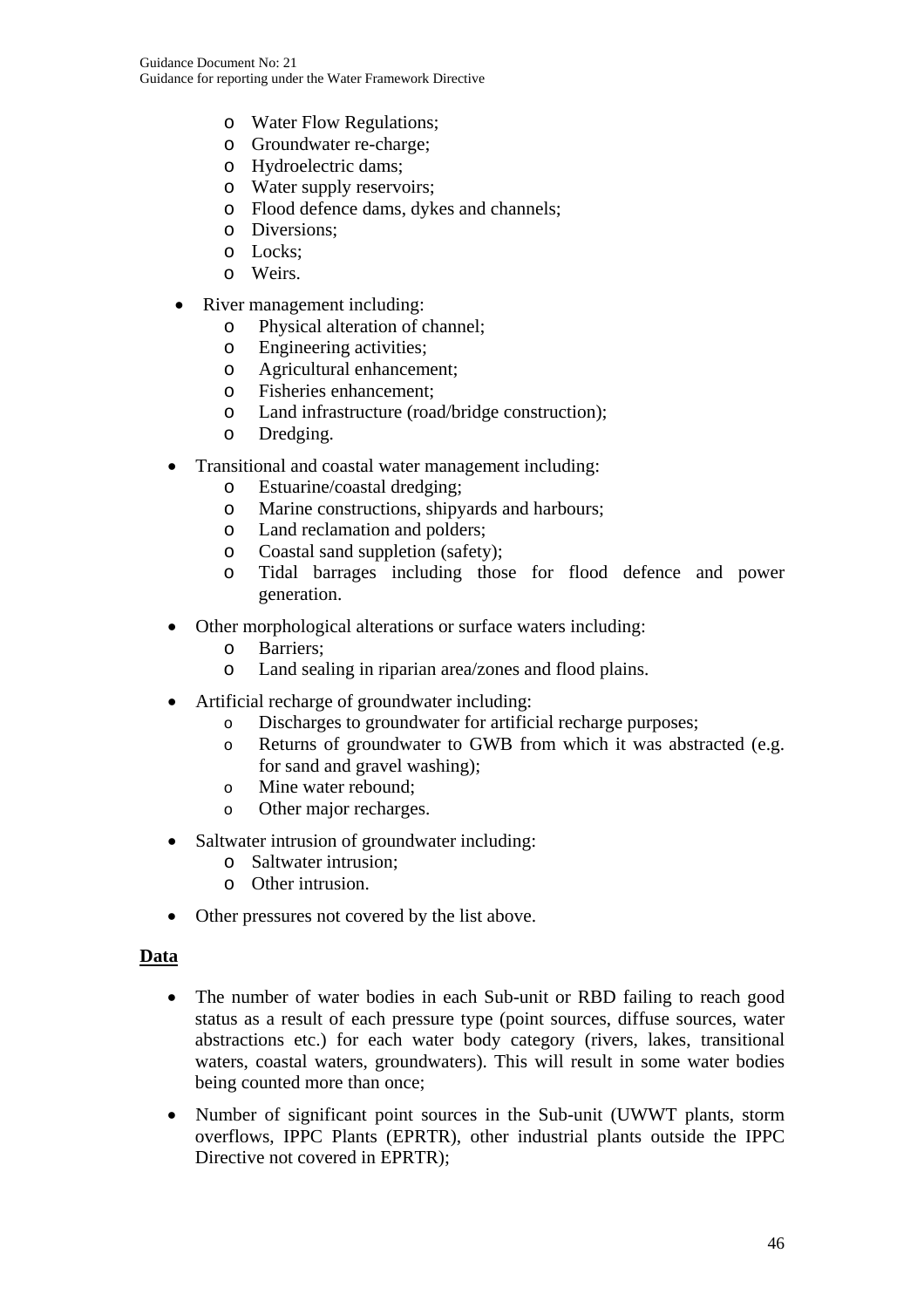- Water Flow Regulations;
  - Groundwater re-charge;
  - Hydroelectric dams;
  - Water supply reservoirs;
  - Flood defence dams, dykes and channels;
  - Diversions;
  - Locks;
  - Weirs.

- River management including:
  - Physical alteration of channel;
  - Engineering activities;
  - Agricultural enhancement;
  - Fisheries enhancement;
  - Land infrastructure (road/bridge construction);
  - Dredging.

- Transitional and coastal water management including:
  - Estuarine/coastal dredging;
  - Marine constructions, shipyards and harbours;
  - Land reclamation and polders;
  - Coastal sand suppletion (safety);
  - Tidal barrages including those for flood defence and power generation.

- Other morphological alterations or surface waters including:
  - Barriers;
  - Land sealing in riparian area/zones and flood plains.

- Artificial recharge of groundwater including:
  - Discharges to groundwater for artificial recharge purposes;
  - Returns of groundwater to GWB from which it was abstracted (e.g. for sand and gravel washing);
  - Mine water rebound;
  - Other major recharges.

- Saltwater intrusion of groundwater including:
  - Saltwater intrusion;
  - Other intrusion.

- Other pressures not covered by the list above.

**Data**

- The number of water bodies in each Sub-unit or RBD failing to reach good status as a result of each pressure type (point sources, diffuse sources, water abstractions etc.) for each water body category (rivers, lakes, transitional waters, coastal waters, groundwaters). This will result in some water bodies being counted more than once;

- Number of significant point sources in the Sub-unit (UWWT plants, storm overflows, IPPC Plants (EPRTR), other industrial plants outside the IPPC Directive not covered in EPRTR);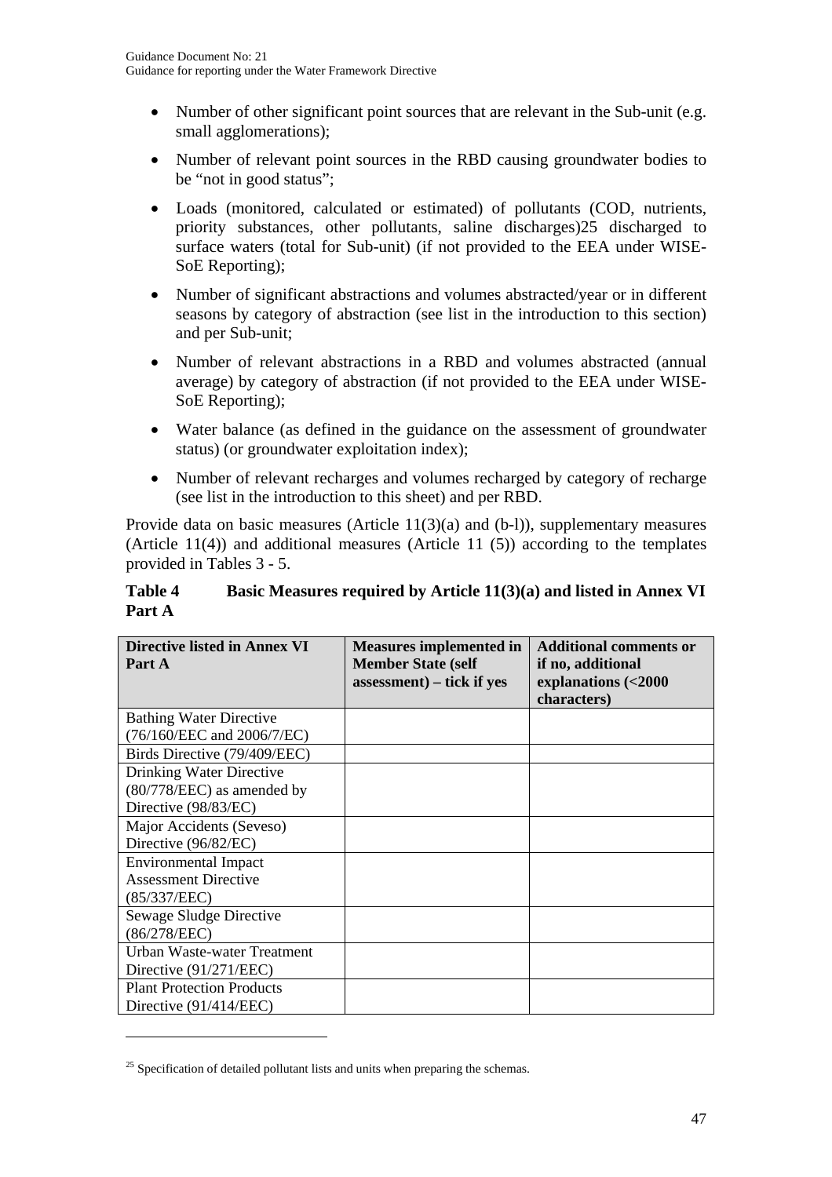- Number of other significant point sources that are relevant in the Sub-unit (e.g. small agglomerations);
- Number of relevant point sources in the RBD causing groundwater bodies to be "not in good status";
- Loads (monitored, calculated or estimated) of pollutants (COD, nutrients, priority substances, other pollutants, saline discharges)[25] discharged to surface waters (total for Sub-unit) (if not provided to the EEA under WISE-SoE Reporting);
- Number of significant abstractions and volumes abstracted/year or in different seasons by category of abstraction (see list in the introduction to this section) and per Sub-unit;
- Number of relevant abstractions in a RBD and volumes abstracted (annual average) by category of abstraction (if not provided to the EEA under WISE-SoE Reporting);
- Water balance (as defined in the guidance on the assessment of groundwater status) (or groundwater exploitation index);
- Number of relevant recharges and volumes recharged by category of recharge (see list in the introduction to this sheet) and per RBD.

Provide data on basic measures (Article 11(3)(a) and (b-l)), supplementary measures (Article 11(4)) and additional measures (Article 11 (5)) according to the templates provided in Tables 3 - 5.

**Table 4 Basic Measures required by Article 11(3)(a) and listed in Annex VI Part A**

| Directive listed in Annex VI Part A | Measures implemented in Member State (self assessment) – tick if yes | Additional comments or if no, additional explanations (<2000 characters) |
|---|---|---|
| Bathing Water Directive (76/160/EEC and 2006/7/EC) | | |
| Birds Directive (79/409/EEC) | | |
| Drinking Water Directive (80/778/EEC) as amended by Directive (98/83/EC) | | |
| Major Accidents (Seveso) Directive (96/82/EC) | | |
| Environmental Impact Assessment Directive (85/337/EEC) | | |
| Sewage Sludge Directive (86/278/EEC) | | |
| Urban Waste-water Treatment Directive (91/271/EEC) | | |
| Plant Protection Products Directive (91/414/EEC) | | |

[25] Specification of detailed pollutant lists and units when preparing the schemas.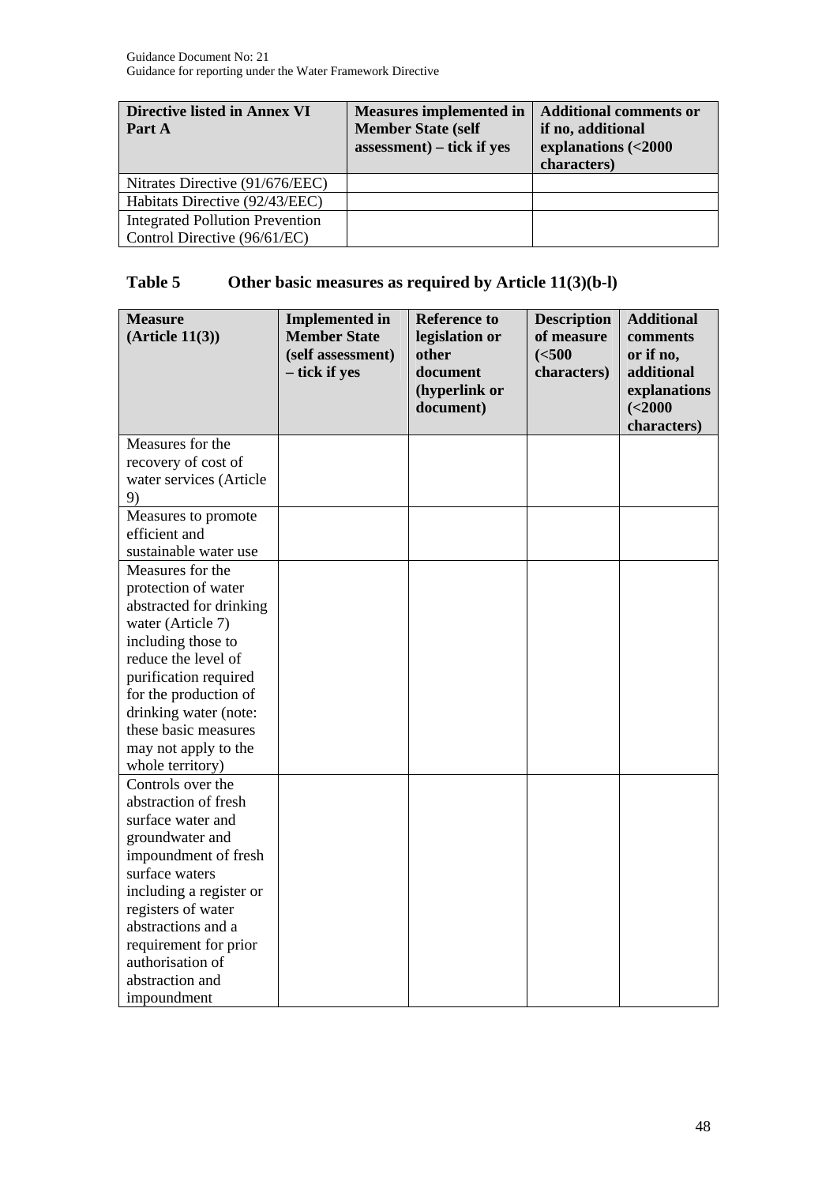| Directive listed in Annex VI Part A | Measures implemented in Member State (self assessment) – tick if yes | Additional comments or if no, additional explanations (<2000 characters) |
|---|---|---|
| Nitrates Directive (91/676/EEC) | | |
| Habitats Directive (92/43/EEC) | | |
| Integrated Pollution Prevention Control Directive (96/61/EC) | | |

## Table 5 Other basic measures as required by Article 11(3)(b-l)

| Measure (Article 11(3)) | Implemented in Member State (self assessment) – tick if yes | Reference to legislation or other document (hyperlink or document) | Description of measure (<500 characters) | Additional comments or if no, additional explanations (<2000 characters) |
|---|---|---|---|---|
| Measures for the recovery of cost of water services (Article 9) | | | | |
| Measures to promote efficient and sustainable water use | | | | |
| Measures for the protection of water abstracted for drinking water (Article 7) including those to reduce the level of purification required for the production of drinking water (note: these basic measures may not apply to the whole territory) | | | | |
| Controls over the abstraction of fresh surface water and groundwater and impoundment of fresh surface waters including a register or registers of water abstractions and a requirement for prior authorisation of abstraction and impoundment | | | | |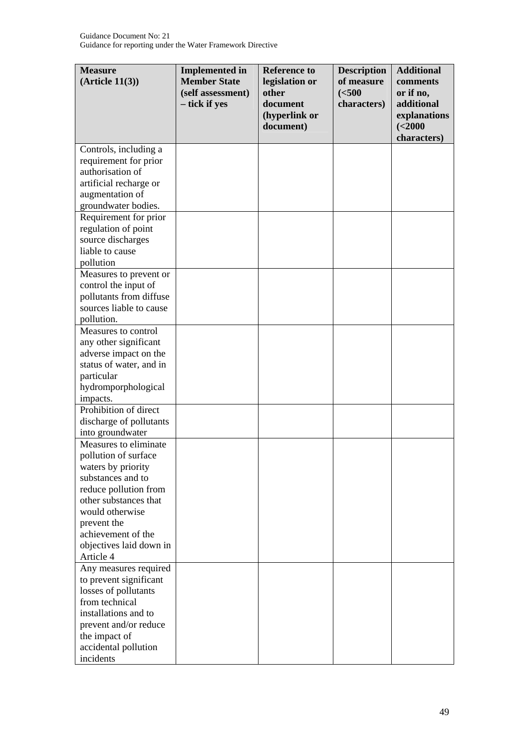| Measure (Article 11(3)) | Implemented in Member State (self assessment) – tick if yes | Reference to legislation or other document (hyperlink or document) | Description of measure (<500 characters) | Additional comments or if no, additional explanations (<2000 characters) |
|---|---|---|---|---|
| Controls, including a requirement for prior authorisation of artificial recharge or augmentation of groundwater bodies. | | | | |
| Requirement for prior regulation of point source discharges liable to cause pollution | | | | |
| Measures to prevent or control the input of pollutants from diffuse sources liable to cause pollution. | | | | |
| Measures to control any other significant adverse impact on the status of water, and in particular hydromporphological impacts. | | | | |
| Prohibition of direct discharge of pollutants into groundwater | | | | |
| Measures to eliminate pollution of surface waters by priority substances and to reduce pollution from other substances that would otherwise prevent the achievement of the objectives laid down in Article 4 | | | | |
| Any measures required to prevent significant losses of pollutants from technical installations and to prevent and/or reduce the impact of accidental pollution incidents | | | | |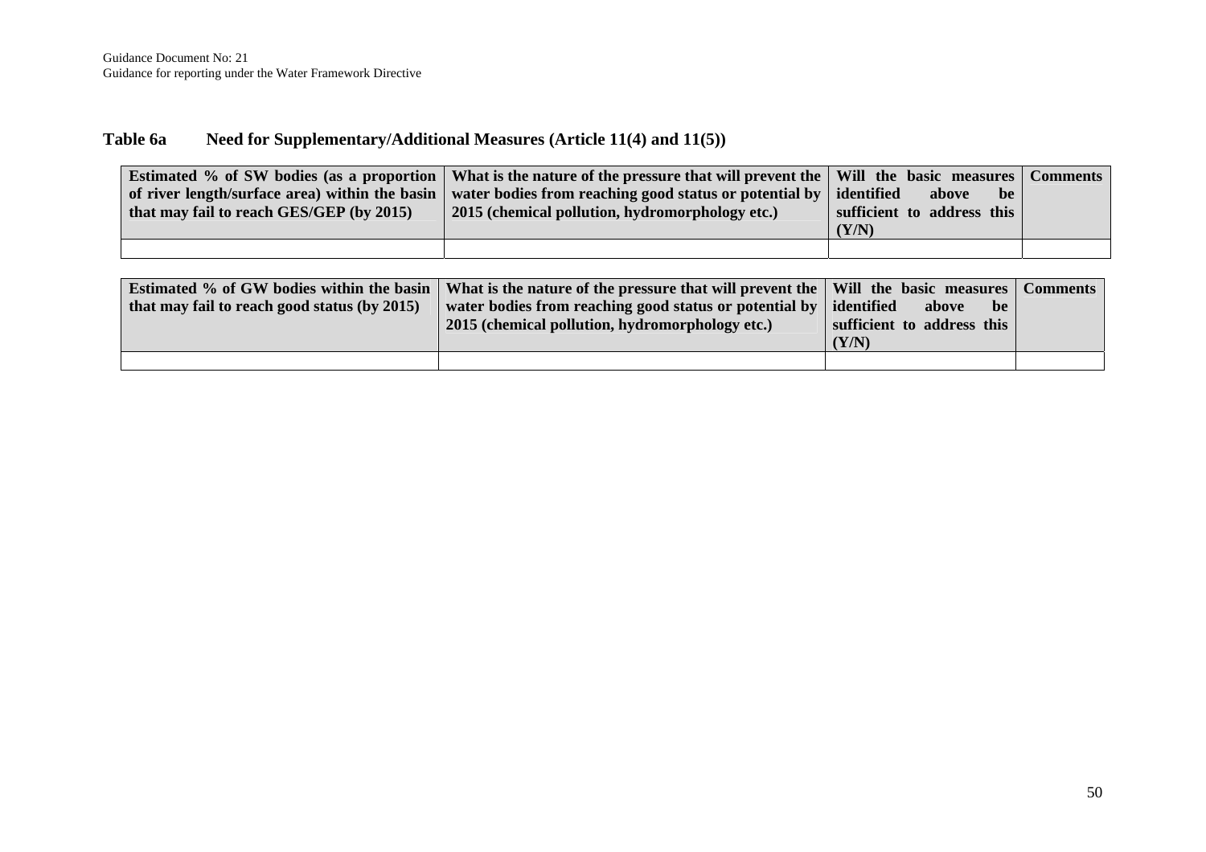### Table 6a Need for Supplementary/Additional Measures (Article 11(4) and 11(5))

| Estimated % of SW bodies (as a proportion of river length/surface area) within the basin that may fail to reach GES/GEP (by 2015) | What is the nature of the pressure that will prevent the water bodies from reaching good status or potential by 2015 (chemical pollution, hydromorphology etc.) | Will the basic measures identified above be sufficient to address this (Y/N) | Comments |
|---|---|---|---|
| | | | |

| Estimated % of GW bodies within the basin that may fail to reach good status (by 2015) | What is the nature of the pressure that will prevent the water bodies from reaching good status or potential by 2015 (chemical pollution, hydromorphology etc.) | Will the basic measures identified above be sufficient to address this (Y/N) | Comments |
|---|---|---|---|
| | | | |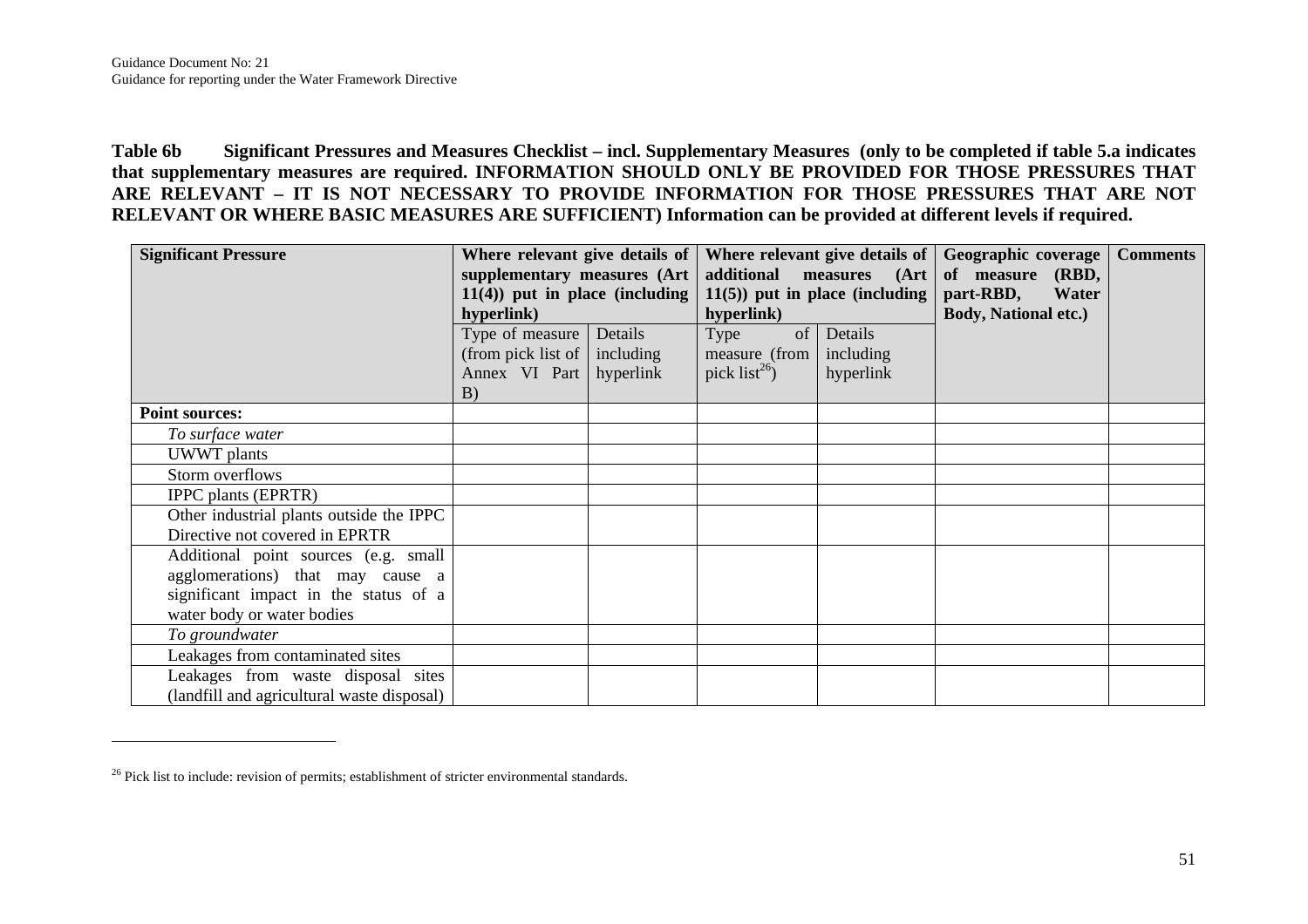**Table 6b Significant Pressures and Measures Checklist – incl. Supplementary Measures (only to be completed if table 5.a indicates that supplementary measures are required. INFORMATION SHOULD ONLY BE PROVIDED FOR THOSE PRESSURES THAT ARE RELEVANT – IT IS NOT NECESSARY TO PROVIDE INFORMATION FOR THOSE PRESSURES THAT ARE NOT RELEVANT OR WHERE BASIC MEASURES ARE SUFFICIENT) Information can be provided at different levels if required.**

| Significant Pressure | Where relevant give details of supplementary measures (Art 11(4)) put in place (including hyperlink) | | Where relevant give details of additional measures (Art 11(5)) put in place (including hyperlink) | | Geographic coverage of measure (RBD, part-RBD, Water Body, National etc.) | Comments |
|---|---|---|---|---|---|---|
| | Type of measure (from pick list of Annex VI Part B) | Details including hyperlink | Type of measure (from pick list[26]) | Details including hyperlink | | |
| **Point sources:** | | | | | | |
| *To surface water* | | | | | | |
| UWWT plants | | | | | | |
| Storm overflows | | | | | | |
| IPPC plants (EPRTR) | | | | | | |
| Other industrial plants outside the IPPC Directive not covered in EPRTR | | | | | | |
| Additional point sources (e.g. small agglomerations) that may cause a significant impact in the status of a water body or water bodies | | | | | | |
| *To groundwater* | | | | | | |
| Leakages from contaminated sites | | | | | | |
| Leakages from waste disposal sites (landfill and agricultural waste disposal) | | | | | | |

[26] Pick list to include: revision of permits; establishment of stricter environmental standards.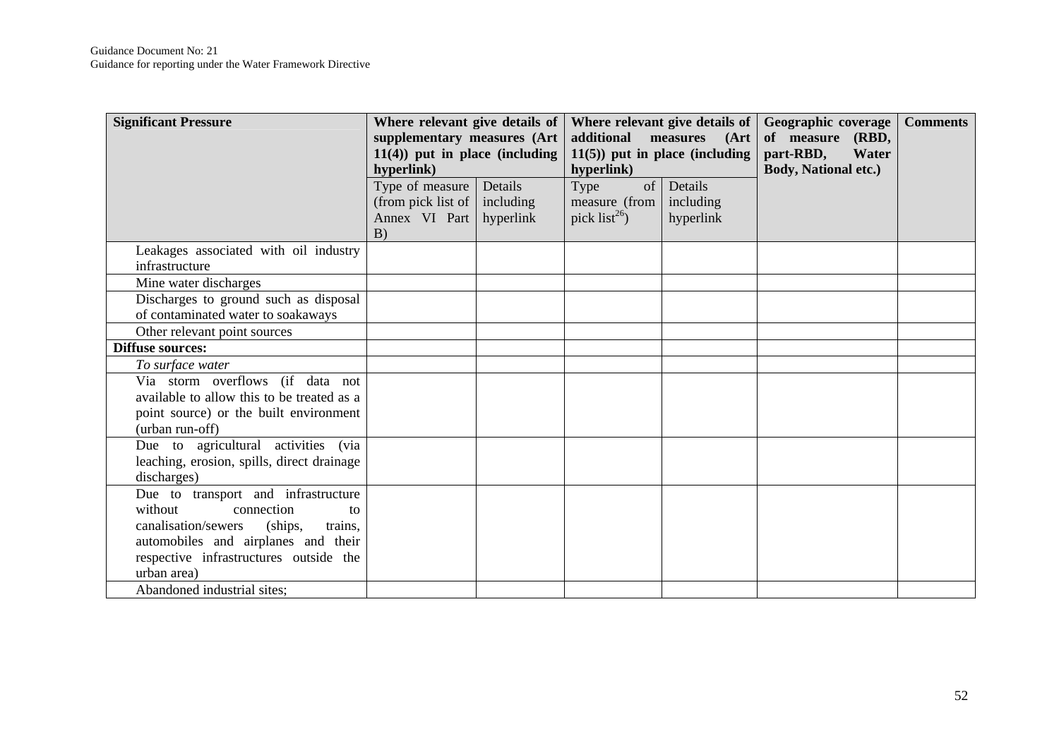| Significant Pressure | Where relevant give details of supplementary measures (Art 11(4)) put in place (including hyperlink) | | Where relevant give details of additional measures (Art 11(5)) put in place (including hyperlink) | | Geographic coverage of measure (RBD, part-RBD, Water Body, National etc.) | Comments |
|---|---|---|---|---|---|---|
| | Type of measure (from pick list of Annex VI Part B) | Details including hyperlink | Type of measure (from pick list[26]) | Details including hyperlink | | |
| Leakages associated with oil industry infrastructure | | | | | | |
| Mine water discharges | | | | | | |
| Discharges to ground such as disposal of contaminated water to soakaways | | | | | | |
| Other relevant point sources | | | | | | |
| **Diffuse sources:** | | | | | | |
| *To surface water* | | | | | | |
| Via storm overflows (if data not available to allow this to be treated as a point source) or the built environment (urban run-off) | | | | | | |
| Due to agricultural activities (via leaching, erosion, spills, direct drainage discharges) | | | | | | |
| Due to transport and infrastructure without connection to canalisation/sewers (ships, trains, automobiles and airplanes and their respective infrastructures outside the urban area) | | | | | | |
| Abandoned industrial sites; | | | | | | |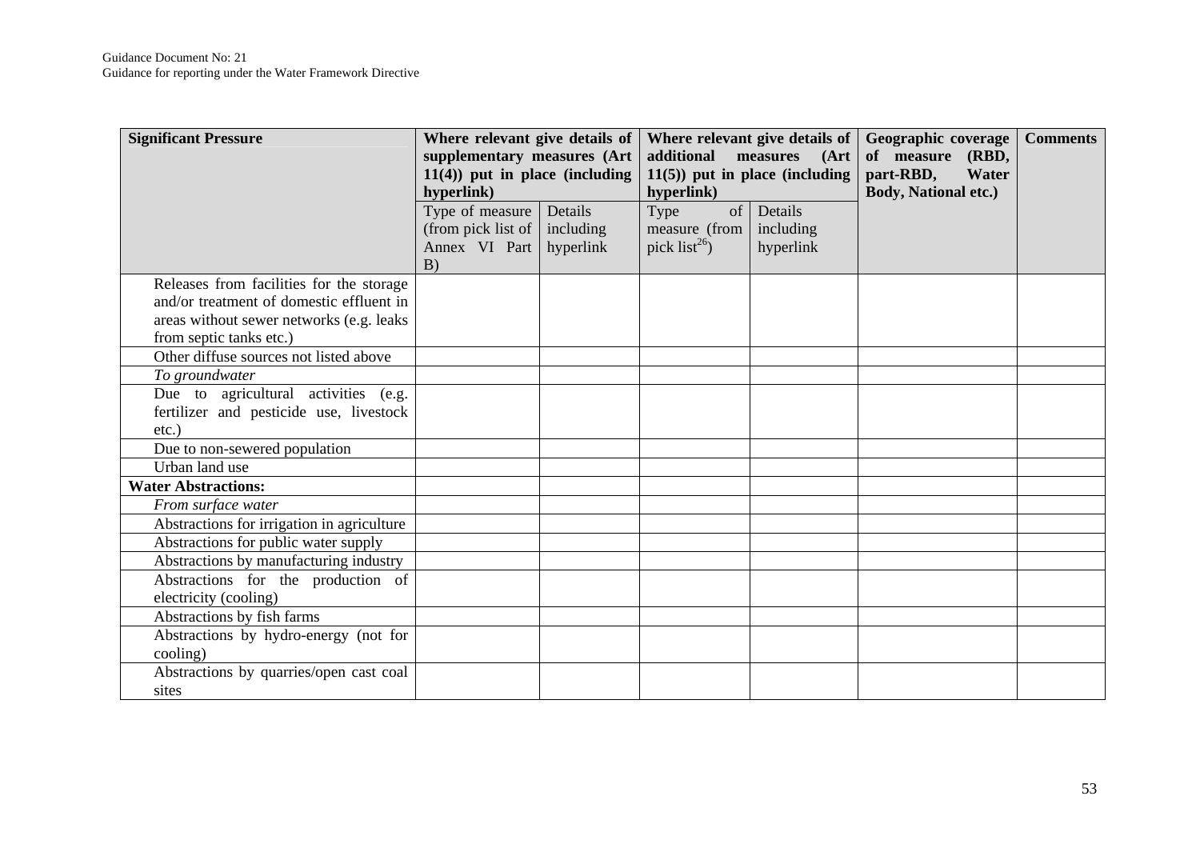| **Significant Pressure** | **Where relevant give details of supplementary measures (Art 11(4)) put in place (including hyperlink)** | | **Where relevant give details of additional measures (Art 11(5)) put in place (including hyperlink)** | | **Geographic coverage of measure (RBD, part-RBD, Water Body, National etc.)** | **Comments** |
|---|---|---|---|---|---|---|
| | Type of measure (from pick list of Annex VI Part B) | Details including hyperlink | Type of measure (from pick list[26]) | Details including hyperlink | | |
| Releases from facilities for the storage and/or treatment of domestic effluent in areas without sewer networks (e.g. leaks from septic tanks etc.) | | | | | | |
| Other diffuse sources not listed above | | | | | | |
| *To groundwater* | | | | | | |
| Due to agricultural activities (e.g. fertilizer and pesticide use, livestock etc.) | | | | | | |
| Due to non-sewered population | | | | | | |
| Urban land use | | | | | | |
| **Water Abstractions:** | | | | | | |
| *From surface water* | | | | | | |
| Abstractions for irrigation in agriculture | | | | | | |
| Abstractions for public water supply | | | | | | |
| Abstractions by manufacturing industry | | | | | | |
| Abstractions for the production of electricity (cooling) | | | | | | |
| Abstractions by fish farms | | | | | | |
| Abstractions by hydro-energy (not for cooling) | | | | | | |
| Abstractions by quarries/open cast coal sites | | | | | | |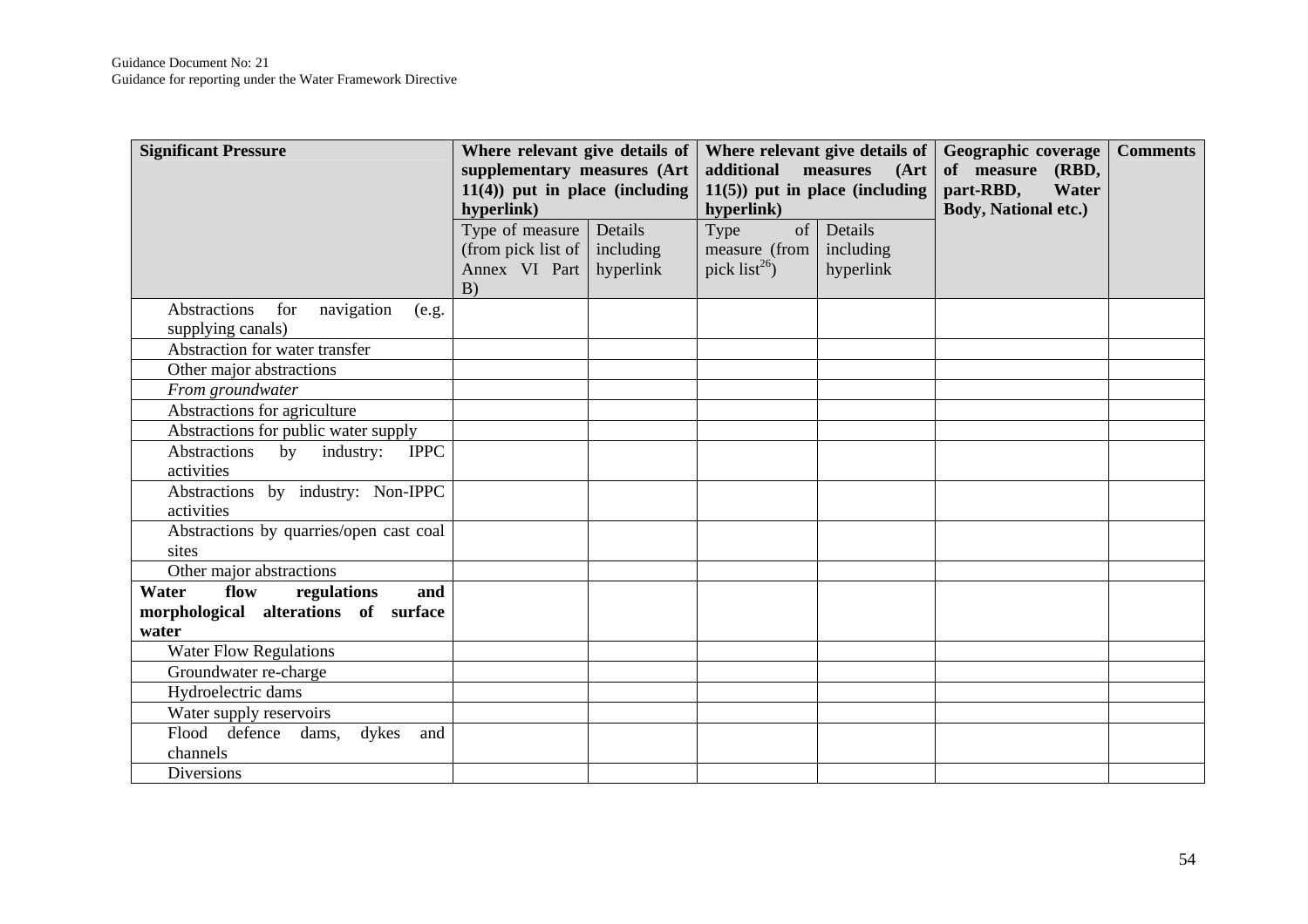| Significant Pressure | Where relevant give details of supplementary measures (Art 11(4)) put in place (including hyperlink) | | Where relevant give details of additional measures (Art 11(5)) put in place (including hyperlink) | | Geographic coverage of measure (RBD, part-RBD, Water Body, National etc.) | Comments |
|---|---|---|---|---|---|---|
| | Type of measure (from pick list of Annex VI Part B) | Details including hyperlink | Type of measure (from pick list[26]) | Details including hyperlink | | |
| Abstractions for navigation (e.g. supplying canals) | | | | | | |
| Abstraction for water transfer | | | | | | |
| Other major abstractions | | | | | | |
| *From groundwater* | | | | | | |
| Abstractions for agriculture | | | | | | |
| Abstractions for public water supply | | | | | | |
| Abstractions by industry: IPPC activities | | | | | | |
| Abstractions by industry: Non-IPPC activities | | | | | | |
| Abstractions by quarries/open cast coal sites | | | | | | |
| Other major abstractions | | | | | | |
| **Water flow regulations and morphological alterations of surface water** | | | | | | |
| Water Flow Regulations | | | | | | |
| Groundwater re-charge | | | | | | |
| Hydroelectric dams | | | | | | |
| Water supply reservoirs | | | | | | |
| Flood defence dams, dykes and channels | | | | | | |
| Diversions | | | | | | |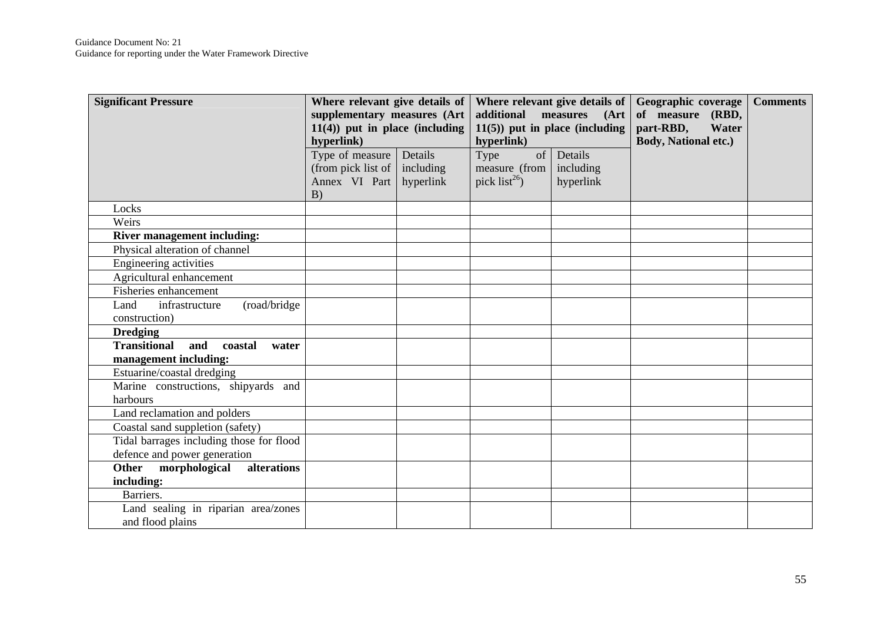| Significant Pressure | Where relevant give details of supplementary measures (Art 11(4)) put in place (including hyperlink) | | Where relevant give details of additional measures (Art 11(5)) put in place (including hyperlink) | | Geographic coverage of measure (RBD, part-RBD, Water Body, National etc.) | Comments |
|---|---|---|---|---|---|---|
| | Type of measure (from pick list of Annex VI Part B) | Details including hyperlink | Type of measure (from pick list[26]) | Details including hyperlink | | |
| Locks | | | | | | |
| Weirs | | | | | | |
| **River management including:** | | | | | | |
| Physical alteration of channel | | | | | | |
| Engineering activities | | | | | | |
| Agricultural enhancement | | | | | | |
| Fisheries enhancement | | | | | | |
| Land infrastructure (road/bridge construction) | | | | | | |
| **Dredging** | | | | | | |
| **Transitional and coastal water management including:** | | | | | | |
| Estuarine/coastal dredging | | | | | | |
| Marine constructions, shipyards and harbours | | | | | | |
| Land reclamation and polders | | | | | | |
| Coastal sand suppletion (safety) | | | | | | |
| Tidal barrages including those for flood defence and power generation | | | | | | |
| **Other morphological alterations including:** | | | | | | |
| Barriers. | | | | | | |
| Land sealing in riparian area/zones and flood plains | | | | | | |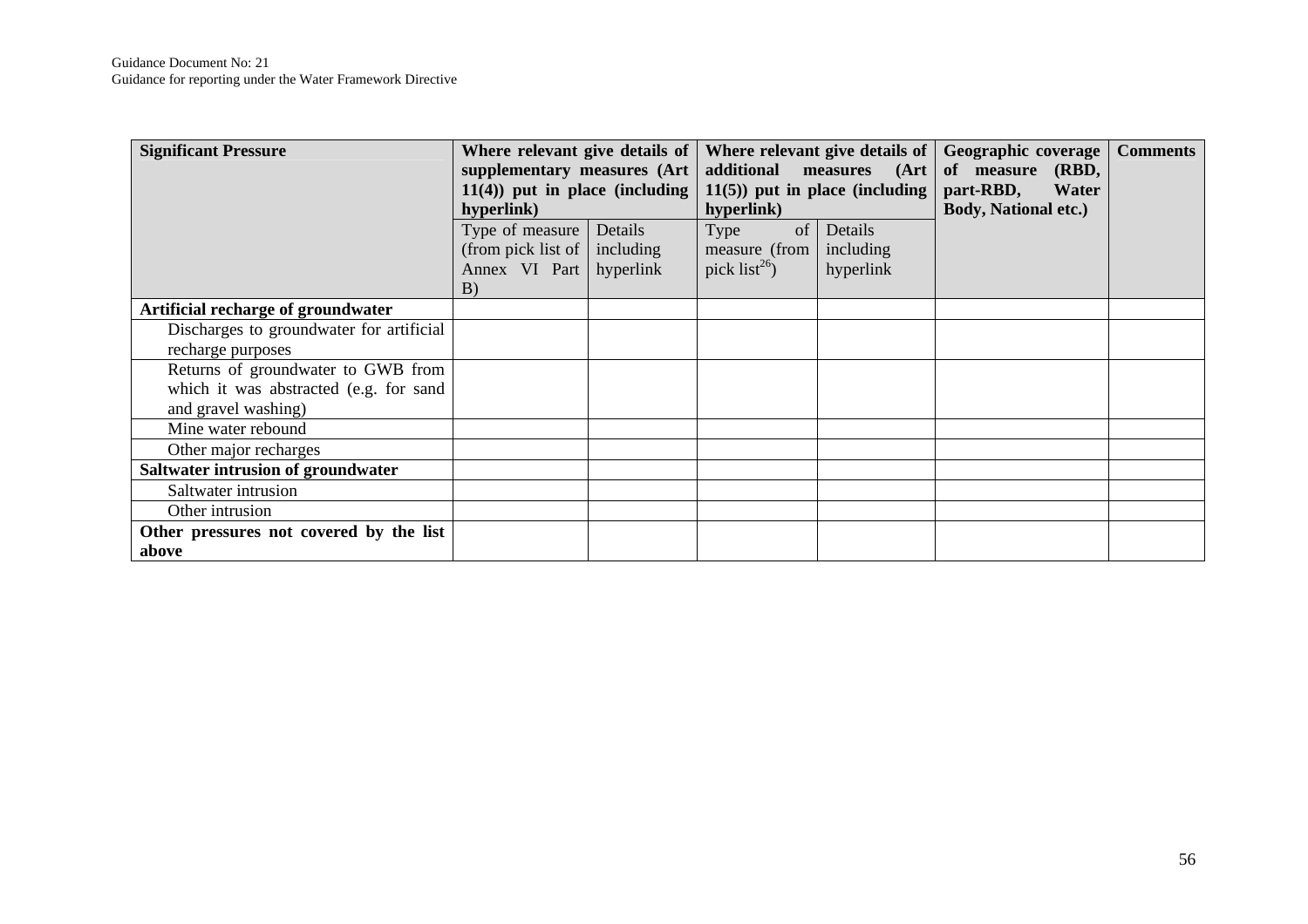| Significant Pressure | Where relevant give details of supplementary measures (Art 11(4)) put in place (including hyperlink) | | Where relevant give details of additional measures (Art 11(5)) put in place (including hyperlink) | | Geographic coverage of measure (RBD, part-RBD, Water Body, National etc.) | Comments |
|---|---|---|---|---|---|---|
| | Type of measure (from pick list of Annex VI Part B) | Details including hyperlink | Type of measure (from pick list[26]) | Details including hyperlink | | |
| **Artificial recharge of groundwater** | | | | | | |
| Discharges to groundwater for artificial recharge purposes | | | | | | |
| Returns of groundwater to GWB from which it was abstracted (e.g. for sand and gravel washing) | | | | | | |
| Mine water rebound | | | | | | |
| Other major recharges | | | | | | |
| **Saltwater intrusion of groundwater** | | | | | | |
| Saltwater intrusion | | | | | | |
| Other intrusion | | | | | | |
| **Other pressures not covered by the list above** | | | | | | |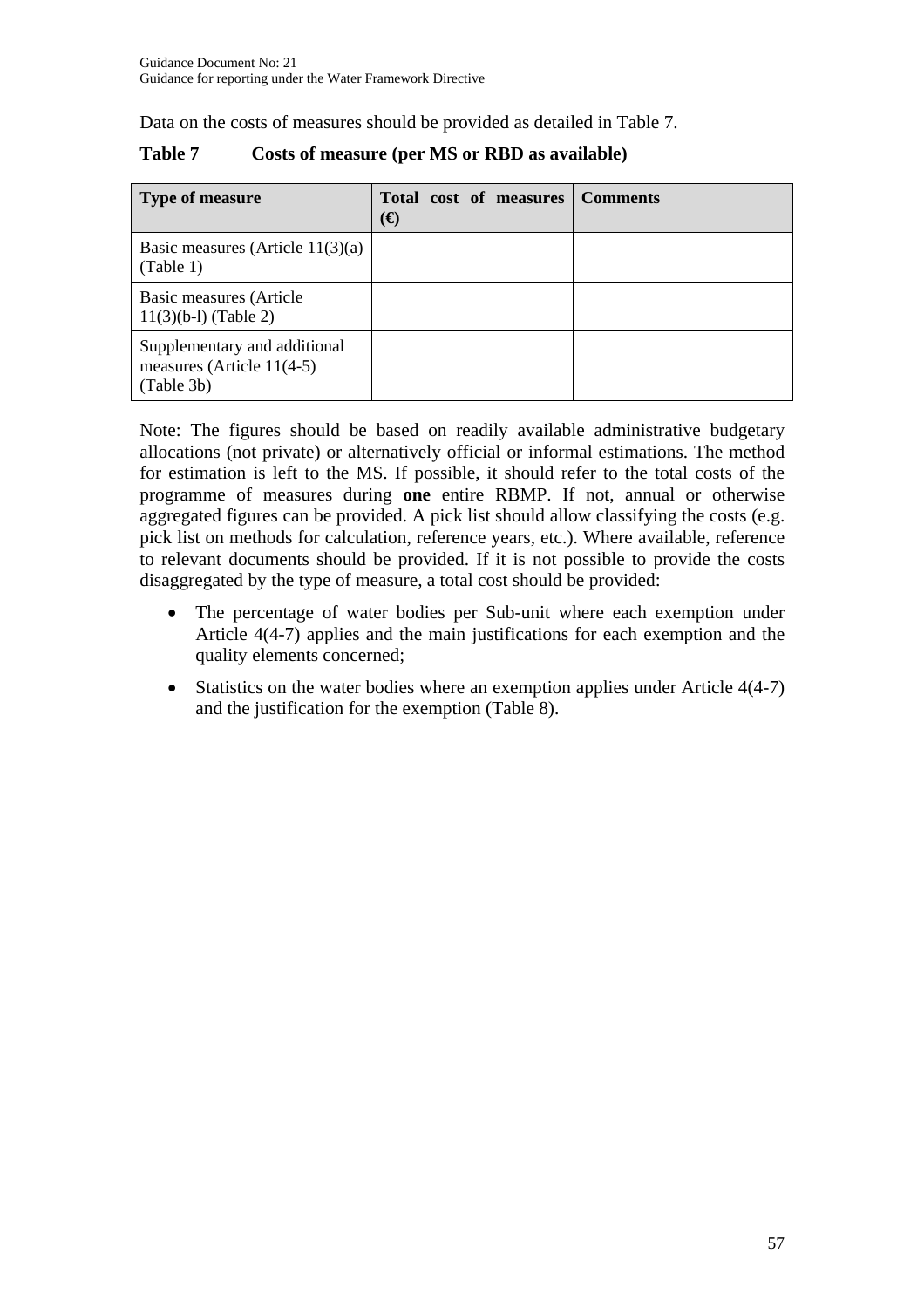Data on the costs of measures should be provided as detailed in Table 7.

**Table 7 Costs of measure (per MS or RBD as available)**

| Type of measure | Total cost of measures (€) | Comments |
|---|---|---|
| Basic measures (Article 11(3)(a) (Table 1) | | |
| Basic measures (Article 11(3)(b-l) (Table 2) | | |
| Supplementary and additional measures (Article 11(4-5) (Table 3b) | | |

Note: The figures should be based on readily available administrative budgetary allocations (not private) or alternatively official or informal estimations. The method for estimation is left to the MS. If possible, it should refer to the total costs of the programme of measures during **one** entire RBMP. If not, annual or otherwise aggregated figures can be provided. A pick list should allow classifying the costs (e.g. pick list on methods for calculation, reference years, etc.). Where available, reference to relevant documents should be provided. If it is not possible to provide the costs disaggregated by the type of measure, a total cost should be provided:

- The percentage of water bodies per Sub-unit where each exemption under Article 4(4-7) applies and the main justifications for each exemption and the quality elements concerned;
- Statistics on the water bodies where an exemption applies under Article 4(4-7) and the justification for the exemption (Table 8).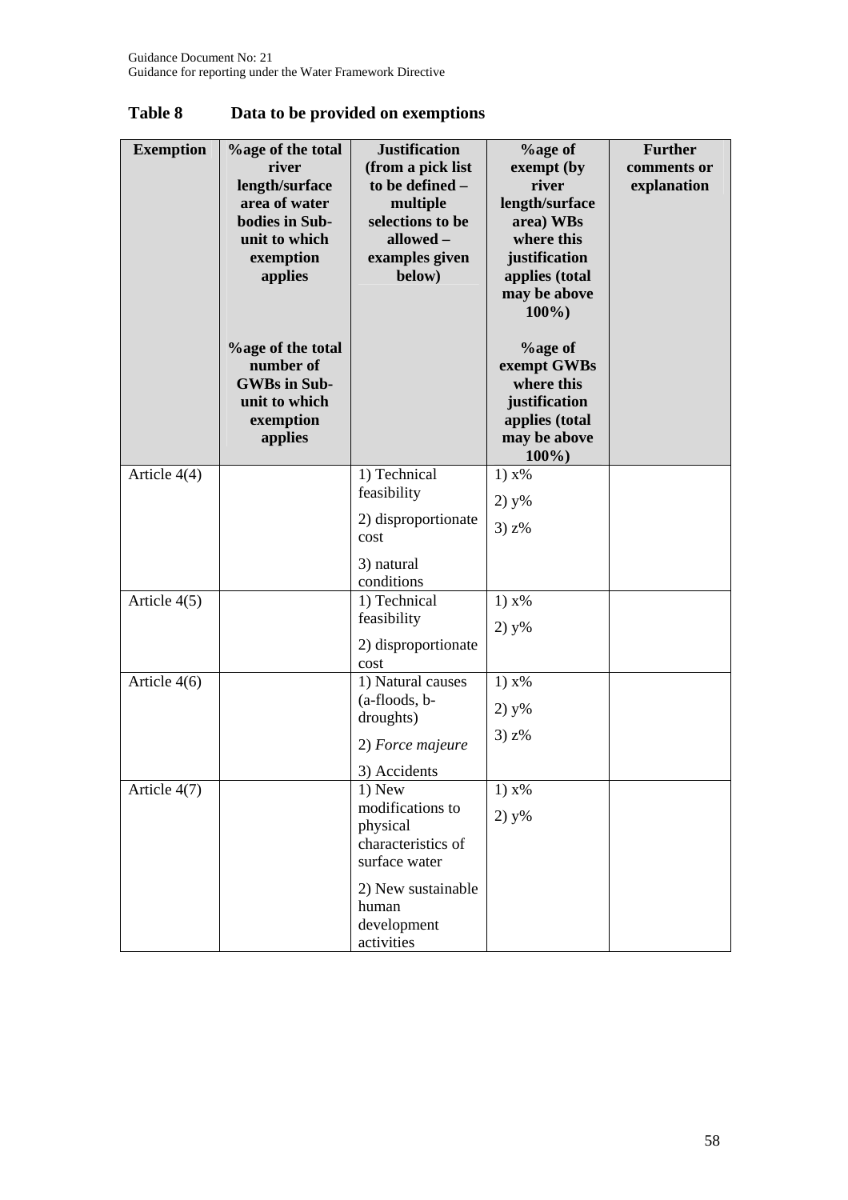## Table 8 Data to be provided on exemptions

| Exemption | %age of the total river length/surface area of water bodies in Sub-unit to which exemption applies<br><br>%age of the total number of GWBs in Sub-unit to which exemption applies | Justification (from a pick list to be defined – multiple selections to be allowed – examples given below) | %age of exempt (by river length/surface area) WBs where this justification applies (total may be above 100%)<br><br>%age of exempt GWBs where this justification applies (total may be above 100%) | Further comments or explanation |
|---|---|---|---|---|
| Article 4(4) | | 1) Technical feasibility<br>2) disproportionate cost<br>3) natural conditions | 1) x%<br>2) y%<br>3) z% | |
| Article 4(5) | | 1) Technical feasibility<br>2) disproportionate cost | 1) x%<br>2) y% | |
| Article 4(6) | | 1) Natural causes (a-floods, b-droughts)<br>2) *Force majeure*<br>3) Accidents | 1) x%<br>2) y%<br>3) z% | |
| Article 4(7) | | 1) New modifications to physical characteristics of surface water<br>2) New sustainable human development activities | 1) x%<br>2) y% | |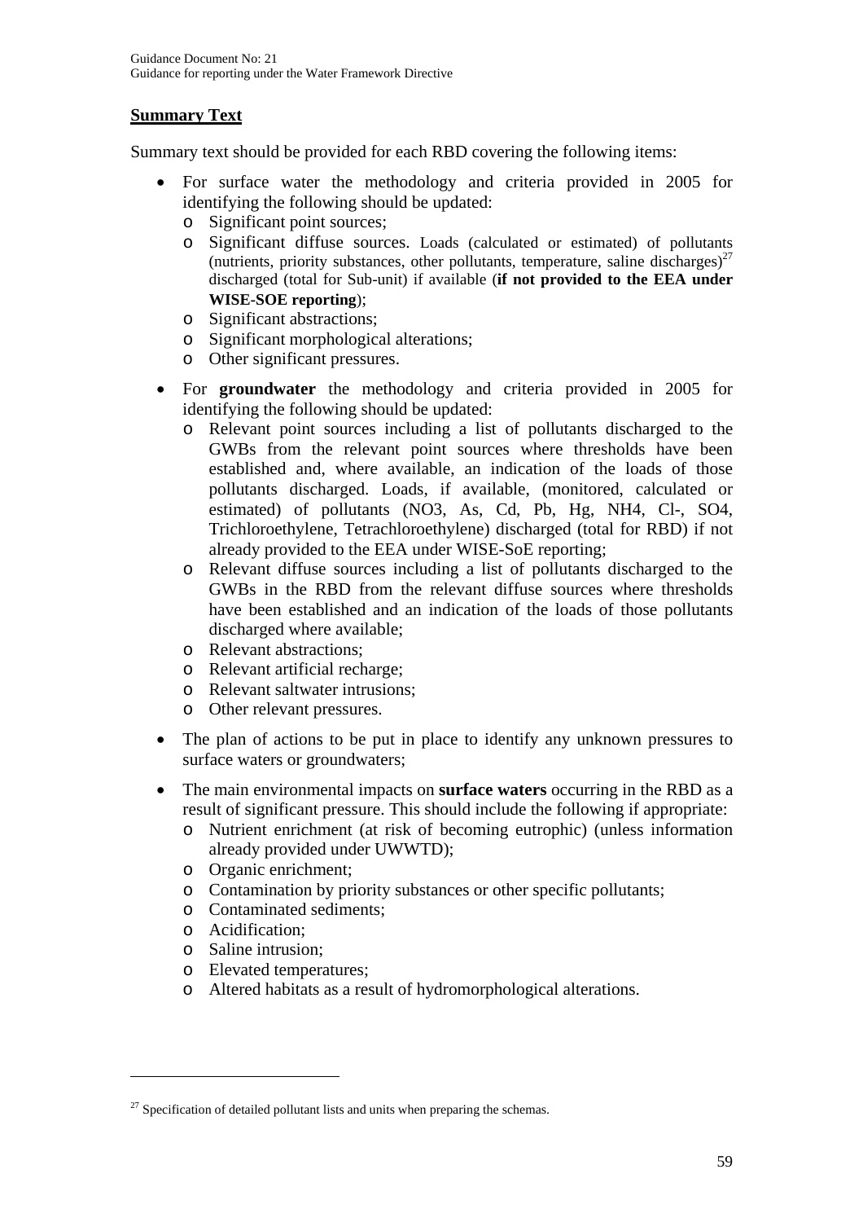**Summary Text**

Summary text should be provided for each RBD covering the following items:

- For surface water the methodology and criteria provided in 2005 for identifying the following should be updated:
  - Significant point sources;
  - Significant diffuse sources. Loads (calculated or estimated) of pollutants (nutrients, priority substances, other pollutants, temperature, saline discharges)[27] discharged (total for Sub-unit) if available (**if not provided to the EEA under WISE-SOE reporting**);
  - Significant abstractions;
  - Significant morphological alterations;
  - Other significant pressures.
- For **groundwater** the methodology and criteria provided in 2005 for identifying the following should be updated:
  - Relevant point sources including a list of pollutants discharged to the GWBs from the relevant point sources where thresholds have been established and, where available, an indication of the loads of those pollutants discharged. Loads, if available, (monitored, calculated or estimated) of pollutants (NO3, As, Cd, Pb, Hg, NH4, Cl-, SO4, Trichloroethylene, Tetrachloroethylene) discharged (total for RBD) if not already provided to the EEA under WISE-SoE reporting;
  - Relevant diffuse sources including a list of pollutants discharged to the GWBs in the RBD from the relevant diffuse sources where thresholds have been established and an indication of the loads of those pollutants discharged where available;
  - Relevant abstractions;
  - Relevant artificial recharge;
  - Relevant saltwater intrusions;
  - Other relevant pressures.
- The plan of actions to be put in place to identify any unknown pressures to surface waters or groundwaters;
- The main environmental impacts on **surface waters** occurring in the RBD as a result of significant pressure. This should include the following if appropriate:
  - Nutrient enrichment (at risk of becoming eutrophic) (unless information already provided under UWWTD);
  - Organic enrichment;
  - Contamination by priority substances or other specific pollutants;
  - Contaminated sediments;
  - Acidification;
  - Saline intrusion;
  - Elevated temperatures;
  - Altered habitats as a result of hydromorphological alterations.

[27] Specification of detailed pollutant lists and units when preparing the schemas.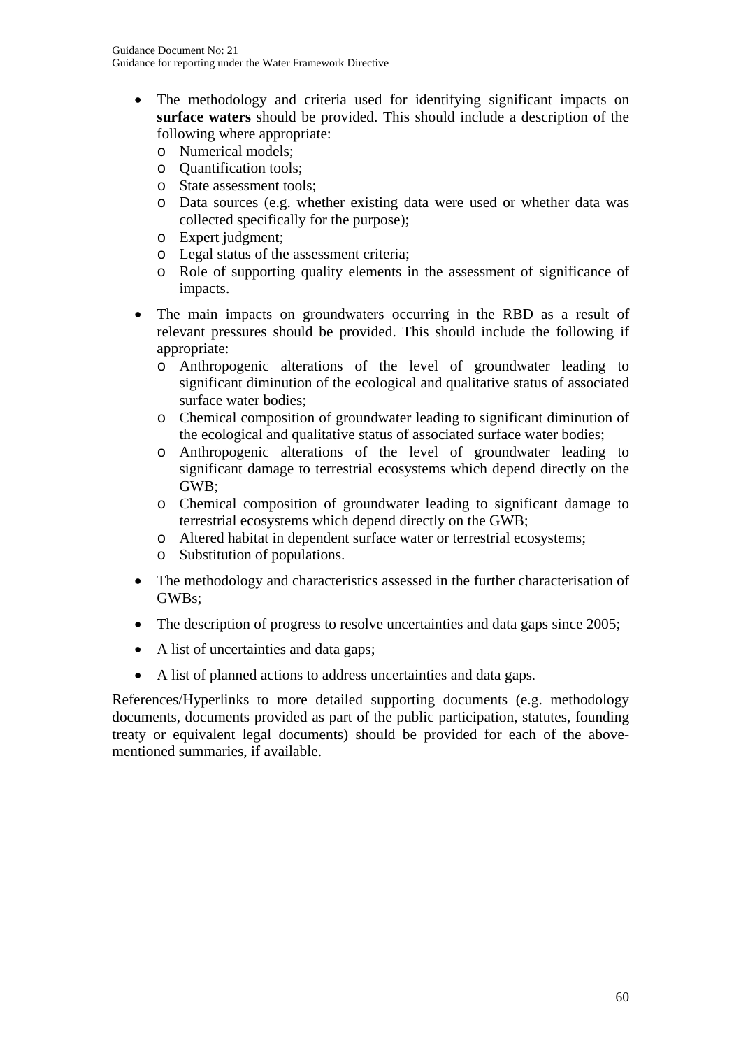- The methodology and criteria used for identifying significant impacts on **surface waters** should be provided. This should include a description of the following where appropriate:
  - Numerical models;
  - Quantification tools;
  - State assessment tools;
  - Data sources (e.g. whether existing data were used or whether data was collected specifically for the purpose);
  - Expert judgment;
  - Legal status of the assessment criteria;
  - Role of supporting quality elements in the assessment of significance of impacts.

- The main impacts on groundwaters occurring in the RBD as a result of relevant pressures should be provided. This should include the following if appropriate:
  - Anthropogenic alterations of the level of groundwater leading to significant diminution of the ecological and qualitative status of associated surface water bodies;
  - Chemical composition of groundwater leading to significant diminution of the ecological and qualitative status of associated surface water bodies;
  - Anthropogenic alterations of the level of groundwater leading to significant damage to terrestrial ecosystems which depend directly on the GWB;
  - Chemical composition of groundwater leading to significant damage to terrestrial ecosystems which depend directly on the GWB;
  - Altered habitat in dependent surface water or terrestrial ecosystems;
  - Substitution of populations.

- The methodology and characteristics assessed in the further characterisation of GWBs;

- The description of progress to resolve uncertainties and data gaps since 2005;

- A list of uncertainties and data gaps;

- A list of planned actions to address uncertainties and data gaps.

References/Hyperlinks to more detailed supporting documents (e.g. methodology documents, documents provided as part of the public participation, statutes, founding treaty or equivalent legal documents) should be provided for each of the above-mentioned summaries, if available.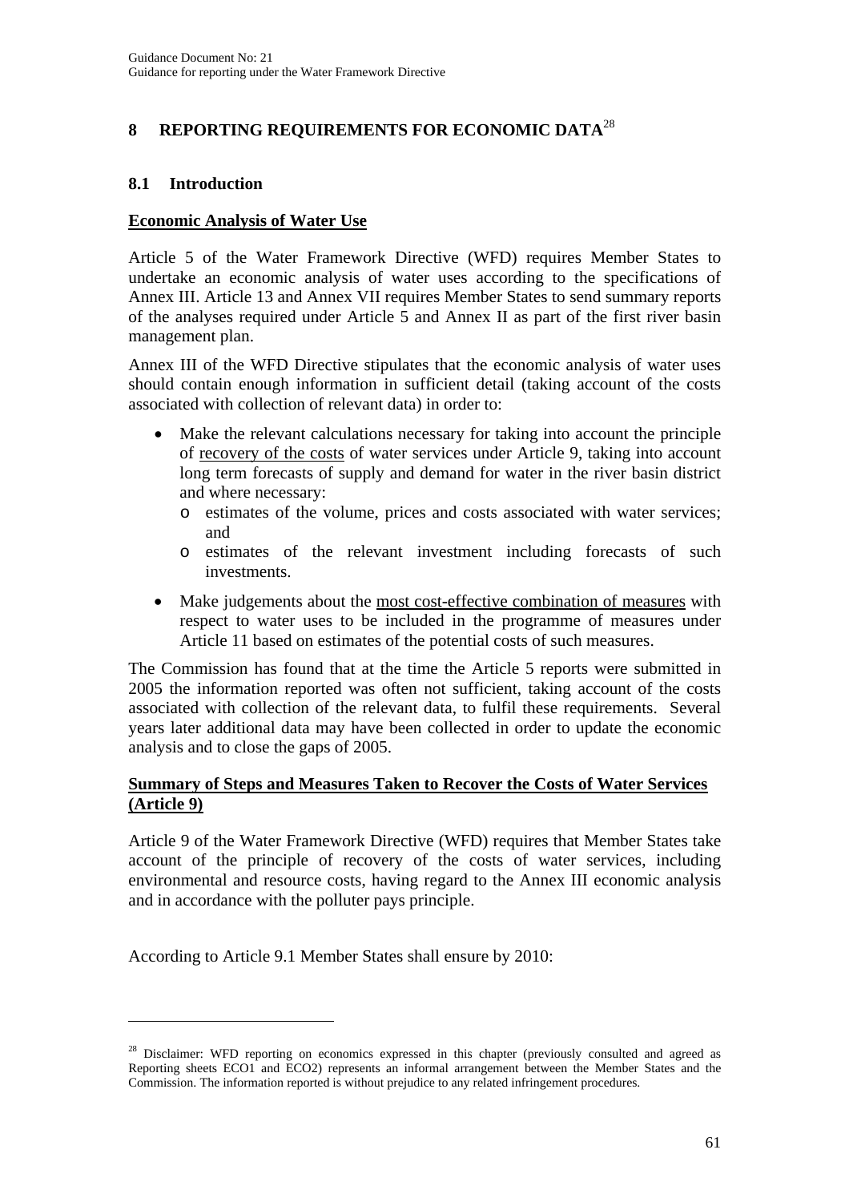# 8 REPORTING REQUIREMENTS FOR ECONOMIC DATA[28]

## 8.1 Introduction

**Economic Analysis of Water Use**

Article 5 of the Water Framework Directive (WFD) requires Member States to undertake an economic analysis of water uses according to the specifications of Annex III. Article 13 and Annex VII requires Member States to send summary reports of the analyses required under Article 5 and Annex II as part of the first river basin management plan.

Annex III of the WFD Directive stipulates that the economic analysis of water uses should contain enough information in sufficient detail (taking account of the costs associated with collection of relevant data) in order to:

- Make the relevant calculations necessary for taking into account the principle of recovery of the costs of water services under Article 9, taking into account long term forecasts of supply and demand for water in the river basin district and where necessary:
  - estimates of the volume, prices and costs associated with water services; and
  - estimates of the relevant investment including forecasts of such investments.
- Make judgements about the most cost-effective combination of measures with respect to water uses to be included in the programme of measures under Article 11 based on estimates of the potential costs of such measures.

The Commission has found that at the time the Article 5 reports were submitted in 2005 the information reported was often not sufficient, taking account of the costs associated with collection of the relevant data, to fulfil these requirements. Several years later additional data may have been collected in order to update the economic analysis and to close the gaps of 2005.

**Summary of Steps and Measures Taken to Recover the Costs of Water Services (Article 9)**

Article 9 of the Water Framework Directive (WFD) requires that Member States take account of the principle of recovery of the costs of water services, including environmental and resource costs, having regard to the Annex III economic analysis and in accordance with the polluter pays principle.

According to Article 9.1 Member States shall ensure by 2010:

[28] Disclaimer: WFD reporting on economics expressed in this chapter (previously consulted and agreed as Reporting sheets ECO1 and ECO2) represents an informal arrangement between the Member States and the Commission. The information reported is without prejudice to any related infringement procedures.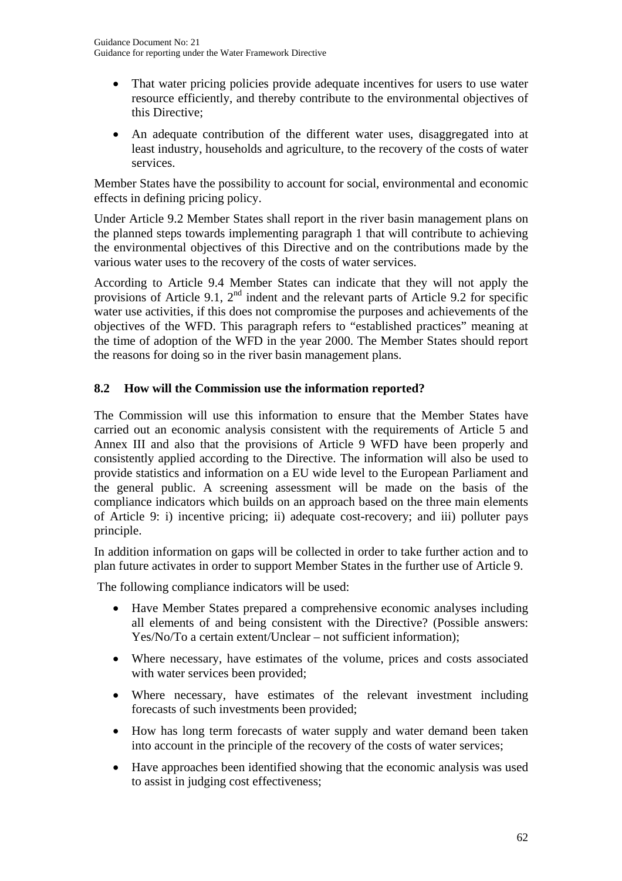- That water pricing policies provide adequate incentives for users to use water resource efficiently, and thereby contribute to the environmental objectives of this Directive;
- An adequate contribution of the different water uses, disaggregated into at least industry, households and agriculture, to the recovery of the costs of water services.

Member States have the possibility to account for social, environmental and economic effects in defining pricing policy.

Under Article 9.2 Member States shall report in the river basin management plans on the planned steps towards implementing paragraph 1 that will contribute to achieving the environmental objectives of this Directive and on the contributions made by the various water uses to the recovery of the costs of water services.

According to Article 9.4 Member States can indicate that they will not apply the provisions of Article 9.1, 2nd indent and the relevant parts of Article 9.2 for specific water use activities, if this does not compromise the purposes and achievements of the objectives of the WFD. This paragraph refers to "established practices" meaning at the time of adoption of the WFD in the year 2000. The Member States should report the reasons for doing so in the river basin management plans.

## 8.2 How will the Commission use the information reported?

The Commission will use this information to ensure that the Member States have carried out an economic analysis consistent with the requirements of Article 5 and Annex III and also that the provisions of Article 9 WFD have been properly and consistently applied according to the Directive. The information will also be used to provide statistics and information on a EU wide level to the European Parliament and the general public. A screening assessment will be made on the basis of the compliance indicators which builds on an approach based on the three main elements of Article 9: i) incentive pricing; ii) adequate cost-recovery; and iii) polluter pays principle.

In addition information on gaps will be collected in order to take further action and to plan future activates in order to support Member States in the further use of Article 9.

The following compliance indicators will be used:

- Have Member States prepared a comprehensive economic analyses including all elements of and being consistent with the Directive? (Possible answers: Yes/No/To a certain extent/Unclear – not sufficient information);
- Where necessary, have estimates of the volume, prices and costs associated with water services been provided;
- Where necessary, have estimates of the relevant investment including forecasts of such investments been provided;
- How has long term forecasts of water supply and water demand been taken into account in the principle of the recovery of the costs of water services;
- Have approaches been identified showing that the economic analysis was used to assist in judging cost effectiveness;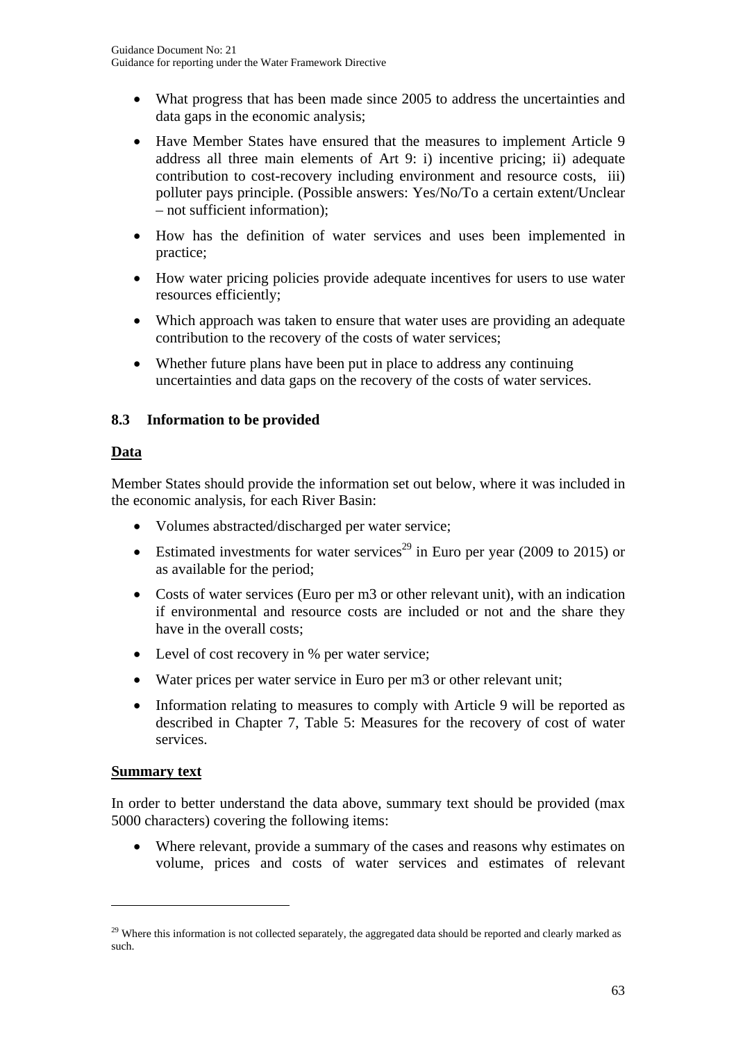- What progress that has been made since 2005 to address the uncertainties and data gaps in the economic analysis;
- Have Member States have ensured that the measures to implement Article 9 address all three main elements of Art 9: i) incentive pricing; ii) adequate contribution to cost-recovery including environment and resource costs, iii) polluter pays principle. (Possible answers: Yes/No/To a certain extent/Unclear – not sufficient information);
- How has the definition of water services and uses been implemented in practice;
- How water pricing policies provide adequate incentives for users to use water resources efficiently;
- Which approach was taken to ensure that water uses are providing an adequate contribution to the recovery of the costs of water services;
- Whether future plans have been put in place to address any continuing uncertainties and data gaps on the recovery of the costs of water services.

### 8.3 Information to be provided

**Data**

Member States should provide the information set out below, where it was included in the economic analysis, for each River Basin:

- Volumes abstracted/discharged per water service;
- Estimated investments for water services[29] in Euro per year (2009 to 2015) or as available for the period;
- Costs of water services (Euro per m3 or other relevant unit), with an indication if environmental and resource costs are included or not and the share they have in the overall costs;
- Level of cost recovery in % per water service;
- Water prices per water service in Euro per m3 or other relevant unit;
- Information relating to measures to comply with Article 9 will be reported as described in Chapter 7, Table 5: Measures for the recovery of cost of water services.

**Summary text**

In order to better understand the data above, summary text should be provided (max 5000 characters) covering the following items:

- Where relevant, provide a summary of the cases and reasons why estimates on volume, prices and costs of water services and estimates of relevant

[29] Where this information is not collected separately, the aggregated data should be reported and clearly marked as such.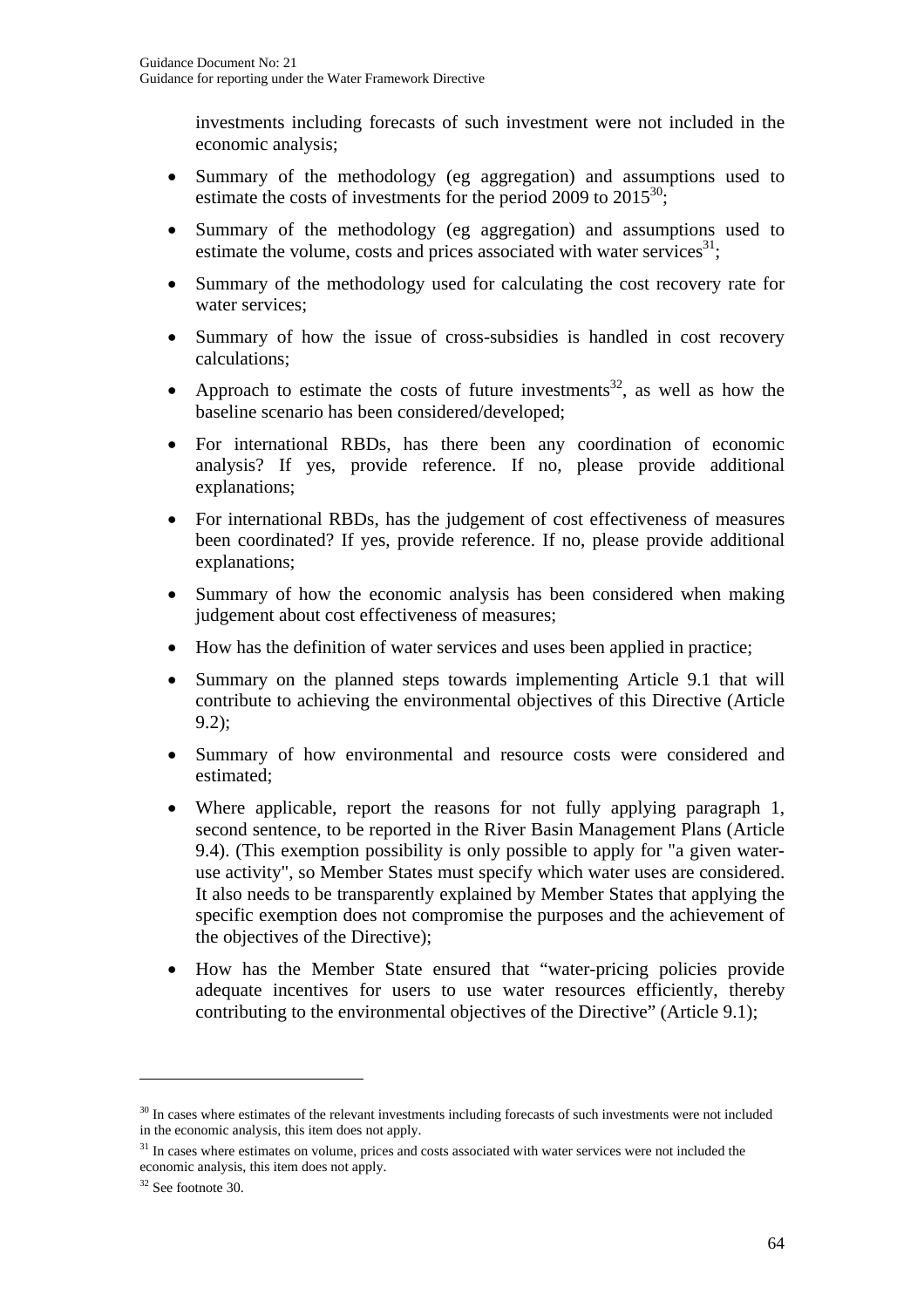investments including forecasts of such investment were not included in the economic analysis;

- Summary of the methodology (eg aggregation) and assumptions used to estimate the costs of investments for the period 2009 to 2015[30];
- Summary of the methodology (eg aggregation) and assumptions used to estimate the volume, costs and prices associated with water services[31];
- Summary of the methodology used for calculating the cost recovery rate for water services;
- Summary of how the issue of cross-subsidies is handled in cost recovery calculations;
- Approach to estimate the costs of future investments[32], as well as how the baseline scenario has been considered/developed;
- For international RBDs, has there been any coordination of economic analysis? If yes, provide reference. If no, please provide additional explanations;
- For international RBDs, has the judgement of cost effectiveness of measures been coordinated? If yes, provide reference. If no, please provide additional explanations;
- Summary of how the economic analysis has been considered when making judgement about cost effectiveness of measures;
- How has the definition of water services and uses been applied in practice;
- Summary on the planned steps towards implementing Article 9.1 that will contribute to achieving the environmental objectives of this Directive (Article 9.2);
- Summary of how environmental and resource costs were considered and estimated;
- Where applicable, report the reasons for not fully applying paragraph 1, second sentence, to be reported in the River Basin Management Plans (Article 9.4). (This exemption possibility is only possible to apply for "a given water-use activity", so Member States must specify which water uses are considered. It also needs to be transparently explained by Member States that applying the specific exemption does not compromise the purposes and the achievement of the objectives of the Directive);
- How has the Member State ensured that "water-pricing policies provide adequate incentives for users to use water resources efficiently, thereby contributing to the environmental objectives of the Directive" (Article 9.1);

---

[30] In cases where estimates of the relevant investments including forecasts of such investments were not included in the economic analysis, this item does not apply.

[31] In cases where estimates on volume, prices and costs associated with water services were not included the economic analysis, this item does not apply.

[32] See footnote 30.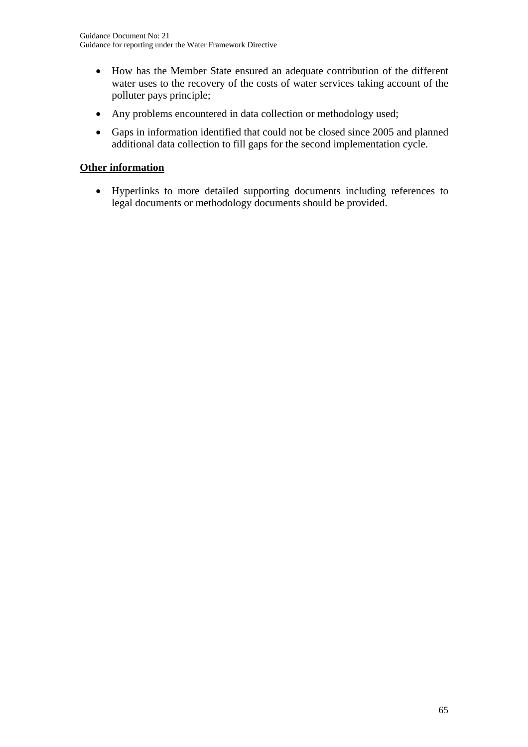- How has the Member State ensured an adequate contribution of the different water uses to the recovery of the costs of water services taking account of the polluter pays principle;
- Any problems encountered in data collection or methodology used;
- Gaps in information identified that could not be closed since 2005 and planned additional data collection to fill gaps for the second implementation cycle.

**Other information**

- Hyperlinks to more detailed supporting documents including references to legal documents or methodology documents should be provided.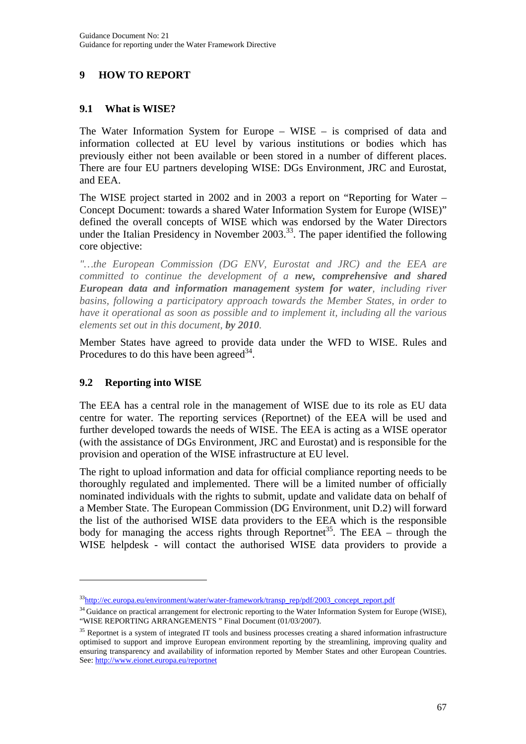# 9 HOW TO REPORT

## 9.1 What is WISE?

The Water Information System for Europe – WISE – is comprised of data and information collected at EU level by various institutions or bodies which has previously either not been available or been stored in a number of different places. There are four EU partners developing WISE: DGs Environment, JRC and Eurostat, and EEA.

The WISE project started in 2002 and in 2003 a report on "Reporting for Water – Concept Document: towards a shared Water Information System for Europe (WISE)" defined the overall concepts of WISE which was endorsed by the Water Directors under the Italian Presidency in November 2003.[33]. The paper identified the following core objective:

*"…the European Commission (DG ENV, Eurostat and JRC) and the EEA are committed to continue the development of a **new, comprehensive and shared European data and information management system for water**, including river basins, following a participatory approach towards the Member States, in order to have it operational as soon as possible and to implement it, including all the various elements set out in this document, **by 2010**.*

Member States have agreed to provide data under the WFD to WISE. Rules and Procedures to do this have been agreed[34].

## 9.2 Reporting into WISE

The EEA has a central role in the management of WISE due to its role as EU data centre for water. The reporting services (Reportnet) of the EEA will be used and further developed towards the needs of WISE. The EEA is acting as a WISE operator (with the assistance of DGs Environment, JRC and Eurostat) and is responsible for the provision and operation of the WISE infrastructure at EU level.

The right to upload information and data for official compliance reporting needs to be thoroughly regulated and implemented. There will be a limited number of officially nominated individuals with the rights to submit, update and validate data on behalf of a Member State. The European Commission (DG Environment, unit D.2) will forward the list of the authorised WISE data providers to the EEA which is the responsible body for managing the access rights through Reportnet[35]. The EEA – through the WISE helpdesk - will contact the authorised WISE data providers to provide a

---

[33] http://ec.europa.eu/environment/water/water-framework/transp_rep/pdf/2003_concept_report.pdf

[34] Guidance on practical arrangement for electronic reporting to the Water Information System for Europe (WISE), "WISE REPORTING ARRANGEMENTS " Final Document (01/03/2007).

[35] Reportnet is a system of integrated IT tools and business processes creating a shared information infrastructure optimised to support and improve European environment reporting by the streamlining, improving quality and ensuring transparency and availability of information reported by Member States and other European Countries. See: http://www.eionet.europa.eu/reportnet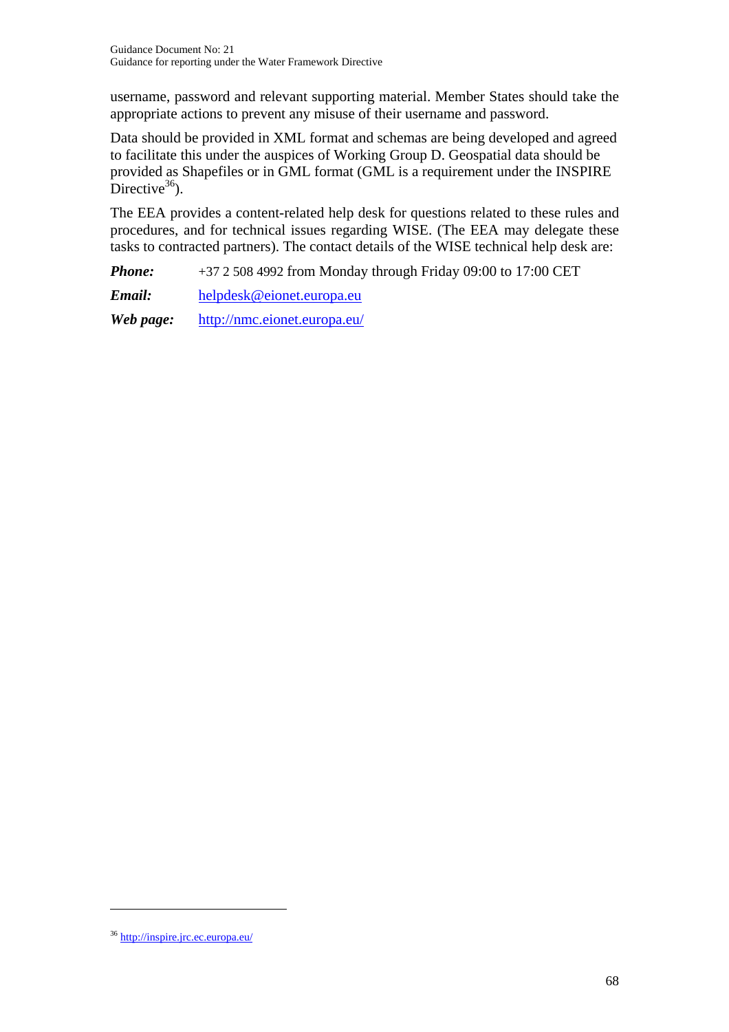username, password and relevant supporting material. Member States should take the appropriate actions to prevent any misuse of their username and password.

Data should be provided in XML format and schemas are being developed and agreed to facilitate this under the auspices of Working Group D. Geospatial data should be provided as Shapefiles or in GML format (GML is a requirement under the INSPIRE Directive[36]).

The EEA provides a content-related help desk for questions related to these rules and procedures, and for technical issues regarding WISE. (The EEA may delegate these tasks to contracted partners). The contact details of the WISE technical help desk are:

***Phone:*** +37 2 508 4992 from Monday through Friday 09:00 to 17:00 CET

***Email:*** helpdesk@eionet.europa.eu

***Web page:*** http://nmc.eionet.europa.eu/

---

[36] http://inspire.jrc.ec.europa.eu/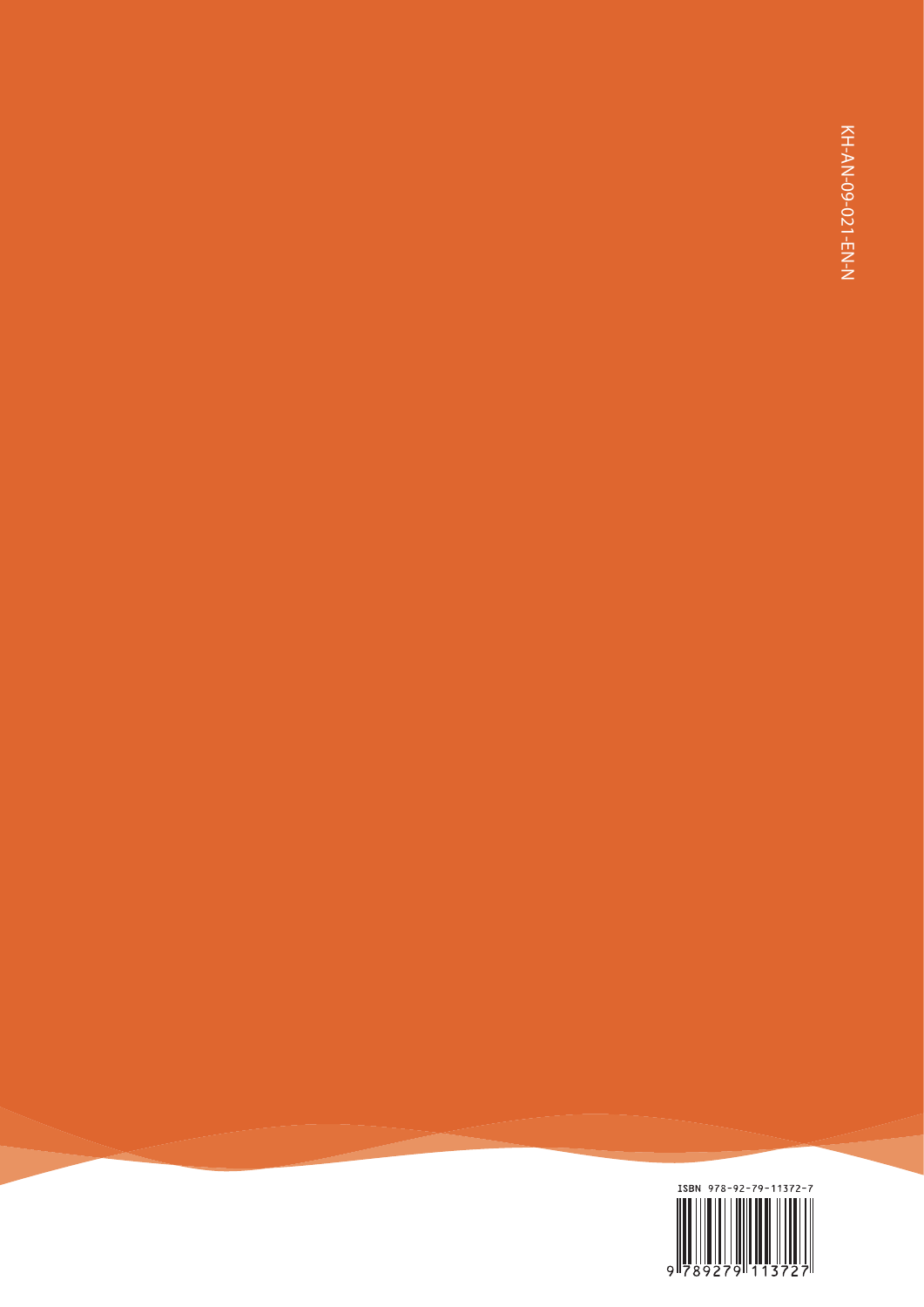KH-AN-09-021-EN-N

ISBN 978-92-79-11372-7

9 789279 113727